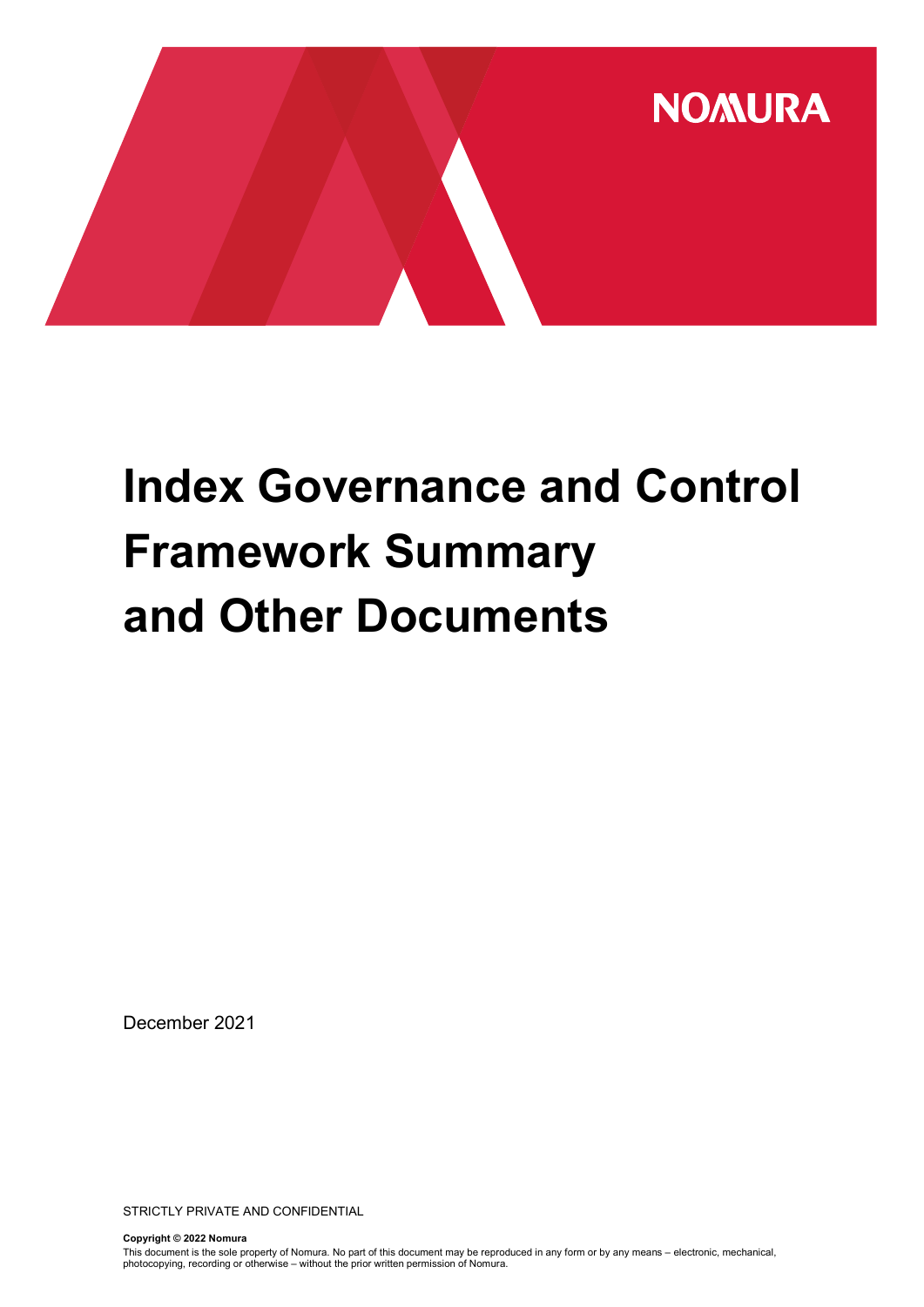NOMURA

# Index Governance and Control Framework Summary and Other Documents

December 2021

STRICTLY PRIVATE AND CONFIDENTIAL

**Copyright © 2022 Nomura**

This document is the sole property of Nomura. No part of this document may be reproduced in any form or by any means – electronic, mechanical, photocopying, recording or otherwise – without the prior written permission of Nomura.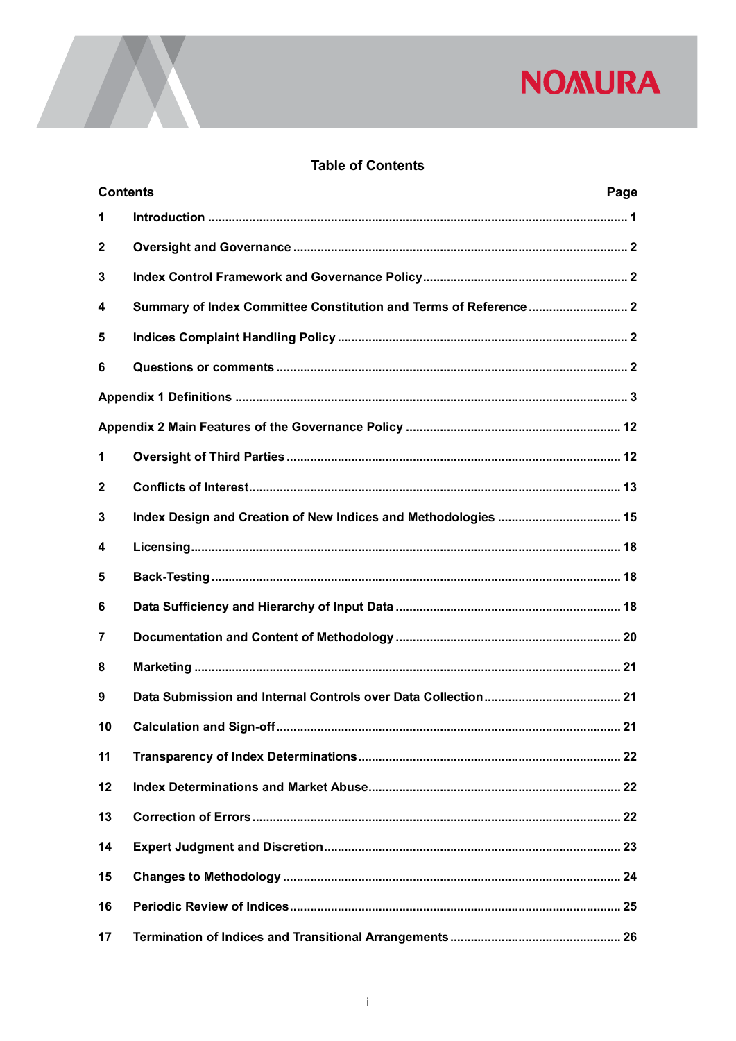## Table of Contents

| Contents | | Page |
|---|---|---|
| 1 | Introduction | 1 |
| 2 | Oversight and Governance | 2 |
| 3 | Index Control Framework and Governance Policy | 2 |
| 4 | Summary of Index Committee Constitution and Terms of Reference | 2 |
| 5 | Indices Complaint Handling Policy | 2 |
| 6 | Questions or comments | 2 |
| Appendix 1 Definitions | | 3 |
| Appendix 2 Main Features of the Governance Policy | | 12 |
| 1 | Oversight of Third Parties | 12 |
| 2 | Conflicts of Interest | 13 |
| 3 | Index Design and Creation of New Indices and Methodologies | 15 |
| 4 | Licensing | 18 |
| 5 | Back-Testing | 18 |
| 6 | Data Sufficiency and Hierarchy of Input Data | 18 |
| 7 | Documentation and Content of Methodology | 20 |
| 8 | Marketing | 21 |
| 9 | Data Submission and Internal Controls over Data Collection | 21 |
| 10 | Calculation and Sign-off | 21 |
| 11 | Transparency of Index Determinations | 22 |
| 12 | Index Determinations and Market Abuse | 22 |
| 13 | Correction of Errors | 22 |
| 14 | Expert Judgment and Discretion | 23 |
| 15 | Changes to Methodology | 24 |
| 16 | Periodic Review of Indices | 25 |
| 17 | Termination of Indices and Transitional Arrangements | 26 |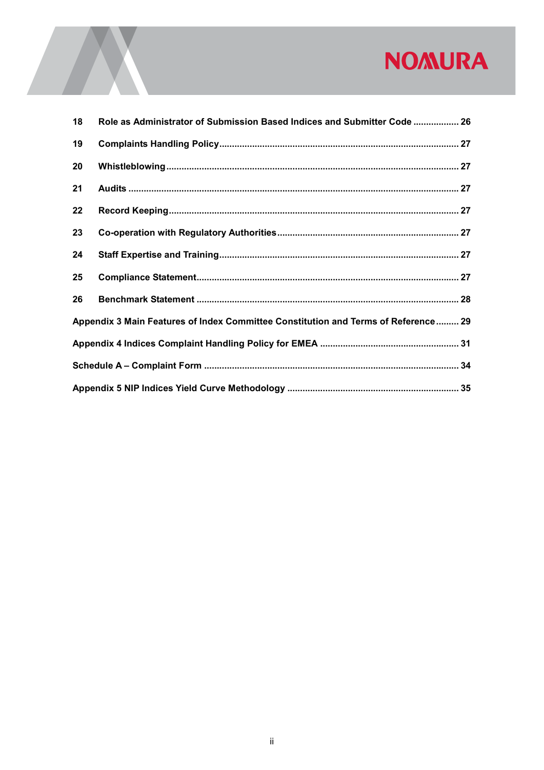| | | |
|---|---|---|
| 18 | Role as Administrator of Submission Based Indices and Submitter Code | 26 |
| 19 | Complaints Handling Policy | 27 |
| 20 | Whistleblowing | 27 |
| 21 | Audits | 27 |
| 22 | Record Keeping | 27 |
| 23 | Co-operation with Regulatory Authorities | 27 |
| 24 | Staff Expertise and Training | 27 |
| 25 | Compliance Statement | 27 |
| 26 | Benchmark Statement | 28 |

**Appendix 3 Main Features of Index Committee Constitution and Terms of Reference** ......... 29

**Appendix 4 Indices Complaint Handling Policy for EMEA** ......... 31

**Schedule A – Complaint Form** ......... 34

**Appendix 5 NIP Indices Yield Curve Methodology** ......... 35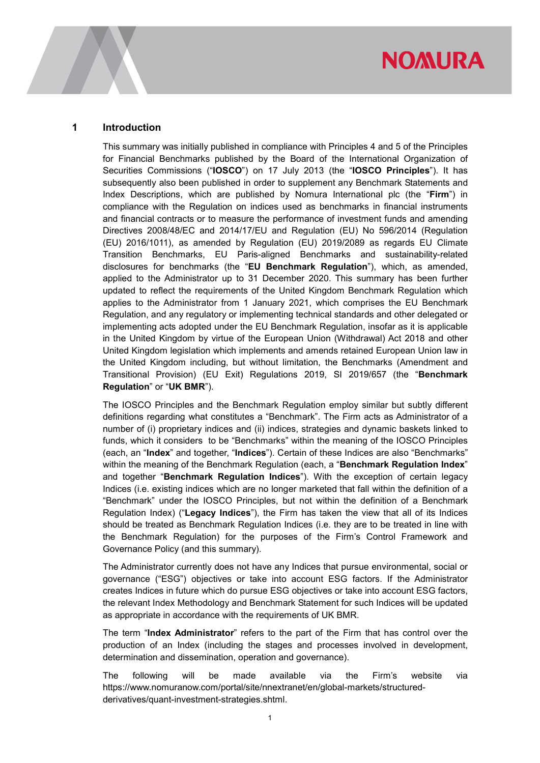## 1 Introduction

This summary was initially published in compliance with Principles 4 and 5 of the Principles for Financial Benchmarks published by the Board of the International Organization of Securities Commissions ("**IOSCO**") on 17 July 2013 (the "**IOSCO Principles**"). It has subsequently also been published in order to supplement any Benchmark Statements and Index Descriptions, which are published by Nomura International plc (the "**Firm**") in compliance with the Regulation on indices used as benchmarks in financial instruments and financial contracts or to measure the performance of investment funds and amending Directives 2008/48/EC and 2014/17/EU and Regulation (EU) No 596/2014 (Regulation (EU) 2016/1011), as amended by Regulation (EU) 2019/2089 as regards EU Climate Transition Benchmarks, EU Paris-aligned Benchmarks and sustainability-related disclosures for benchmarks (the "**EU Benchmark Regulation**"), which, as amended, applied to the Administrator up to 31 December 2020. This summary has been further updated to reflect the requirements of the United Kingdom Benchmark Regulation which applies to the Administrator from 1 January 2021, which comprises the EU Benchmark Regulation, and any regulatory or implementing technical standards and other delegated or implementing acts adopted under the EU Benchmark Regulation, insofar as it is applicable in the United Kingdom by virtue of the European Union (Withdrawal) Act 2018 and other United Kingdom legislation which implements and amends retained European Union law in the United Kingdom including, but without limitation, the Benchmarks (Amendment and Transitional Provision) (EU Exit) Regulations 2019, SI 2019/657 (the "**Benchmark Regulation**" or "**UK BMR**").

The IOSCO Principles and the Benchmark Regulation employ similar but subtly different definitions regarding what constitutes a "Benchmark". The Firm acts as Administrator of a number of (i) proprietary indices and (ii) indices, strategies and dynamic baskets linked to funds, which it considers to be "Benchmarks" within the meaning of the IOSCO Principles (each, an "**Index**" and together, "**Indices**"). Certain of these Indices are also "Benchmarks" within the meaning of the Benchmark Regulation (each, a "**Benchmark Regulation Index**" and together "**Benchmark Regulation Indices**"). With the exception of certain legacy Indices (i.e. existing indices which are no longer marketed that fall within the definition of a "Benchmark" under the IOSCO Principles, but not within the definition of a Benchmark Regulation Index) ("**Legacy Indices**"), the Firm has taken the view that all of its Indices should be treated as Benchmark Regulation Indices (i.e. they are to be treated in line with the Benchmark Regulation) for the purposes of the Firm's Control Framework and Governance Policy (and this summary).

The Administrator currently does not have any Indices that pursue environmental, social or governance ("ESG") objectives or take into account ESG factors. If the Administrator creates Indices in future which do pursue ESG objectives or take into account ESG factors, the relevant Index Methodology and Benchmark Statement for such Indices will be updated as appropriate in accordance with the requirements of UK BMR.

The term "**Index Administrator**" refers to the part of the Firm that has control over the production of an Index (including the stages and processes involved in development, determination and dissemination, operation and governance).

The following will be made available via the Firm's website via https://www.nomuranow.com/portal/site/nnextranet/en/global-markets/structured-derivatives/quant-investment-strategies.shtml.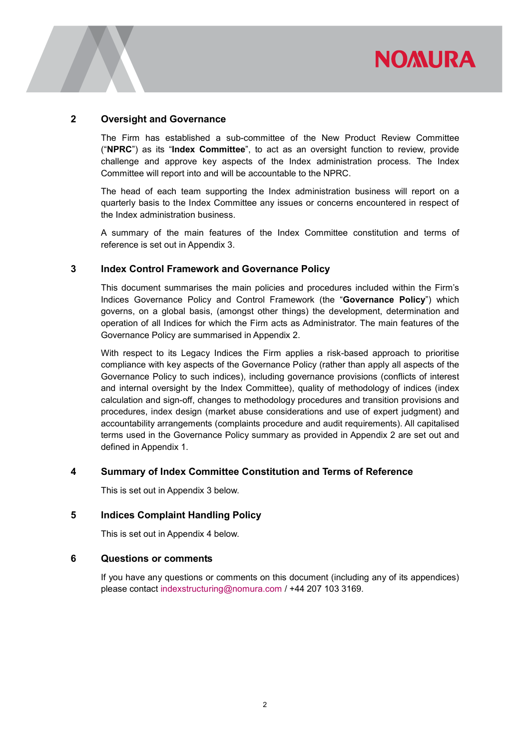## 2 Oversight and Governance

The Firm has established a sub-committee of the New Product Review Committee ("**NPRC**") as its "**Index Committee**", to act as an oversight function to review, provide challenge and approve key aspects of the Index administration process. The Index Committee will report into and will be accountable to the NPRC.

The head of each team supporting the Index administration business will report on a quarterly basis to the Index Committee any issues or concerns encountered in respect of the Index administration business.

A summary of the main features of the Index Committee constitution and terms of reference is set out in Appendix 3.

## 3 Index Control Framework and Governance Policy

This document summarises the main policies and procedures included within the Firm's Indices Governance Policy and Control Framework (the "**Governance Policy**") which governs, on a global basis, (amongst other things) the development, determination and operation of all Indices for which the Firm acts as Administrator. The main features of the Governance Policy are summarised in Appendix 2.

With respect to its Legacy Indices the Firm applies a risk-based approach to prioritise compliance with key aspects of the Governance Policy (rather than apply all aspects of the Governance Policy to such indices), including governance provisions (conflicts of interest and internal oversight by the Index Committee), quality of methodology of indices (index calculation and sign-off, changes to methodology procedures and transition provisions and procedures, index design (market abuse considerations and use of expert judgment) and accountability arrangements (complaints procedure and audit requirements). All capitalised terms used in the Governance Policy summary as provided in Appendix 2 are set out and defined in Appendix 1.

## 4 Summary of Index Committee Constitution and Terms of Reference

This is set out in Appendix 3 below.

## 5 Indices Complaint Handling Policy

This is set out in Appendix 4 below.

## 6 Questions or comments

If you have any questions or comments on this document (including any of its appendices) please contact indexstructuring@nomura.com / +44 207 103 3169.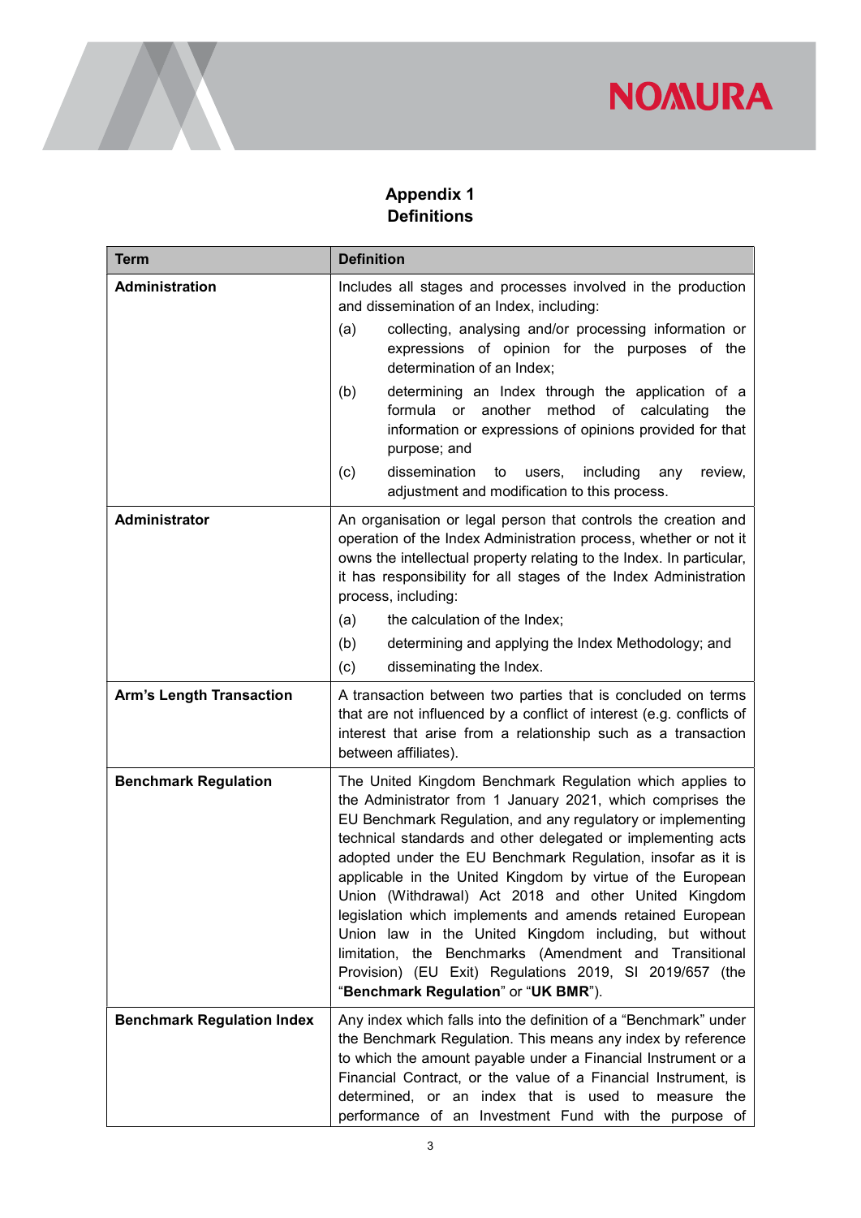## Appendix 1
## Definitions

| Term | Definition |
|---|---|
| **Administration** | Includes all stages and processes involved in the production and dissemination of an Index, including:<br>(a) collecting, analysing and/or processing information or expressions of opinion for the purposes of the determination of an Index;<br>(b) determining an Index through the application of a formula or another method of calculating the information or expressions of opinions provided for that purpose; and<br>(c) dissemination to users, including any review, adjustment and modification to this process. |
| **Administrator** | An organisation or legal person that controls the creation and operation of the Index Administration process, whether or not it owns the intellectual property relating to the Index. In particular, it has responsibility for all stages of the Index Administration process, including:<br>(a) the calculation of the Index;<br>(b) determining and applying the Index Methodology; and<br>(c) disseminating the Index. |
| **Arm's Length Transaction** | A transaction between two parties that is concluded on terms that are not influenced by a conflict of interest (e.g. conflicts of interest that arise from a relationship such as a transaction between affiliates). |
| **Benchmark Regulation** | The United Kingdom Benchmark Regulation which applies to the Administrator from 1 January 2021, which comprises the EU Benchmark Regulation, and any regulatory or implementing technical standards and other delegated or implementing acts adopted under the EU Benchmark Regulation, insofar as it is applicable in the United Kingdom by virtue of the European Union (Withdrawal) Act 2018 and other United Kingdom legislation which implements and amends retained European Union law in the United Kingdom including, but without limitation, the Benchmarks (Amendment and Transitional Provision) (EU Exit) Regulations 2019, SI 2019/657 (the "**Benchmark Regulation**" or "**UK BMR**"). |
| **Benchmark Regulation Index** | Any index which falls into the definition of a "Benchmark" under the Benchmark Regulation. This means any index by reference to which the amount payable under a Financial Instrument or a Financial Contract, or the value of a Financial Instrument, is determined, or an index that is used to measure the performance of an Investment Fund with the purpose of |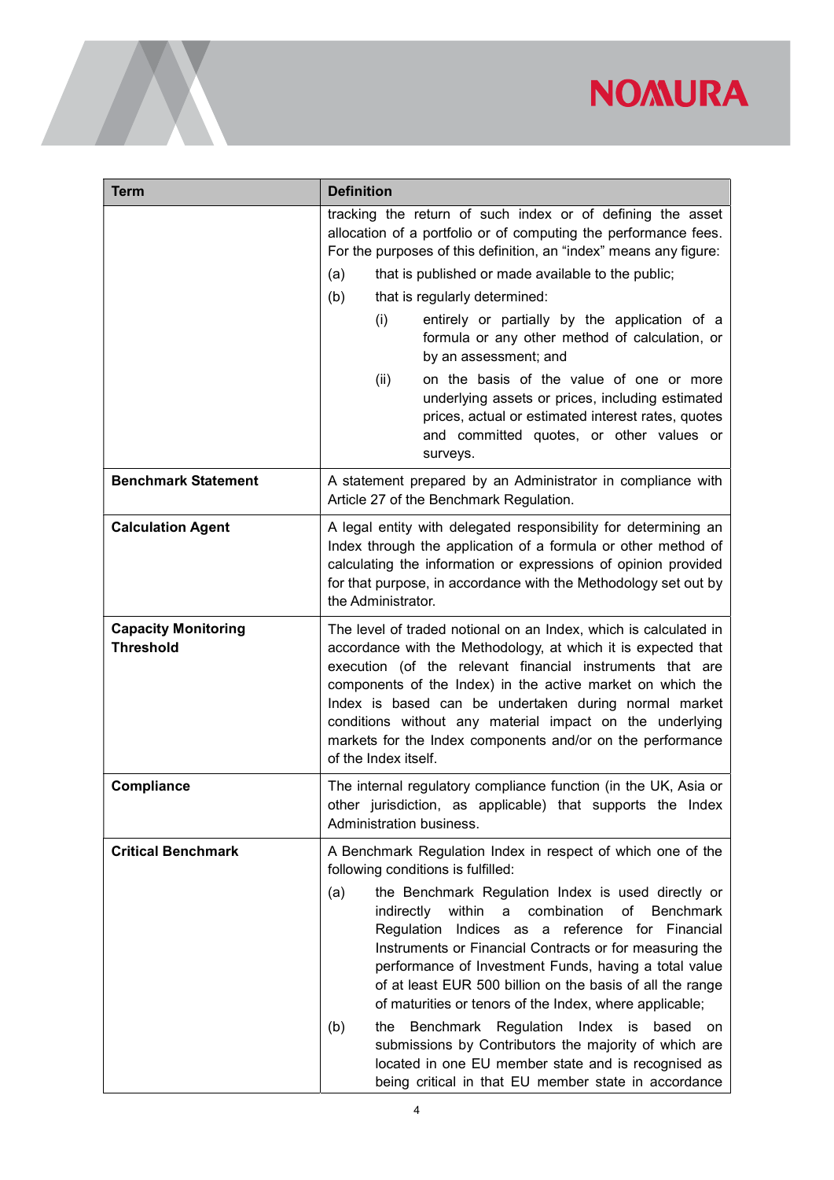| Term | Definition |
| --- | --- |
| | tracking the return of such index or of defining the asset allocation of a portfolio or of computing the performance fees. For the purposes of this definition, an "index" means any figure:<br>(a) that is published or made available to the public;<br>(b) that is regularly determined:<br>(i) entirely or partially by the application of a formula or any other method of calculation, or by an assessment; and<br>(ii) on the basis of the value of one or more underlying assets or prices, including estimated prices, actual or estimated interest rates, quotes and committed quotes, or other values or surveys. |
| **Benchmark Statement** | A statement prepared by an Administrator in compliance with Article 27 of the Benchmark Regulation. |
| **Calculation Agent** | A legal entity with delegated responsibility for determining an Index through the application of a formula or other method of calculating the information or expressions of opinion provided for that purpose, in accordance with the Methodology set out by the Administrator. |
| **Capacity Monitoring Threshold** | The level of traded notional on an Index, which is calculated in accordance with the Methodology, at which it is expected that execution (of the relevant financial instruments that are components of the Index) in the active market on which the Index is based can be undertaken during normal market conditions without any material impact on the underlying markets for the Index components and/or on the performance of the Index itself. |
| **Compliance** | The internal regulatory compliance function (in the UK, Asia or other jurisdiction, as applicable) that supports the Index Administration business. |
| **Critical Benchmark** | A Benchmark Regulation Index in respect of which one of the following conditions is fulfilled:<br>(a) the Benchmark Regulation Index is used directly or indirectly within a combination of Benchmark Regulation Indices as a reference for Financial Instruments or Financial Contracts or for measuring the performance of Investment Funds, having a total value of at least EUR 500 billion on the basis of all the range of maturities or tenors of the Index, where applicable;<br>(b) the Benchmark Regulation Index is based on submissions by Contributors the majority of which are located in one EU member state and is recognised as being critical in that EU member state in accordance |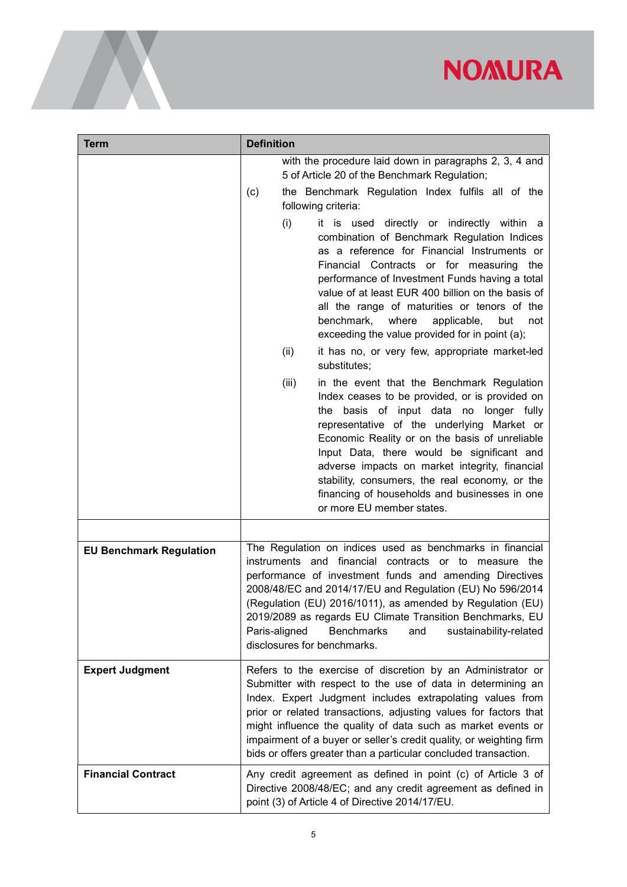| Term | Definition |
|---|---|
| | with the procedure laid down in paragraphs 2, 3, 4 and 5 of Article 20 of the Benchmark Regulation;<br><br>(c) the Benchmark Regulation Index fulfils all of the following criteria:<br><br>(i) it is used directly or indirectly within a combination of Benchmark Regulation Indices as a reference for Financial Instruments or Financial Contracts or for measuring the performance of Investment Funds having a total value of at least EUR 400 billion on the basis of all the range of maturities or tenors of the benchmark, where applicable, but not exceeding the value provided for in point (a);<br><br>(ii) it has no, or very few, appropriate market-led substitutes;<br><br>(iii) in the event that the Benchmark Regulation Index ceases to be provided, or is provided on the basis of input data no longer fully representative of the underlying Market or Economic Reality or on the basis of unreliable Input Data, there would be significant and adverse impacts on market integrity, financial stability, consumers, the real economy, or the financing of households and businesses in one or more EU member states. |
| | |
| **EU Benchmark Regulation** | The Regulation on indices used as benchmarks in financial instruments and financial contracts or to measure the performance of investment funds and amending Directives 2008/48/EC and 2014/17/EU and Regulation (EU) No 596/2014 (Regulation (EU) 2016/1011), as amended by Regulation (EU) 2019/2089 as regards EU Climate Transition Benchmarks, EU Paris-aligned Benchmarks and sustainability-related disclosures for benchmarks. |
| **Expert Judgment** | Refers to the exercise of discretion by an Administrator or Submitter with respect to the use of data in determining an Index. Expert Judgment includes extrapolating values from prior or related transactions, adjusting values for factors that might influence the quality of data such as market events or impairment of a buyer or seller's credit quality, or weighting firm bids or offers greater than a particular concluded transaction. |
| **Financial Contract** | Any credit agreement as defined in point (c) of Article 3 of Directive 2008/48/EC; and any credit agreement as defined in point (3) of Article 4 of Directive 2014/17/EU. |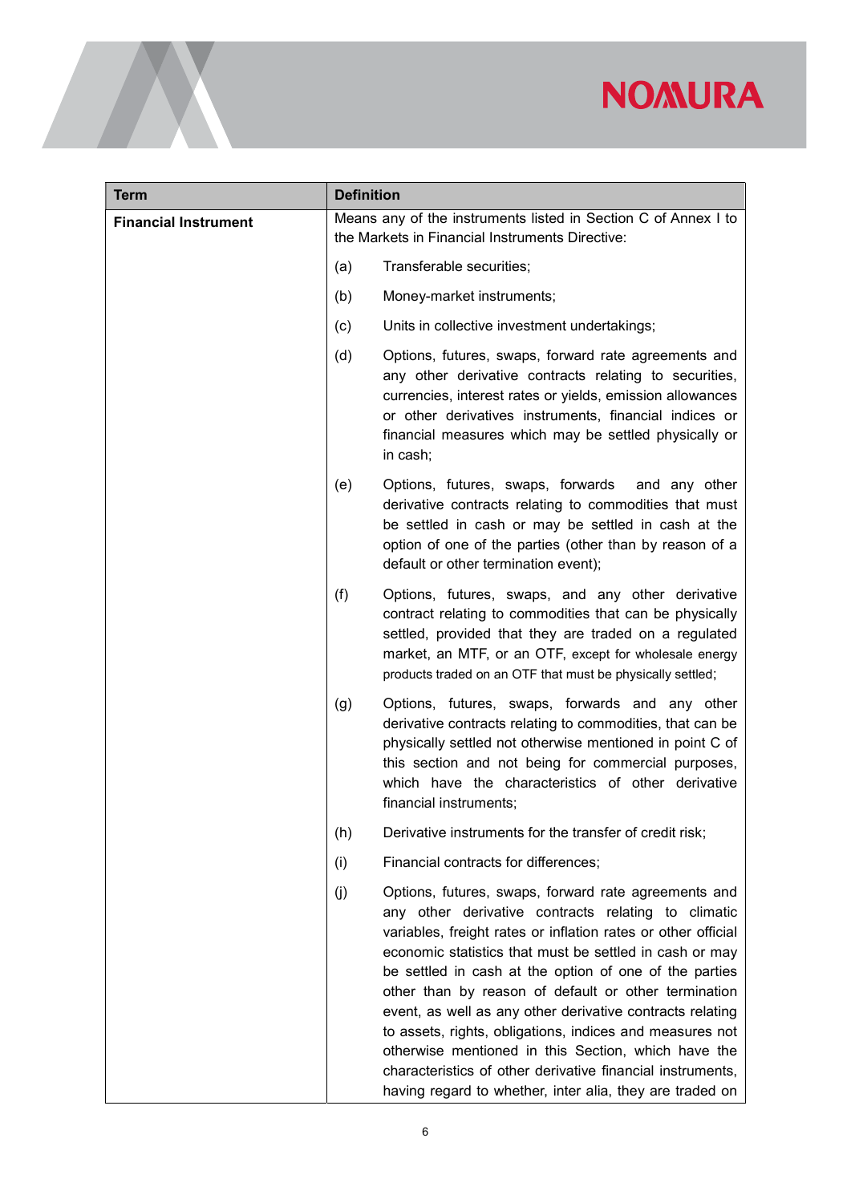| Term | Definition |
|---|---|
| **Financial Instrument** | Means any of the instruments listed in Section C of Annex I to the Markets in Financial Instruments Directive:<br><br>(a) Transferable securities;<br><br>(b) Money-market instruments;<br><br>(c) Units in collective investment undertakings;<br><br>(d) Options, futures, swaps, forward rate agreements and any other derivative contracts relating to securities, currencies, interest rates or yields, emission allowances or other derivatives instruments, financial indices or financial measures which may be settled physically or in cash;<br><br>(e) Options, futures, swaps, forwards and any other derivative contracts relating to commodities that must be settled in cash or may be settled in cash at the option of one of the parties (other than by reason of a default or other termination event);<br><br>(f) Options, futures, swaps, and any other derivative contract relating to commodities that can be physically settled, provided that they are traded on a regulated market, an MTF, or an OTF, except for wholesale energy products traded on an OTF that must be physically settled;<br><br>(g) Options, futures, swaps, forwards and any other derivative contracts relating to commodities, that can be physically settled not otherwise mentioned in point C of this section and not being for commercial purposes, which have the characteristics of other derivative financial instruments;<br><br>(h) Derivative instruments for the transfer of credit risk;<br><br>(i) Financial contracts for differences;<br><br>(j) Options, futures, swaps, forward rate agreements and any other derivative contracts relating to climatic variables, freight rates or inflation rates or other official economic statistics that must be settled in cash or may be settled in cash at the option of one of the parties other than by reason of default or other termination event, as well as any other derivative contracts relating to assets, rights, obligations, indices and measures not otherwise mentioned in this Section, which have the characteristics of other derivative financial instruments, having regard to whether, inter alia, they are traded on |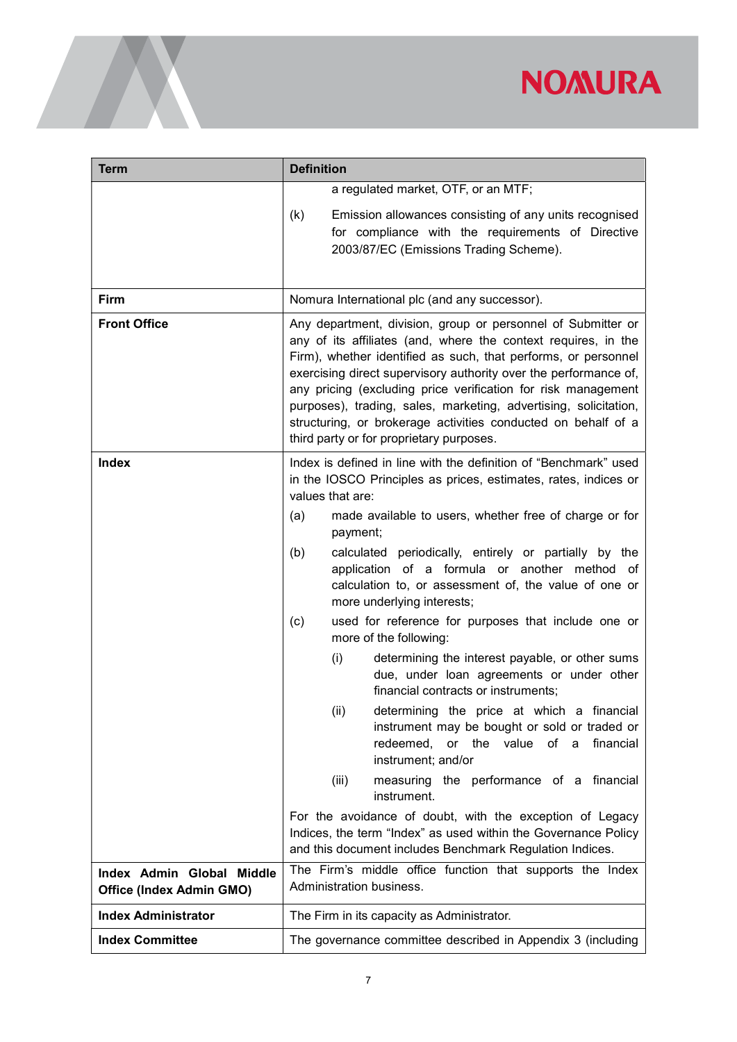| Term | Definition |
| --- | --- |
| | a regulated market, OTF, or an MTF;<br><br>(k) Emission allowances consisting of any units recognised for compliance with the requirements of Directive 2003/87/EC (Emissions Trading Scheme). |
| **Firm** | Nomura International plc (and any successor). |
| **Front Office** | Any department, division, group or personnel of Submitter or any of its affiliates (and, where the context requires, in the Firm), whether identified as such, that performs, or personnel exercising direct supervisory authority over the performance of, any pricing (excluding price verification for risk management purposes), trading, sales, marketing, advertising, solicitation, structuring, or brokerage activities conducted on behalf of a third party or for proprietary purposes. |
| **Index** | Index is defined in line with the definition of "Benchmark" used in the IOSCO Principles as prices, estimates, rates, indices or values that are:<br><br>(a) made available to users, whether free of charge or for payment;<br><br>(b) calculated periodically, entirely or partially by the application of a formula or another method of calculation to, or assessment of, the value of one or more underlying interests;<br><br>(c) used for reference for purposes that include one or more of the following:<br><br>(i) determining the interest payable, or other sums due, under loan agreements or under other financial contracts or instruments;<br><br>(ii) determining the price at which a financial instrument may be bought or sold or traded or redeemed, or the value of a financial instrument; and/or<br><br>(iii) measuring the performance of a financial instrument.<br><br>For the avoidance of doubt, with the exception of Legacy Indices, the term "Index" as used within the Governance Policy and this document includes Benchmark Regulation Indices. |
| **Index Admin Global Middle Office (Index Admin GMO)** | The Firm's middle office function that supports the Index Administration business. |
| **Index Administrator** | The Firm in its capacity as Administrator. |
| **Index Committee** | The governance committee described in Appendix 3 (including |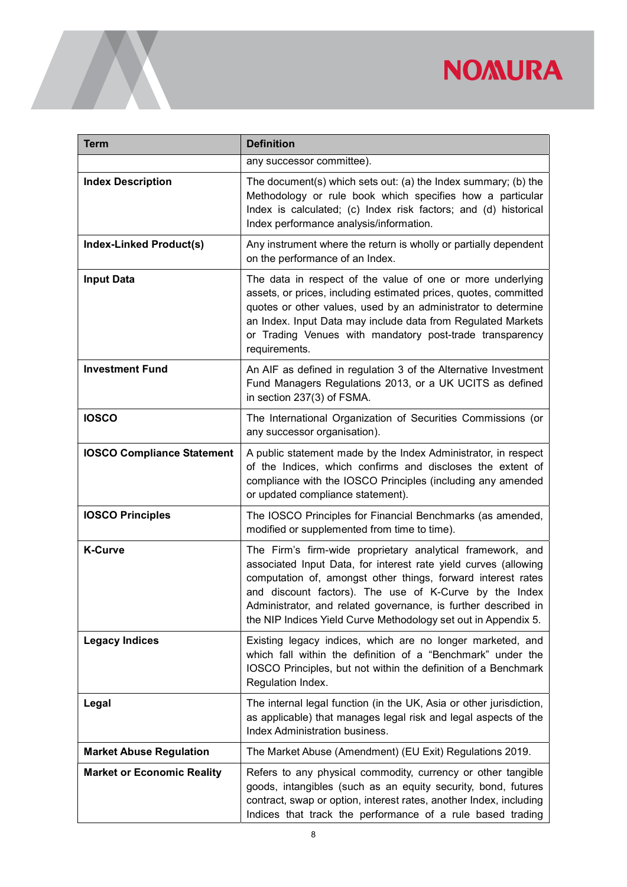| Term | Definition |
| --- | --- |
| | any successor committee). |
| **Index Description** | The document(s) which sets out: (a) the Index summary; (b) the Methodology or rule book which specifies how a particular Index is calculated; (c) Index risk factors; and (d) historical Index performance analysis/information. |
| **Index-Linked Product(s)** | Any instrument where the return is wholly or partially dependent on the performance of an Index. |
| **Input Data** | The data in respect of the value of one or more underlying assets, or prices, including estimated prices, quotes, committed quotes or other values, used by an administrator to determine an Index. Input Data may include data from Regulated Markets or Trading Venues with mandatory post-trade transparency requirements. |
| **Investment Fund** | An AIF as defined in regulation 3 of the Alternative Investment Fund Managers Regulations 2013, or a UK UCITS as defined in section 237(3) of FSMA. |
| **IOSCO** | The International Organization of Securities Commissions (or any successor organisation). |
| **IOSCO Compliance Statement** | A public statement made by the Index Administrator, in respect of the Indices, which confirms and discloses the extent of compliance with the IOSCO Principles (including any amended or updated compliance statement). |
| **IOSCO Principles** | The IOSCO Principles for Financial Benchmarks (as amended, modified or supplemented from time to time). |
| **K-Curve** | The Firm's firm-wide proprietary analytical framework, and associated Input Data, for interest rate yield curves (allowing computation of, amongst other things, forward interest rates and discount factors). The use of K-Curve by the Index Administrator, and related governance, is further described in the NIP Indices Yield Curve Methodology set out in Appendix 5. |
| **Legacy Indices** | Existing legacy indices, which are no longer marketed, and which fall within the definition of a "Benchmark" under the IOSCO Principles, but not within the definition of a Benchmark Regulation Index. |
| **Legal** | The internal legal function (in the UK, Asia or other jurisdiction, as applicable) that manages legal risk and legal aspects of the Index Administration business. |
| **Market Abuse Regulation** | The Market Abuse (Amendment) (EU Exit) Regulations 2019. |
| **Market or Economic Reality** | Refers to any physical commodity, currency or other tangible goods, intangibles (such as an equity security, bond, futures contract, swap or option, interest rates, another Index, including Indices that track the performance of a rule based trading |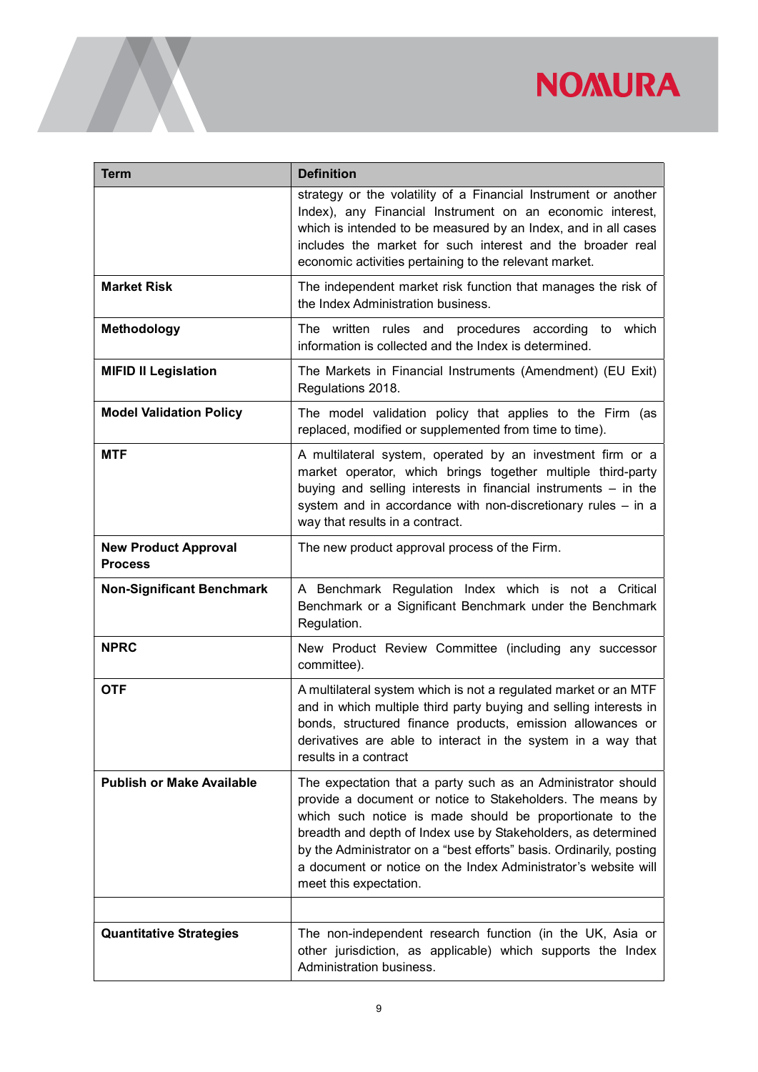| Term | Definition |
|---|---|
| | strategy or the volatility of a Financial Instrument or another Index), any Financial Instrument on an economic interest, which is intended to be measured by an Index, and in all cases includes the market for such interest and the broader real economic activities pertaining to the relevant market. |
| **Market Risk** | The independent market risk function that manages the risk of the Index Administration business. |
| **Methodology** | The written rules and procedures according to which information is collected and the Index is determined. |
| **MIFID II Legislation** | The Markets in Financial Instruments (Amendment) (EU Exit) Regulations 2018. |
| **Model Validation Policy** | The model validation policy that applies to the Firm (as replaced, modified or supplemented from time to time). |
| **MTF** | A multilateral system, operated by an investment firm or a market operator, which brings together multiple third-party buying and selling interests in financial instruments – in the system and in accordance with non-discretionary rules – in a way that results in a contract. |
| **New Product Approval Process** | The new product approval process of the Firm. |
| **Non-Significant Benchmark** | A Benchmark Regulation Index which is not a Critical Benchmark or a Significant Benchmark under the Benchmark Regulation. |
| **NPRC** | New Product Review Committee (including any successor committee). |
| **OTF** | A multilateral system which is not a regulated market or an MTF and in which multiple third party buying and selling interests in bonds, structured finance products, emission allowances or derivatives are able to interact in the system in a way that results in a contract |
| **Publish or Make Available** | The expectation that a party such as an Administrator should provide a document or notice to Stakeholders. The means by which such notice is made should be proportionate to the breadth and depth of Index use by Stakeholders, as determined by the Administrator on a "best efforts" basis. Ordinarily, posting a document or notice on the Index Administrator's website will meet this expectation. |
| | |
| **Quantitative Strategies** | The non-independent research function (in the UK, Asia or other jurisdiction, as applicable) which supports the Index Administration business. |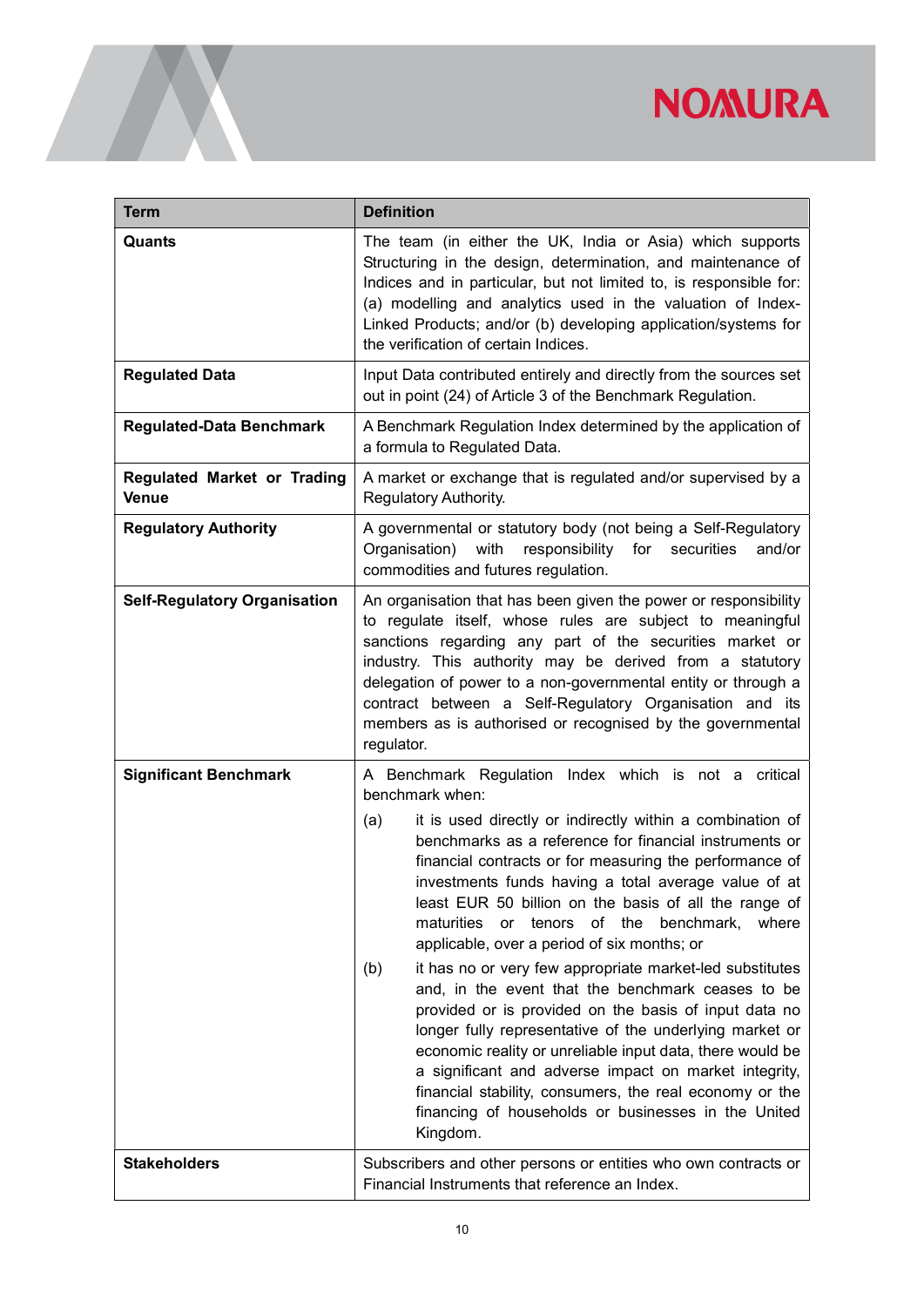| Term | Definition |
| --- | --- |
| **Quants** | The team (in either the UK, India or Asia) which supports Structuring in the design, determination, and maintenance of Indices and in particular, but not limited to, is responsible for: (a) modelling and analytics used in the valuation of Index-Linked Products; and/or (b) developing application/systems for the verification of certain Indices. |
| **Regulated Data** | Input Data contributed entirely and directly from the sources set out in point (24) of Article 3 of the Benchmark Regulation. |
| **Regulated-Data Benchmark** | A Benchmark Regulation Index determined by the application of a formula to Regulated Data. |
| **Regulated Market or Trading Venue** | A market or exchange that is regulated and/or supervised by a Regulatory Authority. |
| **Regulatory Authority** | A governmental or statutory body (not being a Self-Regulatory Organisation) with responsibility for securities and/or commodities and futures regulation. |
| **Self-Regulatory Organisation** | An organisation that has been given the power or responsibility to regulate itself, whose rules are subject to meaningful sanctions regarding any part of the securities market or industry. This authority may be derived from a statutory delegation of power to a non-governmental entity or through a contract between a Self-Regulatory Organisation and its members as is authorised or recognised by the governmental regulator. |
| **Significant Benchmark** | A Benchmark Regulation Index which is not a critical benchmark when:<br>(a) it is used directly or indirectly within a combination of benchmarks as a reference for financial instruments or financial contracts or for measuring the performance of investments funds having a total average value of at least EUR 50 billion on the basis of all the range of maturities or tenors of the benchmark, where applicable, over a period of six months; or<br>(b) it has no or very few appropriate market-led substitutes and, in the event that the benchmark ceases to be provided or is provided on the basis of input data no longer fully representative of the underlying market or economic reality or unreliable input data, there would be a significant and adverse impact on market integrity, financial stability, consumers, the real economy or the financing of households or businesses in the United Kingdom. |
| **Stakeholders** | Subscribers and other persons or entities who own contracts or Financial Instruments that reference an Index. |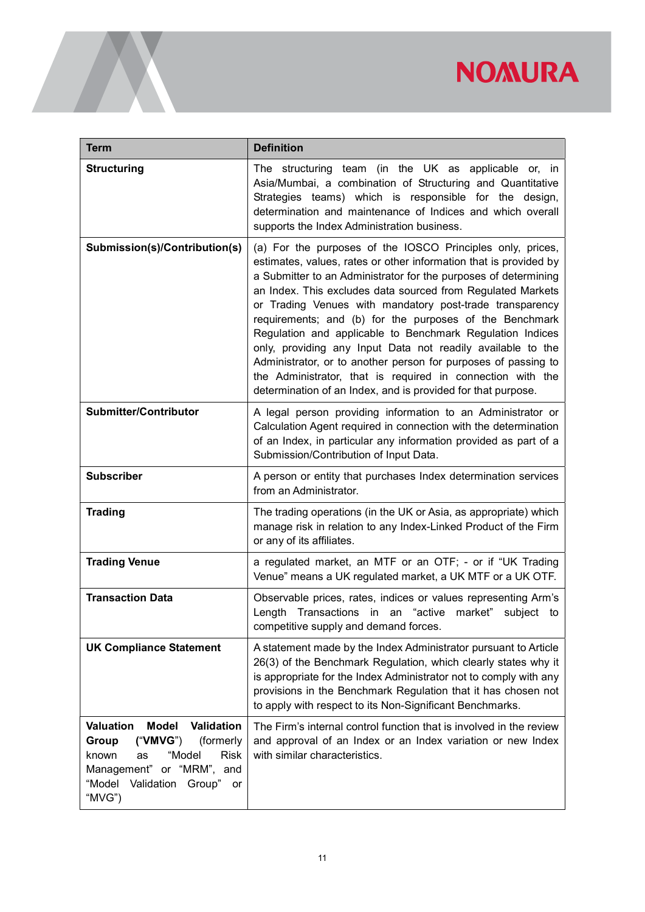| Term | Definition |
|---|---|
| **Structuring** | The structuring team (in the UK as applicable or, in Asia/Mumbai, a combination of Structuring and Quantitative Strategies teams) which is responsible for the design, determination and maintenance of Indices and which overall supports the Index Administration business. |
| **Submission(s)/Contribution(s)** | (a) For the purposes of the IOSCO Principles only, prices, estimates, values, rates or other information that is provided by a Submitter to an Administrator for the purposes of determining an Index. This excludes data sourced from Regulated Markets or Trading Venues with mandatory post-trade transparency requirements; and (b) for the purposes of the Benchmark Regulation and applicable to Benchmark Regulation Indices only, providing any Input Data not readily available to the Administrator, or to another person for purposes of passing to the Administrator, that is required in connection with the determination of an Index, and is provided for that purpose. |
| **Submitter/Contributor** | A legal person providing information to an Administrator or Calculation Agent required in connection with the determination of an Index, in particular any information provided as part of a Submission/Contribution of Input Data. |
| **Subscriber** | A person or entity that purchases Index determination services from an Administrator. |
| **Trading** | The trading operations (in the UK or Asia, as appropriate) which manage risk in relation to any Index-Linked Product of the Firm or any of its affiliates. |
| **Trading Venue** | a regulated market, an MTF or an OTF; - or if "UK Trading Venue" means a UK regulated market, a UK MTF or a UK OTF. |
| **Transaction Data** | Observable prices, rates, indices or values representing Arm's Length Transactions in an "active market" subject to competitive supply and demand forces. |
| **UK Compliance Statement** | A statement made by the Index Administrator pursuant to Article 26(3) of the Benchmark Regulation, which clearly states why it is appropriate for the Index Administrator not to comply with any provisions in the Benchmark Regulation that it has chosen not to apply with respect to its Non-Significant Benchmarks. |
| **Valuation Model Validation Group** ("**VMVG**") (formerly known as "Model Risk Management" or "MRM", and "Model Validation Group" or "MVG") | The Firm's internal control function that is involved in the review and approval of an Index or an Index variation or new Index with similar characteristics. |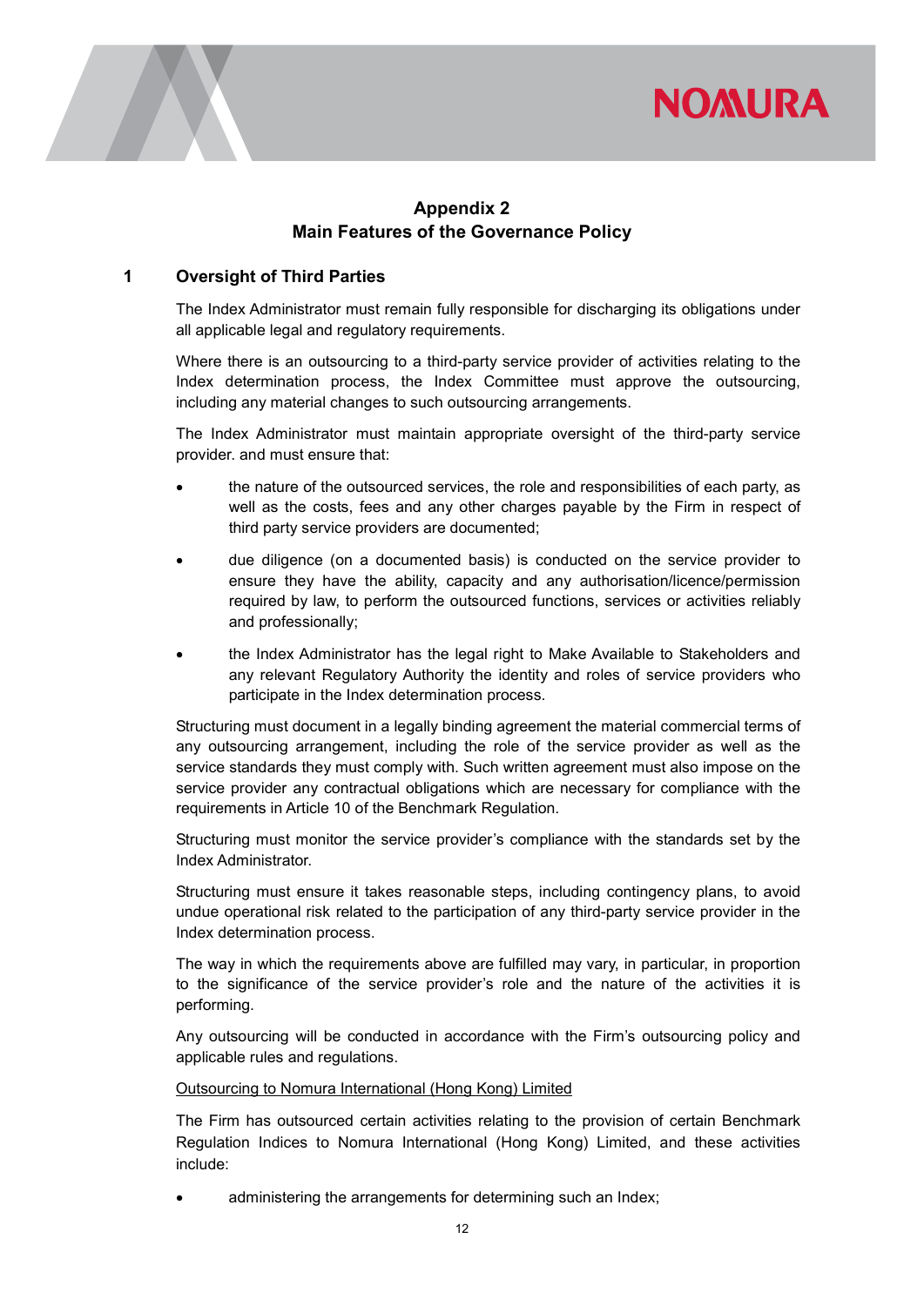## Appendix 2
## Main Features of the Governance Policy

### 1 Oversight of Third Parties

The Index Administrator must remain fully responsible for discharging its obligations under all applicable legal and regulatory requirements.

Where there is an outsourcing to a third-party service provider of activities relating to the Index determination process, the Index Committee must approve the outsourcing, including any material changes to such outsourcing arrangements.

The Index Administrator must maintain appropriate oversight of the third-party service provider. and must ensure that:

- the nature of the outsourced services, the role and responsibilities of each party, as well as the costs, fees and any other charges payable by the Firm in respect of third party service providers are documented;
- due diligence (on a documented basis) is conducted on the service provider to ensure they have the ability, capacity and any authorisation/licence/permission required by law, to perform the outsourced functions, services or activities reliably and professionally;
- the Index Administrator has the legal right to Make Available to Stakeholders and any relevant Regulatory Authority the identity and roles of service providers who participate in the Index determination process.

Structuring must document in a legally binding agreement the material commercial terms of any outsourcing arrangement, including the role of the service provider as well as the service standards they must comply with. Such written agreement must also impose on the service provider any contractual obligations which are necessary for compliance with the requirements in Article 10 of the Benchmark Regulation.

Structuring must monitor the service provider's compliance with the standards set by the Index Administrator.

Structuring must ensure it takes reasonable steps, including contingency plans, to avoid undue operational risk related to the participation of any third-party service provider in the Index determination process.

The way in which the requirements above are fulfilled may vary, in particular, in proportion to the significance of the service provider's role and the nature of the activities it is performing.

Any outsourcing will be conducted in accordance with the Firm's outsourcing policy and applicable rules and regulations.

<u>Outsourcing to Nomura International (Hong Kong) Limited</u>

The Firm has outsourced certain activities relating to the provision of certain Benchmark Regulation Indices to Nomura International (Hong Kong) Limited, and these activities include:

- administering the arrangements for determining such an Index;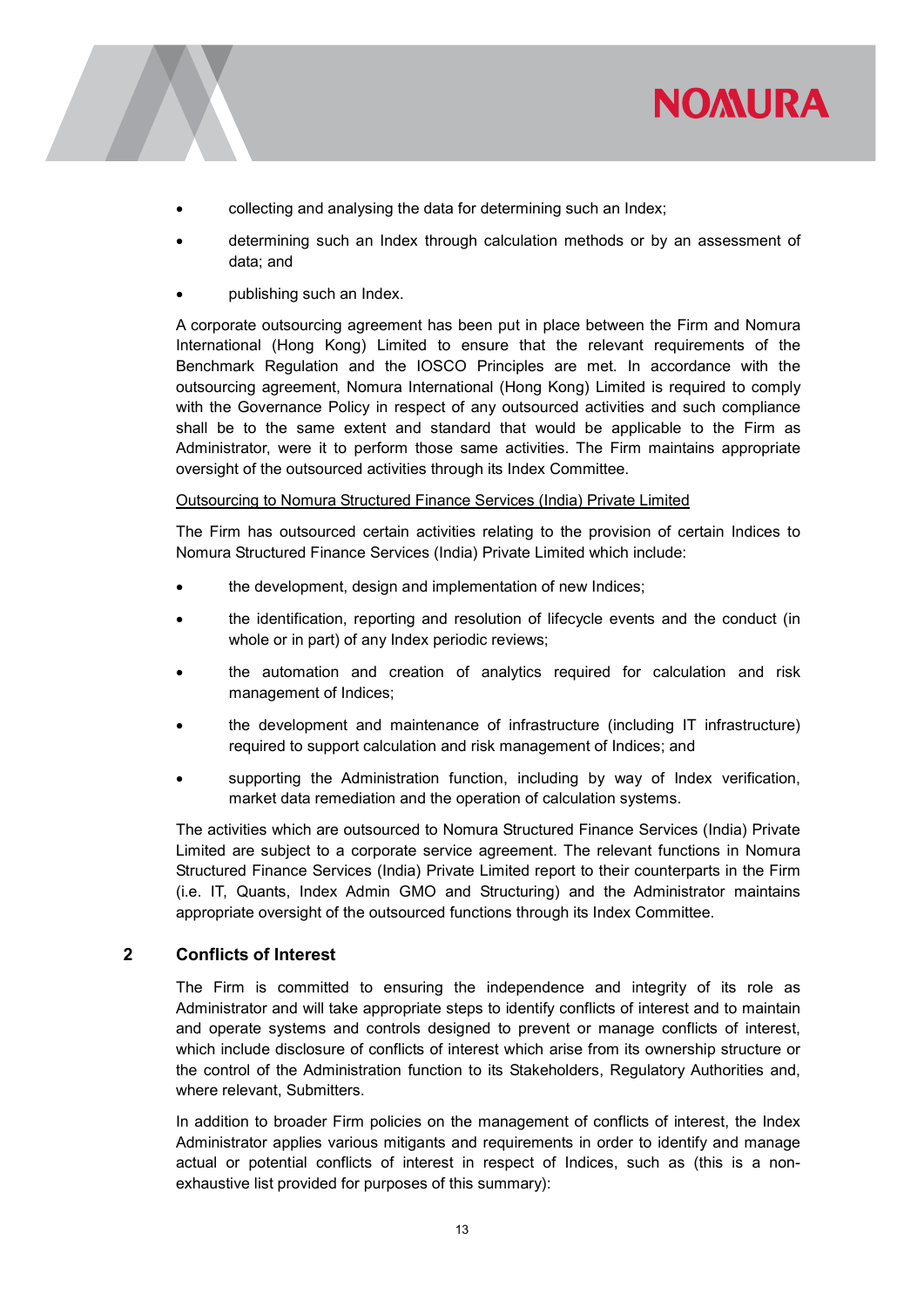- collecting and analysing the data for determining such an Index;
- determining such an Index through calculation methods or by an assessment of data; and
- publishing such an Index.

A corporate outsourcing agreement has been put in place between the Firm and Nomura International (Hong Kong) Limited to ensure that the relevant requirements of the Benchmark Regulation and the IOSCO Principles are met. In accordance with the outsourcing agreement, Nomura International (Hong Kong) Limited is required to comply with the Governance Policy in respect of any outsourced activities and such compliance shall be to the same extent and standard that would be applicable to the Firm as Administrator, were it to perform those same activities. The Firm maintains appropriate oversight of the outsourced activities through its Index Committee.

<u>Outsourcing to Nomura Structured Finance Services (India) Private Limited</u>

The Firm has outsourced certain activities relating to the provision of certain Indices to Nomura Structured Finance Services (India) Private Limited which include:

- the development, design and implementation of new Indices;
- the identification, reporting and resolution of lifecycle events and the conduct (in whole or in part) of any Index periodic reviews;
- the automation and creation of analytics required for calculation and risk management of Indices;
- the development and maintenance of infrastructure (including IT infrastructure) required to support calculation and risk management of Indices; and
- supporting the Administration function, including by way of Index verification, market data remediation and the operation of calculation systems.

The activities which are outsourced to Nomura Structured Finance Services (India) Private Limited are subject to a corporate service agreement. The relevant functions in Nomura Structured Finance Services (India) Private Limited report to their counterparts in the Firm (i.e. IT, Quants, Index Admin GMO and Structuring) and the Administrator maintains appropriate oversight of the outsourced functions through its Index Committee.

## 2 Conflicts of Interest

The Firm is committed to ensuring the independence and integrity of its role as Administrator and will take appropriate steps to identify conflicts of interest and to maintain and operate systems and controls designed to prevent or manage conflicts of interest, which include disclosure of conflicts of interest which arise from its ownership structure or the control of the Administration function to its Stakeholders, Regulatory Authorities and, where relevant, Submitters.

In addition to broader Firm policies on the management of conflicts of interest, the Index Administrator applies various mitigants and requirements in order to identify and manage actual or potential conflicts of interest in respect of Indices, such as (this is a non-exhaustive list provided for purposes of this summary):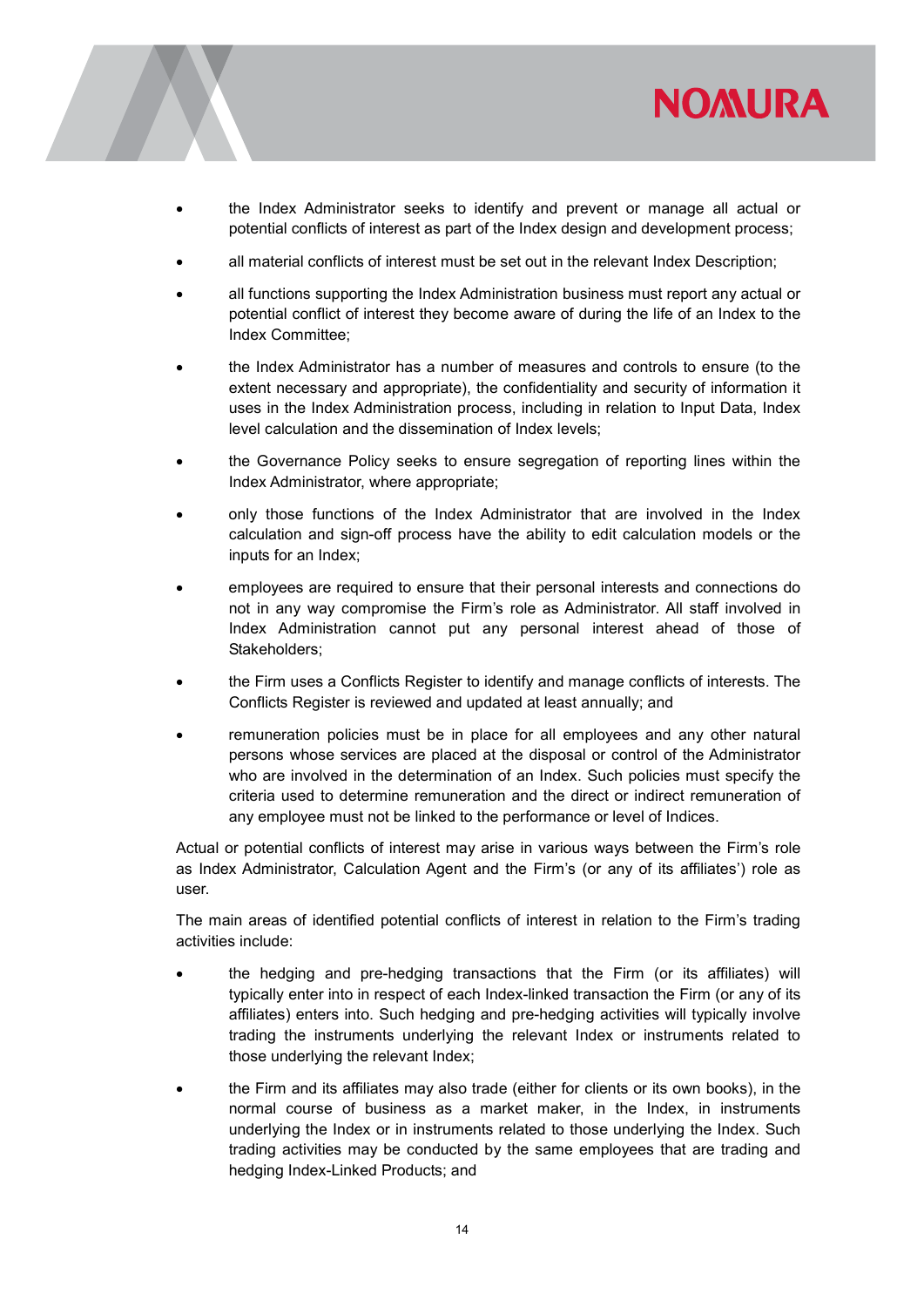- the Index Administrator seeks to identify and prevent or manage all actual or potential conflicts of interest as part of the Index design and development process;
- all material conflicts of interest must be set out in the relevant Index Description;
- all functions supporting the Index Administration business must report any actual or potential conflict of interest they become aware of during the life of an Index to the Index Committee;
- the Index Administrator has a number of measures and controls to ensure (to the extent necessary and appropriate), the confidentiality and security of information it uses in the Index Administration process, including in relation to Input Data, Index level calculation and the dissemination of Index levels;
- the Governance Policy seeks to ensure segregation of reporting lines within the Index Administrator, where appropriate;
- only those functions of the Index Administrator that are involved in the Index calculation and sign-off process have the ability to edit calculation models or the inputs for an Index;
- employees are required to ensure that their personal interests and connections do not in any way compromise the Firm's role as Administrator. All staff involved in Index Administration cannot put any personal interest ahead of those of Stakeholders;
- the Firm uses a Conflicts Register to identify and manage conflicts of interests. The Conflicts Register is reviewed and updated at least annually; and
- remuneration policies must be in place for all employees and any other natural persons whose services are placed at the disposal or control of the Administrator who are involved in the determination of an Index. Such policies must specify the criteria used to determine remuneration and the direct or indirect remuneration of any employee must not be linked to the performance or level of Indices.

Actual or potential conflicts of interest may arise in various ways between the Firm's role as Index Administrator, Calculation Agent and the Firm's (or any of its affiliates') role as user.

The main areas of identified potential conflicts of interest in relation to the Firm's trading activities include:

- the hedging and pre-hedging transactions that the Firm (or its affiliates) will typically enter into in respect of each Index-linked transaction the Firm (or any of its affiliates) enters into. Such hedging and pre-hedging activities will typically involve trading the instruments underlying the relevant Index or instruments related to those underlying the relevant Index;
- the Firm and its affiliates may also trade (either for clients or its own books), in the normal course of business as a market maker, in the Index, in instruments underlying the Index or in instruments related to those underlying the Index. Such trading activities may be conducted by the same employees that are trading and hedging Index-Linked Products; and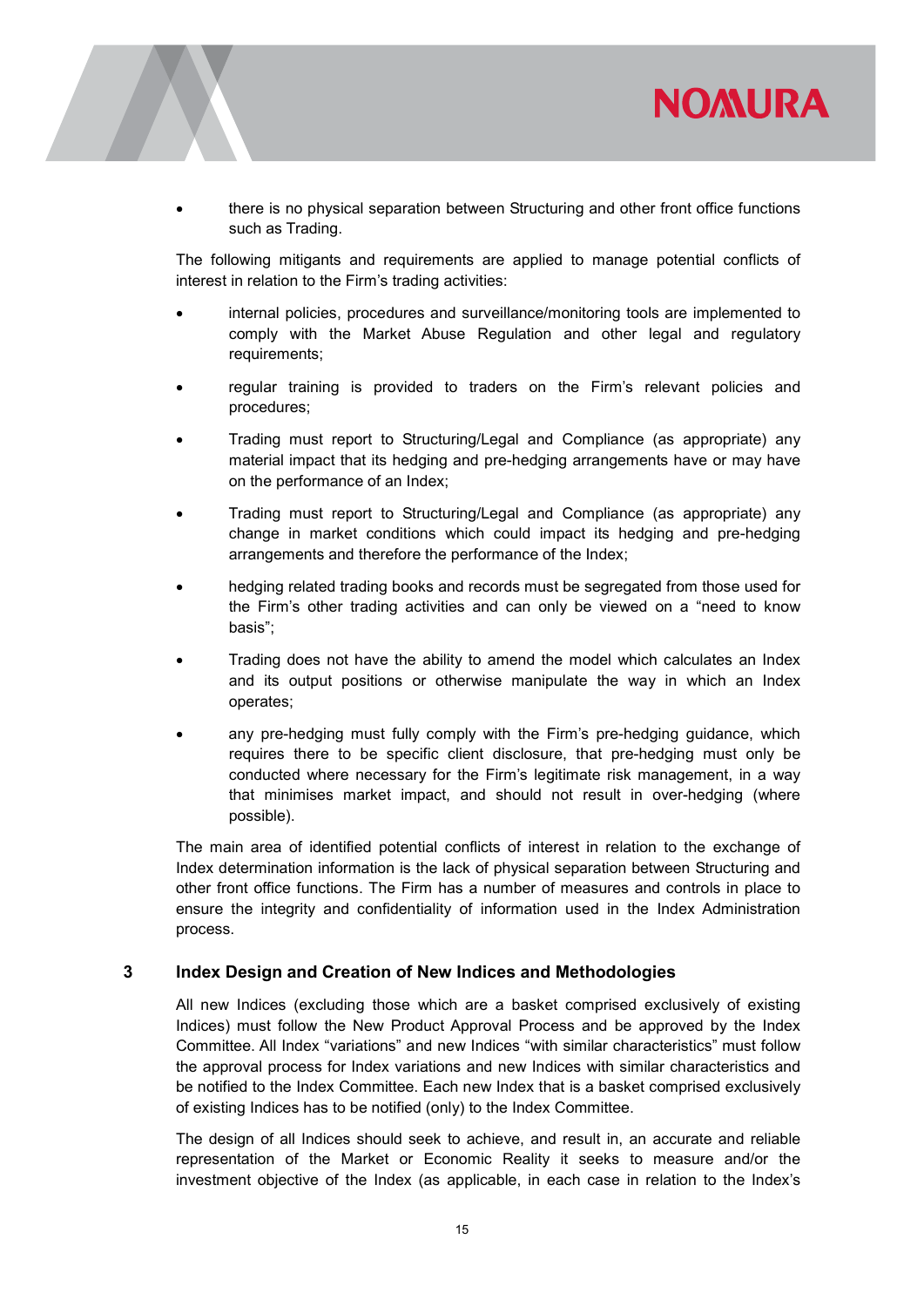- there is no physical separation between Structuring and other front office functions such as Trading.

The following mitigants and requirements are applied to manage potential conflicts of interest in relation to the Firm's trading activities:

- internal policies, procedures and surveillance/monitoring tools are implemented to comply with the Market Abuse Regulation and other legal and regulatory requirements;
- regular training is provided to traders on the Firm's relevant policies and procedures;
- Trading must report to Structuring/Legal and Compliance (as appropriate) any material impact that its hedging and pre-hedging arrangements have or may have on the performance of an Index;
- Trading must report to Structuring/Legal and Compliance (as appropriate) any change in market conditions which could impact its hedging and pre-hedging arrangements and therefore the performance of the Index;
- hedging related trading books and records must be segregated from those used for the Firm's other trading activities and can only be viewed on a "need to know basis";
- Trading does not have the ability to amend the model which calculates an Index and its output positions or otherwise manipulate the way in which an Index operates;
- any pre-hedging must fully comply with the Firm's pre-hedging guidance, which requires there to be specific client disclosure, that pre-hedging must only be conducted where necessary for the Firm's legitimate risk management, in a way that minimises market impact, and should not result in over-hedging (where possible).

The main area of identified potential conflicts of interest in relation to the exchange of Index determination information is the lack of physical separation between Structuring and other front office functions. The Firm has a number of measures and controls in place to ensure the integrity and confidentiality of information used in the Index Administration process.

## 3 Index Design and Creation of New Indices and Methodologies

All new Indices (excluding those which are a basket comprised exclusively of existing Indices) must follow the New Product Approval Process and be approved by the Index Committee. All Index "variations" and new Indices "with similar characteristics" must follow the approval process for Index variations and new Indices with similar characteristics and be notified to the Index Committee. Each new Index that is a basket comprised exclusively of existing Indices has to be notified (only) to the Index Committee.

The design of all Indices should seek to achieve, and result in, an accurate and reliable representation of the Market or Economic Reality it seeks to measure and/or the investment objective of the Index (as applicable, in each case in relation to the Index's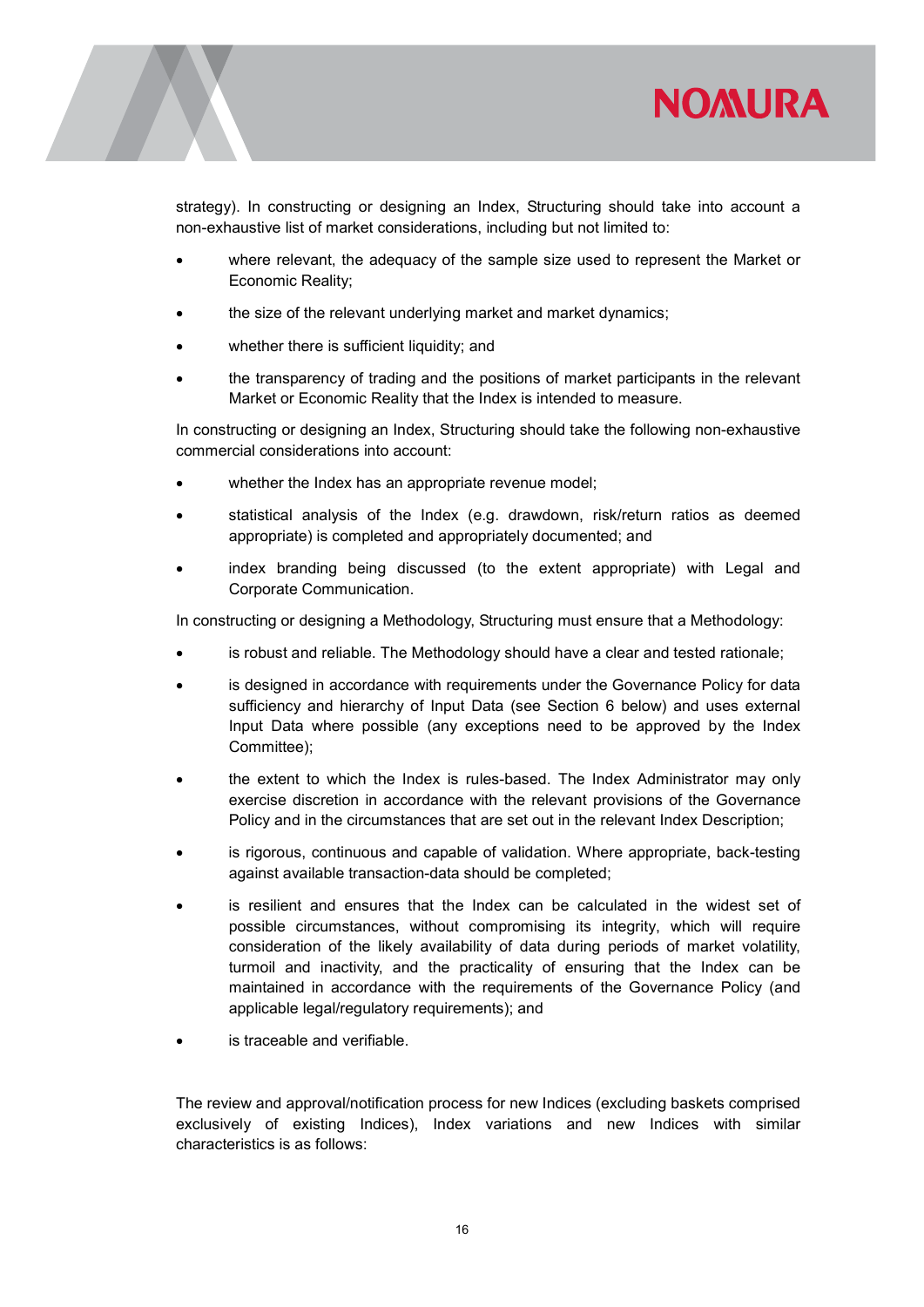strategy). In constructing or designing an Index, Structuring should take into account a non-exhaustive list of market considerations, including but not limited to:

- where relevant, the adequacy of the sample size used to represent the Market or Economic Reality;
- the size of the relevant underlying market and market dynamics;
- whether there is sufficient liquidity; and
- the transparency of trading and the positions of market participants in the relevant Market or Economic Reality that the Index is intended to measure.

In constructing or designing an Index, Structuring should take the following non-exhaustive commercial considerations into account:

- whether the Index has an appropriate revenue model;
- statistical analysis of the Index (e.g. drawdown, risk/return ratios as deemed appropriate) is completed and appropriately documented; and
- index branding being discussed (to the extent appropriate) with Legal and Corporate Communication.

In constructing or designing a Methodology, Structuring must ensure that a Methodology:

- is robust and reliable. The Methodology should have a clear and tested rationale;
- is designed in accordance with requirements under the Governance Policy for data sufficiency and hierarchy of Input Data (see Section 6 below) and uses external Input Data where possible (any exceptions need to be approved by the Index Committee);
- the extent to which the Index is rules-based. The Index Administrator may only exercise discretion in accordance with the relevant provisions of the Governance Policy and in the circumstances that are set out in the relevant Index Description;
- is rigorous, continuous and capable of validation. Where appropriate, back-testing against available transaction-data should be completed;
- is resilient and ensures that the Index can be calculated in the widest set of possible circumstances, without compromising its integrity, which will require consideration of the likely availability of data during periods of market volatility, turmoil and inactivity, and the practicality of ensuring that the Index can be maintained in accordance with the requirements of the Governance Policy (and applicable legal/regulatory requirements); and
- is traceable and verifiable.

The review and approval/notification process for new Indices (excluding baskets comprised exclusively of existing Indices), Index variations and new Indices with similar characteristics is as follows: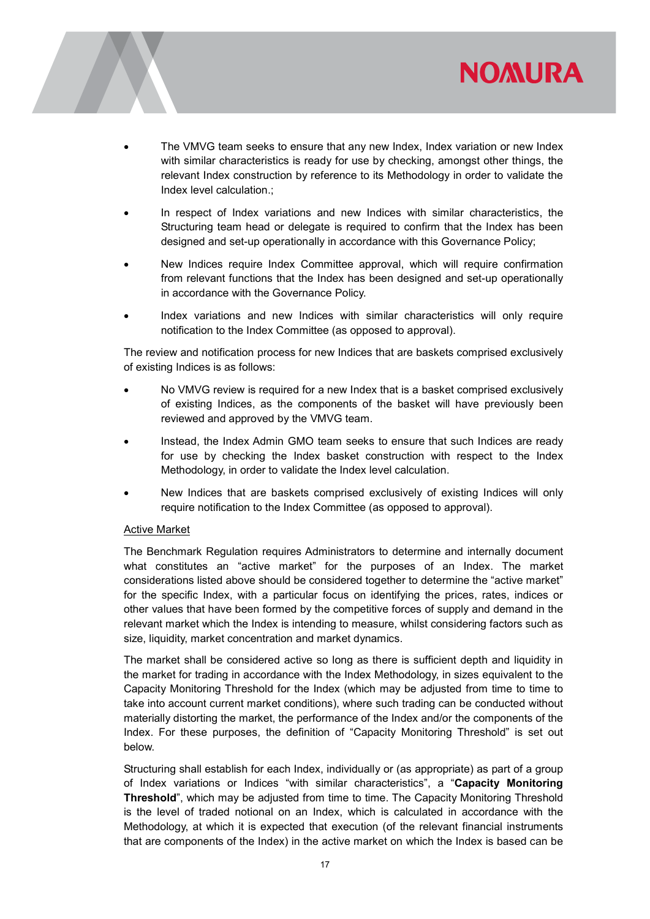- The VMVG team seeks to ensure that any new Index, Index variation or new Index with similar characteristics is ready for use by checking, amongst other things, the relevant Index construction by reference to its Methodology in order to validate the Index level calculation.;
- In respect of Index variations and new Indices with similar characteristics, the Structuring team head or delegate is required to confirm that the Index has been designed and set-up operationally in accordance with this Governance Policy;
- New Indices require Index Committee approval, which will require confirmation from relevant functions that the Index has been designed and set-up operationally in accordance with the Governance Policy.
- Index variations and new Indices with similar characteristics will only require notification to the Index Committee (as opposed to approval).

The review and notification process for new Indices that are baskets comprised exclusively of existing Indices is as follows:

- No VMVG review is required for a new Index that is a basket comprised exclusively of existing Indices, as the components of the basket will have previously been reviewed and approved by the VMVG team.
- Instead, the Index Admin GMO team seeks to ensure that such Indices are ready for use by checking the Index basket construction with respect to the Index Methodology, in order to validate the Index level calculation.
- New Indices that are baskets comprised exclusively of existing Indices will only require notification to the Index Committee (as opposed to approval).

<u>Active Market</u>

The Benchmark Regulation requires Administrators to determine and internally document what constitutes an "active market" for the purposes of an Index. The market considerations listed above should be considered together to determine the "active market" for the specific Index, with a particular focus on identifying the prices, rates, indices or other values that have been formed by the competitive forces of supply and demand in the relevant market which the Index is intending to measure, whilst considering factors such as size, liquidity, market concentration and market dynamics.

The market shall be considered active so long as there is sufficient depth and liquidity in the market for trading in accordance with the Index Methodology, in sizes equivalent to the Capacity Monitoring Threshold for the Index (which may be adjusted from time to time to take into account current market conditions), where such trading can be conducted without materially distorting the market, the performance of the Index and/or the components of the Index. For these purposes, the definition of "Capacity Monitoring Threshold" is set out below.

Structuring shall establish for each Index, individually or (as appropriate) as part of a group of Index variations or Indices "with similar characteristics", a "**Capacity Monitoring Threshold**", which may be adjusted from time to time. The Capacity Monitoring Threshold is the level of traded notional on an Index, which is calculated in accordance with the Methodology, at which it is expected that execution (of the relevant financial instruments that are components of the Index) in the active market on which the Index is based can be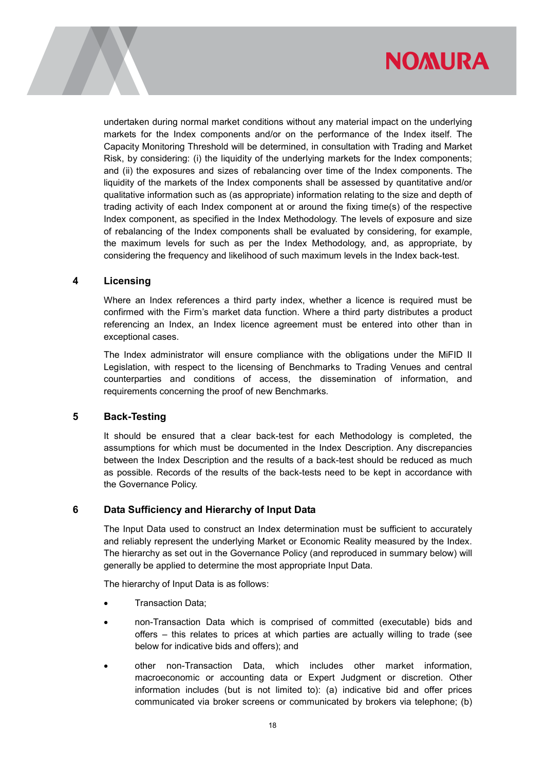undertaken during normal market conditions without any material impact on the underlying markets for the Index components and/or on the performance of the Index itself. The Capacity Monitoring Threshold will be determined, in consultation with Trading and Market Risk, by considering: (i) the liquidity of the underlying markets for the Index components; and (ii) the exposures and sizes of rebalancing over time of the Index components. The liquidity of the markets of the Index components shall be assessed by quantitative and/or qualitative information such as (as appropriate) information relating to the size and depth of trading activity of each Index component at or around the fixing time(s) of the respective Index component, as specified in the Index Methodology. The levels of exposure and size of rebalancing of the Index components shall be evaluated by considering, for example, the maximum levels for such as per the Index Methodology, and, as appropriate, by considering the frequency and likelihood of such maximum levels in the Index back-test.

## 4 Licensing

Where an Index references a third party index, whether a licence is required must be confirmed with the Firm's market data function. Where a third party distributes a product referencing an Index, an Index licence agreement must be entered into other than in exceptional cases.

The Index administrator will ensure compliance with the obligations under the MiFID II Legislation, with respect to the licensing of Benchmarks to Trading Venues and central counterparties and conditions of access, the dissemination of information, and requirements concerning the proof of new Benchmarks.

## 5 Back-Testing

It should be ensured that a clear back-test for each Methodology is completed, the assumptions for which must be documented in the Index Description. Any discrepancies between the Index Description and the results of a back-test should be reduced as much as possible. Records of the results of the back-tests need to be kept in accordance with the Governance Policy.

## 6 Data Sufficiency and Hierarchy of Input Data

The Input Data used to construct an Index determination must be sufficient to accurately and reliably represent the underlying Market or Economic Reality measured by the Index. The hierarchy as set out in the Governance Policy (and reproduced in summary below) will generally be applied to determine the most appropriate Input Data.

The hierarchy of Input Data is as follows:

- Transaction Data;
- non-Transaction Data which is comprised of committed (executable) bids and offers – this relates to prices at which parties are actually willing to trade (see below for indicative bids and offers); and
- other non-Transaction Data, which includes other market information, macroeconomic or accounting data or Expert Judgment or discretion. Other information includes (but is not limited to): (a) indicative bid and offer prices communicated via broker screens or communicated by brokers via telephone; (b)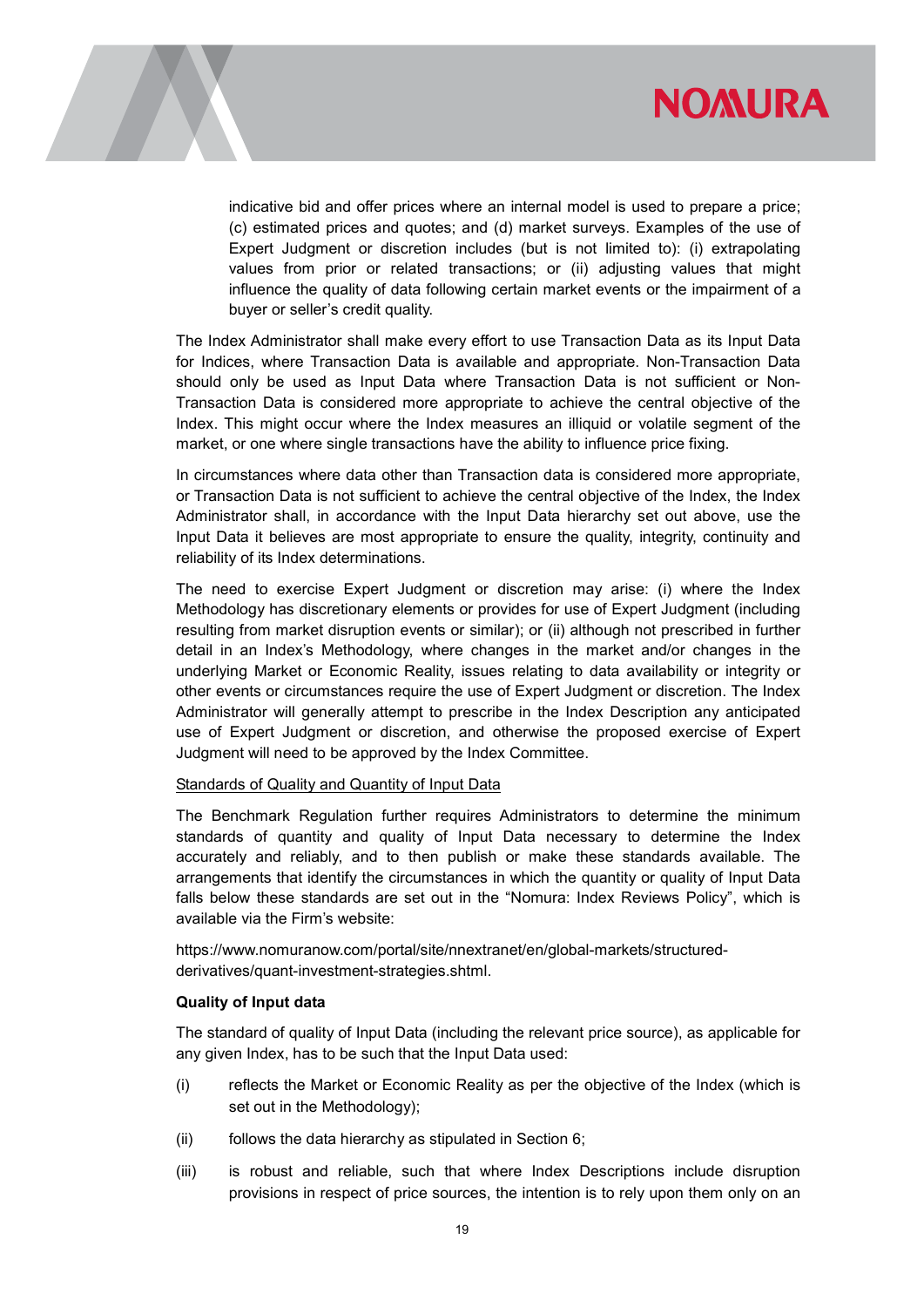indicative bid and offer prices where an internal model is used to prepare a price; (c) estimated prices and quotes; and (d) market surveys. Examples of the use of Expert Judgment or discretion includes (but is not limited to): (i) extrapolating values from prior or related transactions; or (ii) adjusting values that might influence the quality of data following certain market events or the impairment of a buyer or seller's credit quality.

The Index Administrator shall make every effort to use Transaction Data as its Input Data for Indices, where Transaction Data is available and appropriate. Non-Transaction Data should only be used as Input Data where Transaction Data is not sufficient or Non-Transaction Data is considered more appropriate to achieve the central objective of the Index. This might occur where the Index measures an illiquid or volatile segment of the market, or one where single transactions have the ability to influence price fixing.

In circumstances where data other than Transaction data is considered more appropriate, or Transaction Data is not sufficient to achieve the central objective of the Index, the Index Administrator shall, in accordance with the Input Data hierarchy set out above, use the Input Data it believes are most appropriate to ensure the quality, integrity, continuity and reliability of its Index determinations.

The need to exercise Expert Judgment or discretion may arise: (i) where the Index Methodology has discretionary elements or provides for use of Expert Judgment (including resulting from market disruption events or similar); or (ii) although not prescribed in further detail in an Index's Methodology, where changes in the market and/or changes in the underlying Market or Economic Reality, issues relating to data availability or integrity or other events or circumstances require the use of Expert Judgment or discretion. The Index Administrator will generally attempt to prescribe in the Index Description any anticipated use of Expert Judgment or discretion, and otherwise the proposed exercise of Expert Judgment will need to be approved by the Index Committee.

<u>Standards of Quality and Quantity of Input Data</u>

The Benchmark Regulation further requires Administrators to determine the minimum standards of quantity and quality of Input Data necessary to determine the Index accurately and reliably, and to then publish or make these standards available. The arrangements that identify the circumstances in which the quantity or quality of Input Data falls below these standards are set out in the "Nomura: Index Reviews Policy", which is available via the Firm's website:

https://www.nomuranow.com/portal/site/nnextranet/en/global-markets/structured-derivatives/quant-investment-strategies.shtml.

**Quality of Input data**

The standard of quality of Input Data (including the relevant price source), as applicable for any given Index, has to be such that the Input Data used:

(i) reflects the Market or Economic Reality as per the objective of the Index (which is set out in the Methodology);

(ii) follows the data hierarchy as stipulated in Section 6;

(iii) is robust and reliable, such that where Index Descriptions include disruption provisions in respect of price sources, the intention is to rely upon them only on an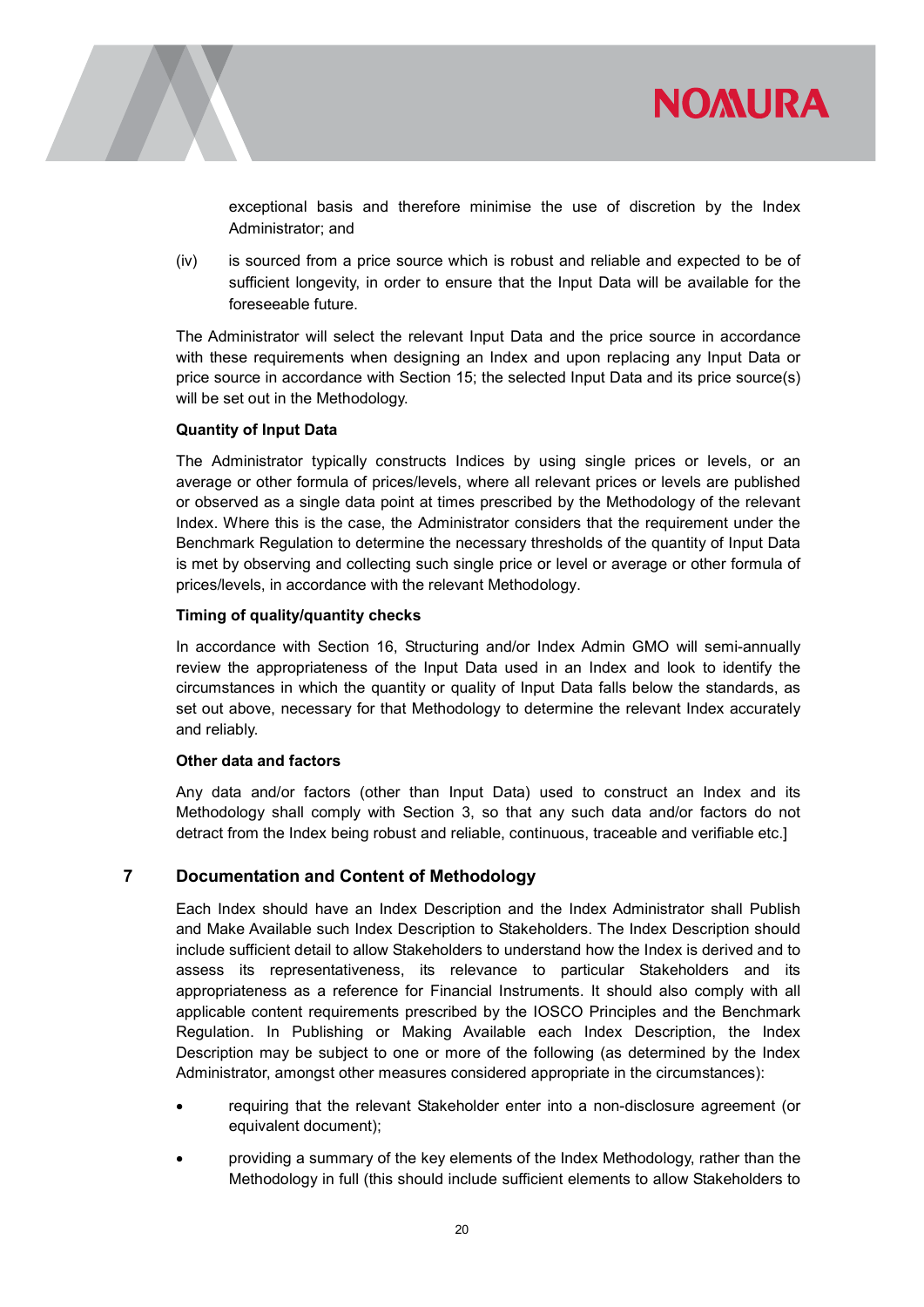exceptional basis and therefore minimise the use of discretion by the Index Administrator; and

(iv) is sourced from a price source which is robust and reliable and expected to be of sufficient longevity, in order to ensure that the Input Data will be available for the foreseeable future.

The Administrator will select the relevant Input Data and the price source in accordance with these requirements when designing an Index and upon replacing any Input Data or price source in accordance with Section 15; the selected Input Data and its price source(s) will be set out in the Methodology.

**Quantity of Input Data**

The Administrator typically constructs Indices by using single prices or levels, or an average or other formula of prices/levels, where all relevant prices or levels are published or observed as a single data point at times prescribed by the Methodology of the relevant Index. Where this is the case, the Administrator considers that the requirement under the Benchmark Regulation to determine the necessary thresholds of the quantity of Input Data is met by observing and collecting such single price or level or average or other formula of prices/levels, in accordance with the relevant Methodology.

**Timing of quality/quantity checks**

In accordance with Section 16, Structuring and/or Index Admin GMO will semi-annually review the appropriateness of the Input Data used in an Index and look to identify the circumstances in which the quantity or quality of Input Data falls below the standards, as set out above, necessary for that Methodology to determine the relevant Index accurately and reliably.

**Other data and factors**

Any data and/or factors (other than Input Data) used to construct an Index and its Methodology shall comply with Section 3, so that any such data and/or factors do not detract from the Index being robust and reliable, continuous, traceable and verifiable etc.]

## 7 Documentation and Content of Methodology

Each Index should have an Index Description and the Index Administrator shall Publish and Make Available such Index Description to Stakeholders. The Index Description should include sufficient detail to allow Stakeholders to understand how the Index is derived and to assess its representativeness, its relevance to particular Stakeholders and its appropriateness as a reference for Financial Instruments. It should also comply with all applicable content requirements prescribed by the IOSCO Principles and the Benchmark Regulation. In Publishing or Making Available each Index Description, the Index Description may be subject to one or more of the following (as determined by the Index Administrator, amongst other measures considered appropriate in the circumstances):

- requiring that the relevant Stakeholder enter into a non-disclosure agreement (or equivalent document);
- providing a summary of the key elements of the Index Methodology, rather than the Methodology in full (this should include sufficient elements to allow Stakeholders to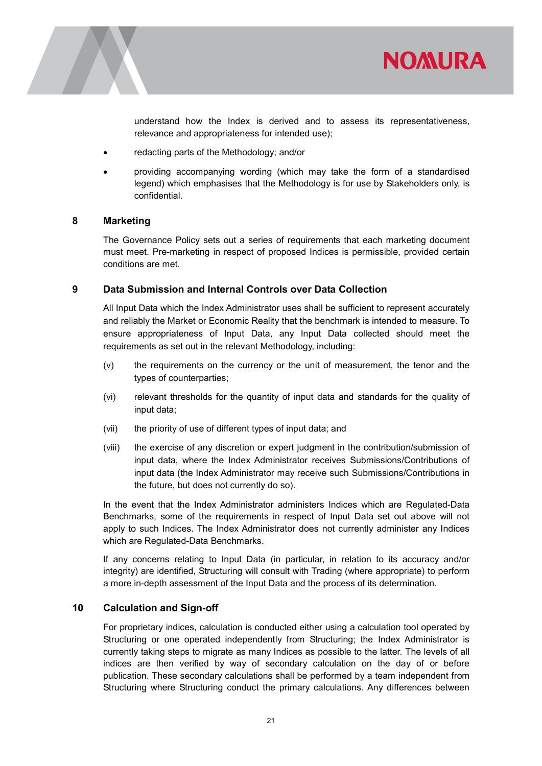understand how the Index is derived and to assess its representativeness, relevance and appropriateness for intended use);

- redacting parts of the Methodology; and/or
- providing accompanying wording (which may take the form of a standardised legend) which emphasises that the Methodology is for use by Stakeholders only, is confidential.

## 8 Marketing

The Governance Policy sets out a series of requirements that each marketing document must meet. Pre-marketing in respect of proposed Indices is permissible, provided certain conditions are met.

## 9 Data Submission and Internal Controls over Data Collection

All Input Data which the Index Administrator uses shall be sufficient to represent accurately and reliably the Market or Economic Reality that the benchmark is intended to measure. To ensure appropriateness of Input Data, any Input Data collected should meet the requirements as set out in the relevant Methodology, including:

(v) the requirements on the currency or the unit of measurement, the tenor and the types of counterparties;

(vi) relevant thresholds for the quantity of input data and standards for the quality of input data;

(vii) the priority of use of different types of input data; and

(viii) the exercise of any discretion or expert judgment in the contribution/submission of input data, where the Index Administrator receives Submissions/Contributions of input data (the Index Administrator may receive such Submissions/Contributions in the future, but does not currently do so).

In the event that the Index Administrator administers Indices which are Regulated-Data Benchmarks, some of the requirements in respect of Input Data set out above will not apply to such Indices. The Index Administrator does not currently administer any Indices which are Regulated-Data Benchmarks.

If any concerns relating to Input Data (in particular, in relation to its accuracy and/or integrity) are identified, Structuring will consult with Trading (where appropriate) to perform a more in-depth assessment of the Input Data and the process of its determination.

## 10 Calculation and Sign-off

For proprietary indices, calculation is conducted either using a calculation tool operated by Structuring or one operated independently from Structuring; the Index Administrator is currently taking steps to migrate as many Indices as possible to the latter. The levels of all indices are then verified by way of secondary calculation on the day of or before publication. These secondary calculations shall be performed by a team independent from Structuring where Structuring conduct the primary calculations. Any differences between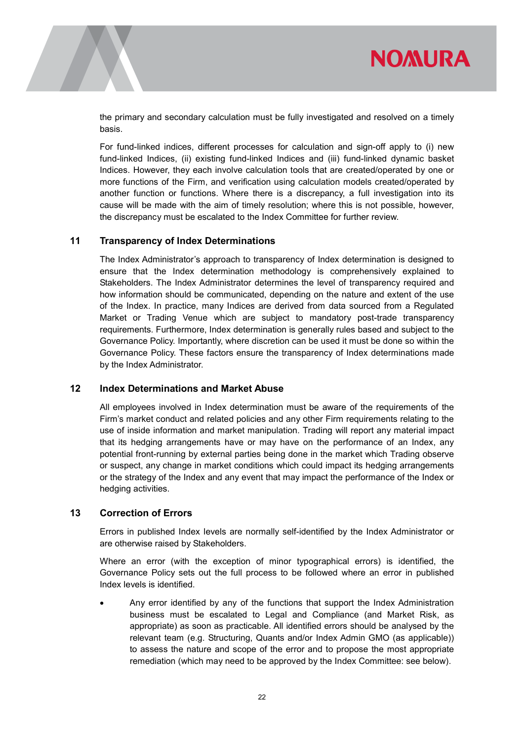the primary and secondary calculation must be fully investigated and resolved on a timely basis.

For fund-linked indices, different processes for calculation and sign-off apply to (i) new fund-linked Indices, (ii) existing fund-linked Indices and (iii) fund-linked dynamic basket Indices. However, they each involve calculation tools that are created/operated by one or more functions of the Firm, and verification using calculation models created/operated by another function or functions. Where there is a discrepancy, a full investigation into its cause will be made with the aim of timely resolution; where this is not possible, however, the discrepancy must be escalated to the Index Committee for further review.

## 11 Transparency of Index Determinations

The Index Administrator's approach to transparency of Index determination is designed to ensure that the Index determination methodology is comprehensively explained to Stakeholders. The Index Administrator determines the level of transparency required and how information should be communicated, depending on the nature and extent of the use of the Index. In practice, many Indices are derived from data sourced from a Regulated Market or Trading Venue which are subject to mandatory post-trade transparency requirements. Furthermore, Index determination is generally rules based and subject to the Governance Policy. Importantly, where discretion can be used it must be done so within the Governance Policy. These factors ensure the transparency of Index determinations made by the Index Administrator.

## 12 Index Determinations and Market Abuse

All employees involved in Index determination must be aware of the requirements of the Firm's market conduct and related policies and any other Firm requirements relating to the use of inside information and market manipulation. Trading will report any material impact that its hedging arrangements have or may have on the performance of an Index, any potential front-running by external parties being done in the market which Trading observe or suspect, any change in market conditions which could impact its hedging arrangements or the strategy of the Index and any event that may impact the performance of the Index or hedging activities.

## 13 Correction of Errors

Errors in published Index levels are normally self-identified by the Index Administrator or are otherwise raised by Stakeholders.

Where an error (with the exception of minor typographical errors) is identified, the Governance Policy sets out the full process to be followed where an error in published Index levels is identified.

- Any error identified by any of the functions that support the Index Administration business must be escalated to Legal and Compliance (and Market Risk, as appropriate) as soon as practicable. All identified errors should be analysed by the relevant team (e.g. Structuring, Quants and/or Index Admin GMO (as applicable)) to assess the nature and scope of the error and to propose the most appropriate remediation (which may need to be approved by the Index Committee: see below).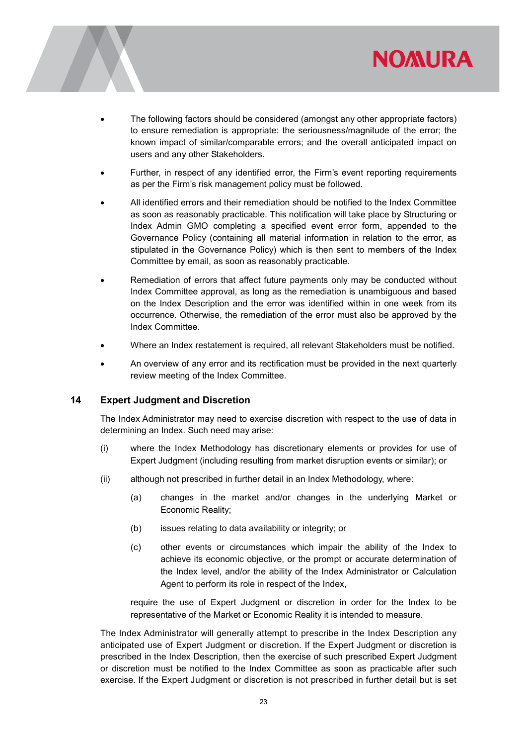- The following factors should be considered (amongst any other appropriate factors) to ensure remediation is appropriate: the seriousness/magnitude of the error; the known impact of similar/comparable errors; and the overall anticipated impact on users and any other Stakeholders.

- Further, in respect of any identified error, the Firm's event reporting requirements as per the Firm's risk management policy must be followed.

- All identified errors and their remediation should be notified to the Index Committee as soon as reasonably practicable. This notification will take place by Structuring or Index Admin GMO completing a specified event error form, appended to the Governance Policy (containing all material information in relation to the error, as stipulated in the Governance Policy) which is then sent to members of the Index Committee by email, as soon as reasonably practicable.

- Remediation of errors that affect future payments only may be conducted without Index Committee approval, as long as the remediation is unambiguous and based on the Index Description and the error was identified within in one week from its occurrence. Otherwise, the remediation of the error must also be approved by the Index Committee.

- Where an Index restatement is required, all relevant Stakeholders must be notified.

- An overview of any error and its rectification must be provided in the next quarterly review meeting of the Index Committee.

## 14 Expert Judgment and Discretion

The Index Administrator may need to exercise discretion with respect to the use of data in determining an Index. Such need may arise:

(i) where the Index Methodology has discretionary elements or provides for use of Expert Judgment (including resulting from market disruption events or similar); or

(ii) although not prescribed in further detail in an Index Methodology, where:

  (a) changes in the market and/or changes in the underlying Market or Economic Reality;

  (b) issues relating to data availability or integrity; or

  (c) other events or circumstances which impair the ability of the Index to achieve its economic objective, or the prompt or accurate determination of the Index level, and/or the ability of the Index Administrator or Calculation Agent to perform its role in respect of the Index,

  require the use of Expert Judgment or discretion in order for the Index to be representative of the Market or Economic Reality it is intended to measure.

The Index Administrator will generally attempt to prescribe in the Index Description any anticipated use of Expert Judgment or discretion. If the Expert Judgment or discretion is prescribed in the Index Description, then the exercise of such prescribed Expert Judgment or discretion must be notified to the Index Committee as soon as practicable after such exercise. If the Expert Judgment or discretion is not prescribed in further detail but is set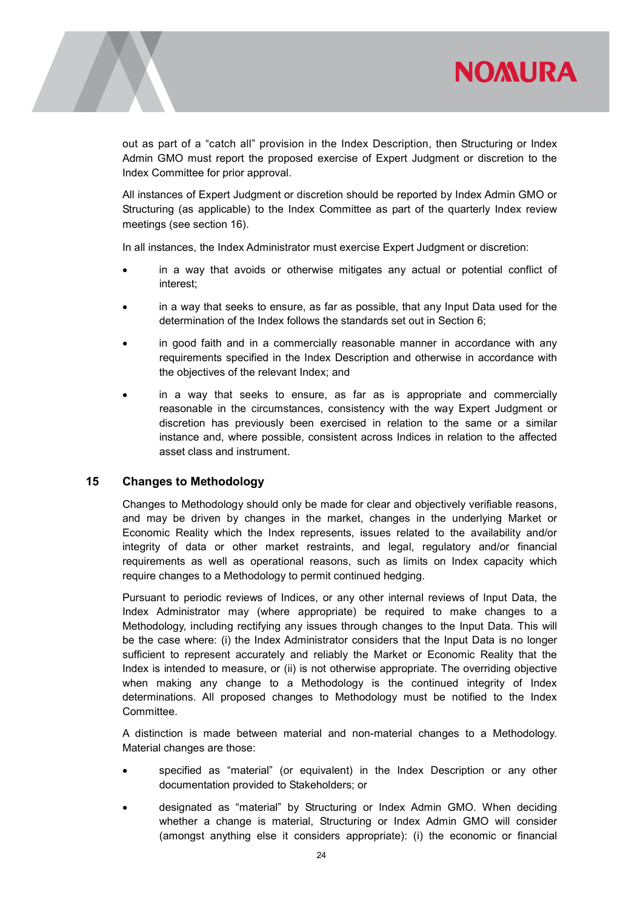out as part of a "catch all" provision in the Index Description, then Structuring or Index Admin GMO must report the proposed exercise of Expert Judgment or discretion to the Index Committee for prior approval.

All instances of Expert Judgment or discretion should be reported by Index Admin GMO or Structuring (as applicable) to the Index Committee as part of the quarterly Index review meetings (see section 16).

In all instances, the Index Administrator must exercise Expert Judgment or discretion:

- in a way that avoids or otherwise mitigates any actual or potential conflict of interest;
- in a way that seeks to ensure, as far as possible, that any Input Data used for the determination of the Index follows the standards set out in Section 6;
- in good faith and in a commercially reasonable manner in accordance with any requirements specified in the Index Description and otherwise in accordance with the objectives of the relevant Index; and
- in a way that seeks to ensure, as far as is appropriate and commercially reasonable in the circumstances, consistency with the way Expert Judgment or discretion has previously been exercised in relation to the same or a similar instance and, where possible, consistent across Indices in relation to the affected asset class and instrument.

## 15 Changes to Methodology

Changes to Methodology should only be made for clear and objectively verifiable reasons, and may be driven by changes in the market, changes in the underlying Market or Economic Reality which the Index represents, issues related to the availability and/or integrity of data or other market restraints, and legal, regulatory and/or financial requirements as well as operational reasons, such as limits on Index capacity which require changes to a Methodology to permit continued hedging.

Pursuant to periodic reviews of Indices, or any other internal reviews of Input Data, the Index Administrator may (where appropriate) be required to make changes to a Methodology, including rectifying any issues through changes to the Input Data. This will be the case where: (i) the Index Administrator considers that the Input Data is no longer sufficient to represent accurately and reliably the Market or Economic Reality that the Index is intended to measure, or (ii) is not otherwise appropriate. The overriding objective when making any change to a Methodology is the continued integrity of Index determinations. All proposed changes to Methodology must be notified to the Index Committee.

A distinction is made between material and non-material changes to a Methodology. Material changes are those:

- specified as "material" (or equivalent) in the Index Description or any other documentation provided to Stakeholders; or
- designated as "material" by Structuring or Index Admin GMO. When deciding whether a change is material, Structuring or Index Admin GMO will consider (amongst anything else it considers appropriate): (i) the economic or financial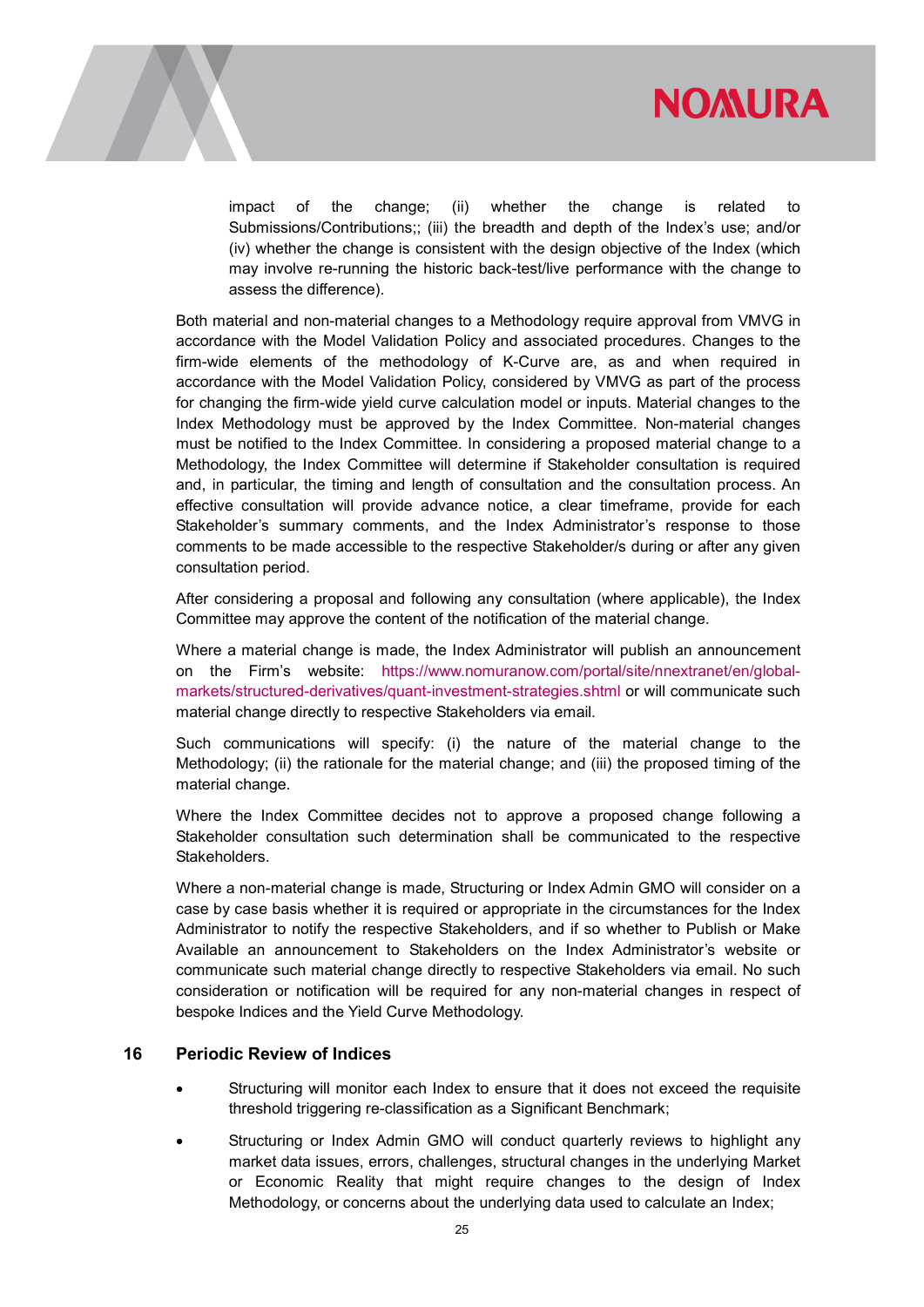impact of the change; (ii) whether the change is related to Submissions/Contributions;; (iii) the breadth and depth of the Index's use; and/or (iv) whether the change is consistent with the design objective of the Index (which may involve re-running the historic back-test/live performance with the change to assess the difference).

Both material and non-material changes to a Methodology require approval from VMVG in accordance with the Model Validation Policy and associated procedures. Changes to the firm-wide elements of the methodology of K-Curve are, as and when required in accordance with the Model Validation Policy, considered by VMVG as part of the process for changing the firm-wide yield curve calculation model or inputs. Material changes to the Index Methodology must be approved by the Index Committee. Non-material changes must be notified to the Index Committee. In considering a proposed material change to a Methodology, the Index Committee will determine if Stakeholder consultation is required and, in particular, the timing and length of consultation and the consultation process. An effective consultation will provide advance notice, a clear timeframe, provide for each Stakeholder's summary comments, and the Index Administrator's response to those comments to be made accessible to the respective Stakeholder/s during or after any given consultation period.

After considering a proposal and following any consultation (where applicable), the Index Committee may approve the content of the notification of the material change.

Where a material change is made, the Index Administrator will publish an announcement on the Firm's website: https://www.nomuranow.com/portal/site/nnextranet/en/global-markets/structured-derivatives/quant-investment-strategies.shtml or will communicate such material change directly to respective Stakeholders via email.

Such communications will specify: (i) the nature of the material change to the Methodology; (ii) the rationale for the material change; and (iii) the proposed timing of the material change.

Where the Index Committee decides not to approve a proposed change following a Stakeholder consultation such determination shall be communicated to the respective Stakeholders.

Where a non-material change is made, Structuring or Index Admin GMO will consider on a case by case basis whether it is required or appropriate in the circumstances for the Index Administrator to notify the respective Stakeholders, and if so whether to Publish or Make Available an announcement to Stakeholders on the Index Administrator's website or communicate such material change directly to respective Stakeholders via email. No such consideration or notification will be required for any non-material changes in respect of bespoke Indices and the Yield Curve Methodology.

## 16 Periodic Review of Indices

- Structuring will monitor each Index to ensure that it does not exceed the requisite threshold triggering re-classification as a Significant Benchmark;
- Structuring or Index Admin GMO will conduct quarterly reviews to highlight any market data issues, errors, challenges, structural changes in the underlying Market or Economic Reality that might require changes to the design of Index Methodology, or concerns about the underlying data used to calculate an Index;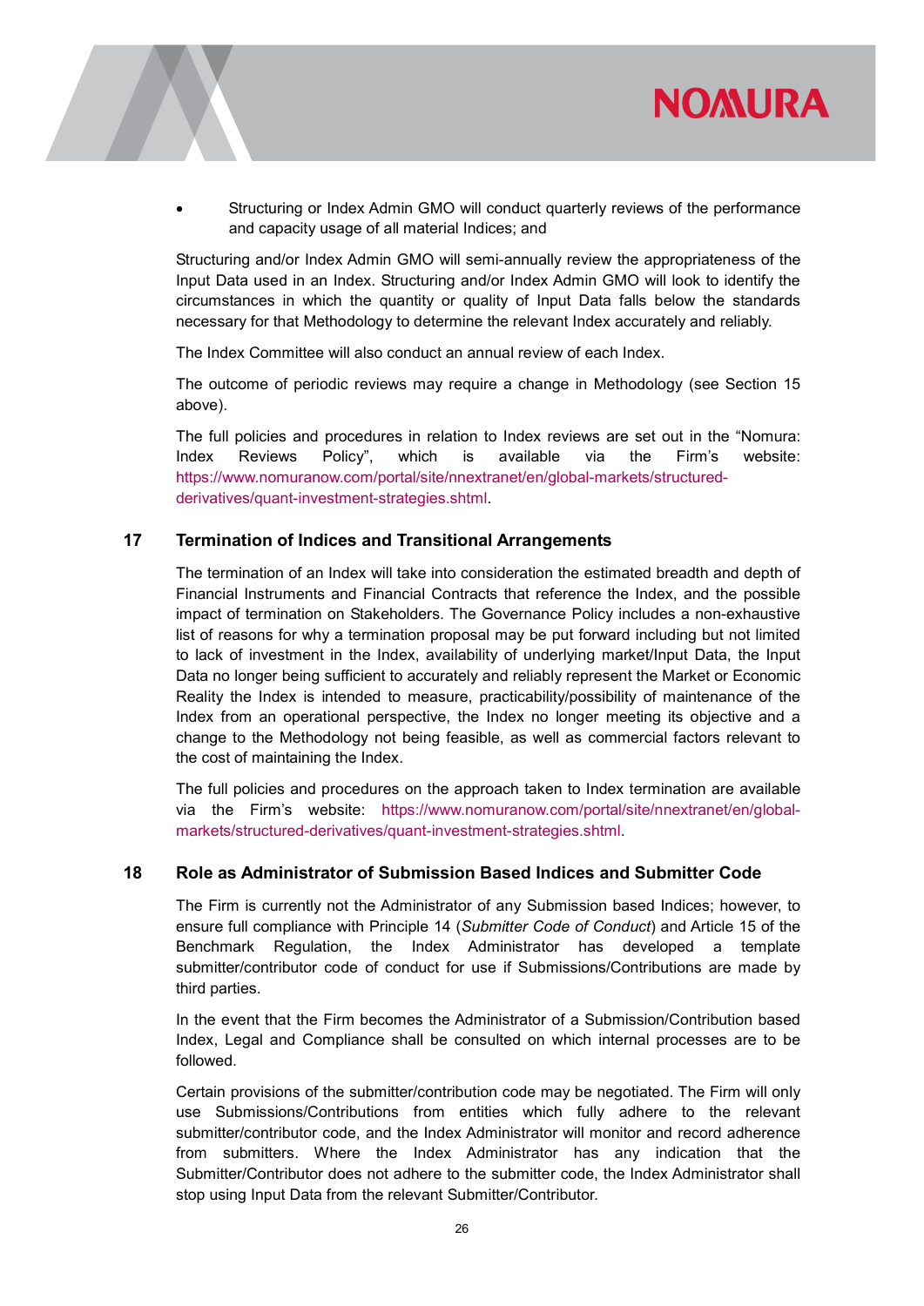- Structuring or Index Admin GMO will conduct quarterly reviews of the performance and capacity usage of all material Indices; and

Structuring and/or Index Admin GMO will semi-annually review the appropriateness of the Input Data used in an Index. Structuring and/or Index Admin GMO will look to identify the circumstances in which the quantity or quality of Input Data falls below the standards necessary for that Methodology to determine the relevant Index accurately and reliably.

The Index Committee will also conduct an annual review of each Index.

The outcome of periodic reviews may require a change in Methodology (see Section 15 above).

The full policies and procedures in relation to Index reviews are set out in the "Nomura: Index Reviews Policy", which is available via the Firm's website: https://www.nomuranow.com/portal/site/nnextranet/en/global-markets/structured-derivatives/quant-investment-strategies.shtml.

## 17 Termination of Indices and Transitional Arrangements

The termination of an Index will take into consideration the estimated breadth and depth of Financial Instruments and Financial Contracts that reference the Index, and the possible impact of termination on Stakeholders. The Governance Policy includes a non-exhaustive list of reasons for why a termination proposal may be put forward including but not limited to lack of investment in the Index, availability of underlying market/Input Data, the Input Data no longer being sufficient to accurately and reliably represent the Market or Economic Reality the Index is intended to measure, practicability/possibility of maintenance of the Index from an operational perspective, the Index no longer meeting its objective and a change to the Methodology not being feasible, as well as commercial factors relevant to the cost of maintaining the Index.

The full policies and procedures on the approach taken to Index termination are available via the Firm's website: https://www.nomuranow.com/portal/site/nnextranet/en/global-markets/structured-derivatives/quant-investment-strategies.shtml.

## 18 Role as Administrator of Submission Based Indices and Submitter Code

The Firm is currently not the Administrator of any Submission based Indices; however, to ensure full compliance with Principle 14 (*Submitter Code of Conduct*) and Article 15 of the Benchmark Regulation, the Index Administrator has developed a template submitter/contributor code of conduct for use if Submissions/Contributions are made by third parties.

In the event that the Firm becomes the Administrator of a Submission/Contribution based Index, Legal and Compliance shall be consulted on which internal processes are to be followed.

Certain provisions of the submitter/contribution code may be negotiated. The Firm will only use Submissions/Contributions from entities which fully adhere to the relevant submitter/contributor code, and the Index Administrator will monitor and record adherence from submitters. Where the Index Administrator has any indication that the Submitter/Contributor does not adhere to the submitter code, the Index Administrator shall stop using Input Data from the relevant Submitter/Contributor.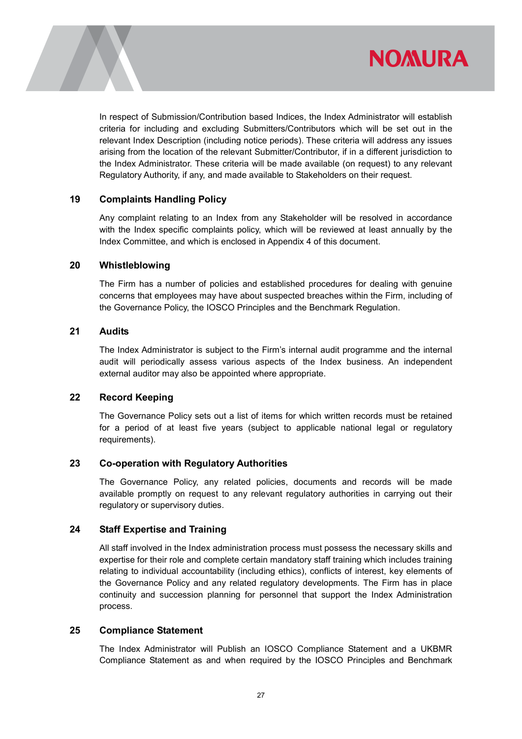In respect of Submission/Contribution based Indices, the Index Administrator will establish criteria for including and excluding Submitters/Contributors which will be set out in the relevant Index Description (including notice periods). These criteria will address any issues arising from the location of the relevant Submitter/Contributor, if in a different jurisdiction to the Index Administrator. These criteria will be made available (on request) to any relevant Regulatory Authority, if any, and made available to Stakeholders on their request.

## 19 Complaints Handling Policy

Any complaint relating to an Index from any Stakeholder will be resolved in accordance with the Index specific complaints policy, which will be reviewed at least annually by the Index Committee, and which is enclosed in Appendix 4 of this document.

## 20 Whistleblowing

The Firm has a number of policies and established procedures for dealing with genuine concerns that employees may have about suspected breaches within the Firm, including of the Governance Policy, the IOSCO Principles and the Benchmark Regulation.

## 21 Audits

The Index Administrator is subject to the Firm's internal audit programme and the internal audit will periodically assess various aspects of the Index business. An independent external auditor may also be appointed where appropriate.

## 22 Record Keeping

The Governance Policy sets out a list of items for which written records must be retained for a period of at least five years (subject to applicable national legal or regulatory requirements).

## 23 Co-operation with Regulatory Authorities

The Governance Policy, any related policies, documents and records will be made available promptly on request to any relevant regulatory authorities in carrying out their regulatory or supervisory duties.

## 24 Staff Expertise and Training

All staff involved in the Index administration process must possess the necessary skills and expertise for their role and complete certain mandatory staff training which includes training relating to individual accountability (including ethics), conflicts of interest, key elements of the Governance Policy and any related regulatory developments. The Firm has in place continuity and succession planning for personnel that support the Index Administration process.

## 25 Compliance Statement

The Index Administrator will Publish an IOSCO Compliance Statement and a UKBMR Compliance Statement as and when required by the IOSCO Principles and Benchmark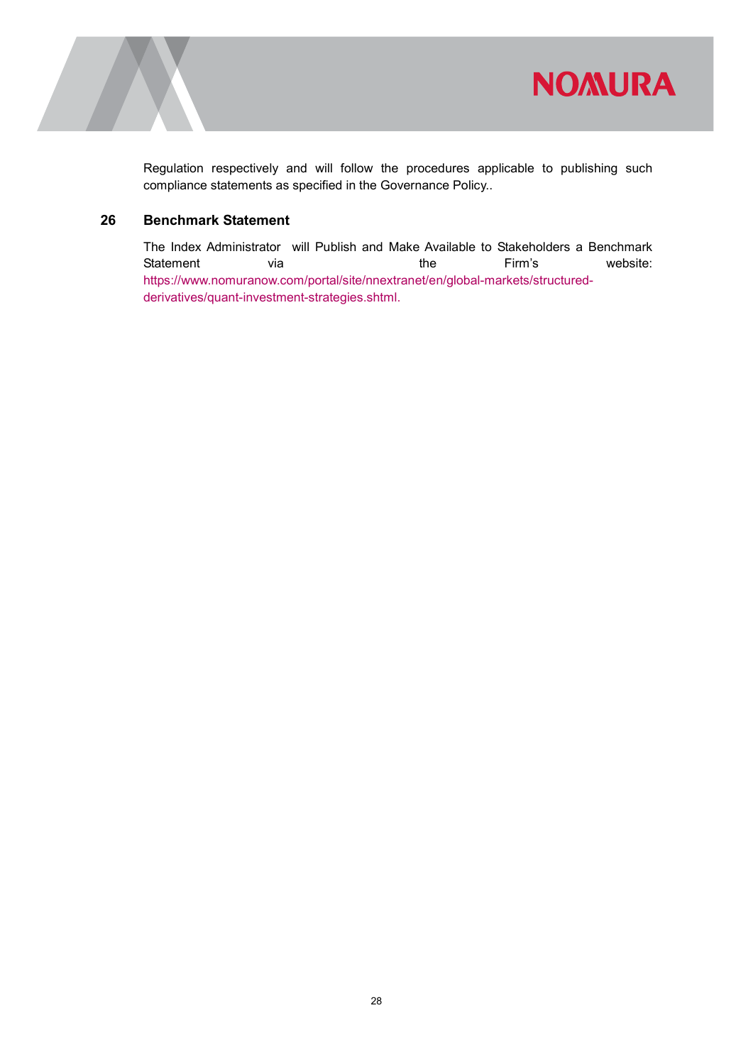Regulation respectively and will follow the procedures applicable to publishing such compliance statements as specified in the Governance Policy..

## 26 Benchmark Statement

The Index Administrator will Publish and Make Available to Stakeholders a Benchmark Statement via the Firm's website: https://www.nomuranow.com/portal/site/nnextranet/en/global-markets/structured-derivatives/quant-investment-strategies.shtml.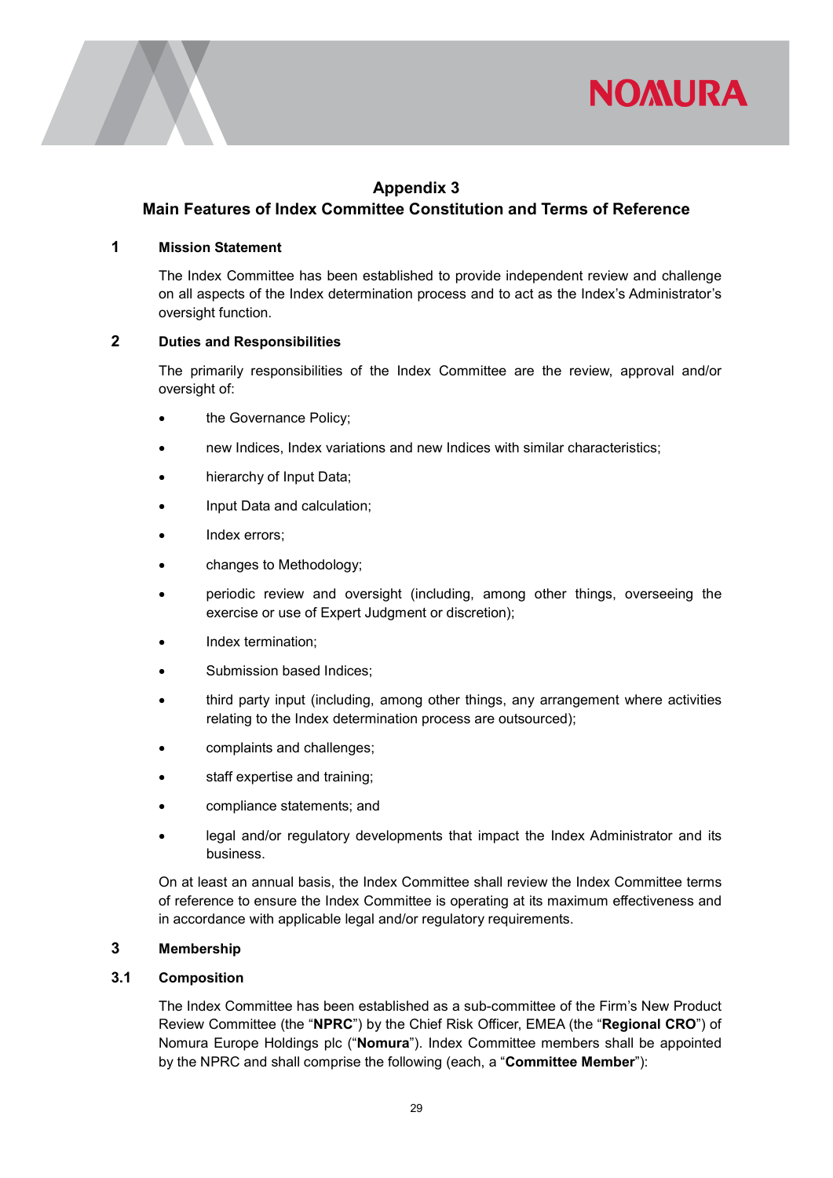## Appendix 3
## Main Features of Index Committee Constitution and Terms of Reference

### 1 Mission Statement

The Index Committee has been established to provide independent review and challenge on all aspects of the Index determination process and to act as the Index's Administrator's oversight function.

### 2 Duties and Responsibilities

The primarily responsibilities of the Index Committee are the review, approval and/or oversight of:

- the Governance Policy;
- new Indices, Index variations and new Indices with similar characteristics;
- hierarchy of Input Data;
- Input Data and calculation;
- Index errors;
- changes to Methodology;
- periodic review and oversight (including, among other things, overseeing the exercise or use of Expert Judgment or discretion);
- Index termination;
- Submission based Indices;
- third party input (including, among other things, any arrangement where activities relating to the Index determination process are outsourced);
- complaints and challenges;
- staff expertise and training;
- compliance statements; and
- legal and/or regulatory developments that impact the Index Administrator and its business.

On at least an annual basis, the Index Committee shall review the Index Committee terms of reference to ensure the Index Committee is operating at its maximum effectiveness and in accordance with applicable legal and/or regulatory requirements.

### 3 Membership

### 3.1 Composition

The Index Committee has been established as a sub-committee of the Firm's New Product Review Committee (the "**NPRC**") by the Chief Risk Officer, EMEA (the "**Regional CRO**") of Nomura Europe Holdings plc ("**Nomura**"). Index Committee members shall be appointed by the NPRC and shall comprise the following (each, a "**Committee Member**"):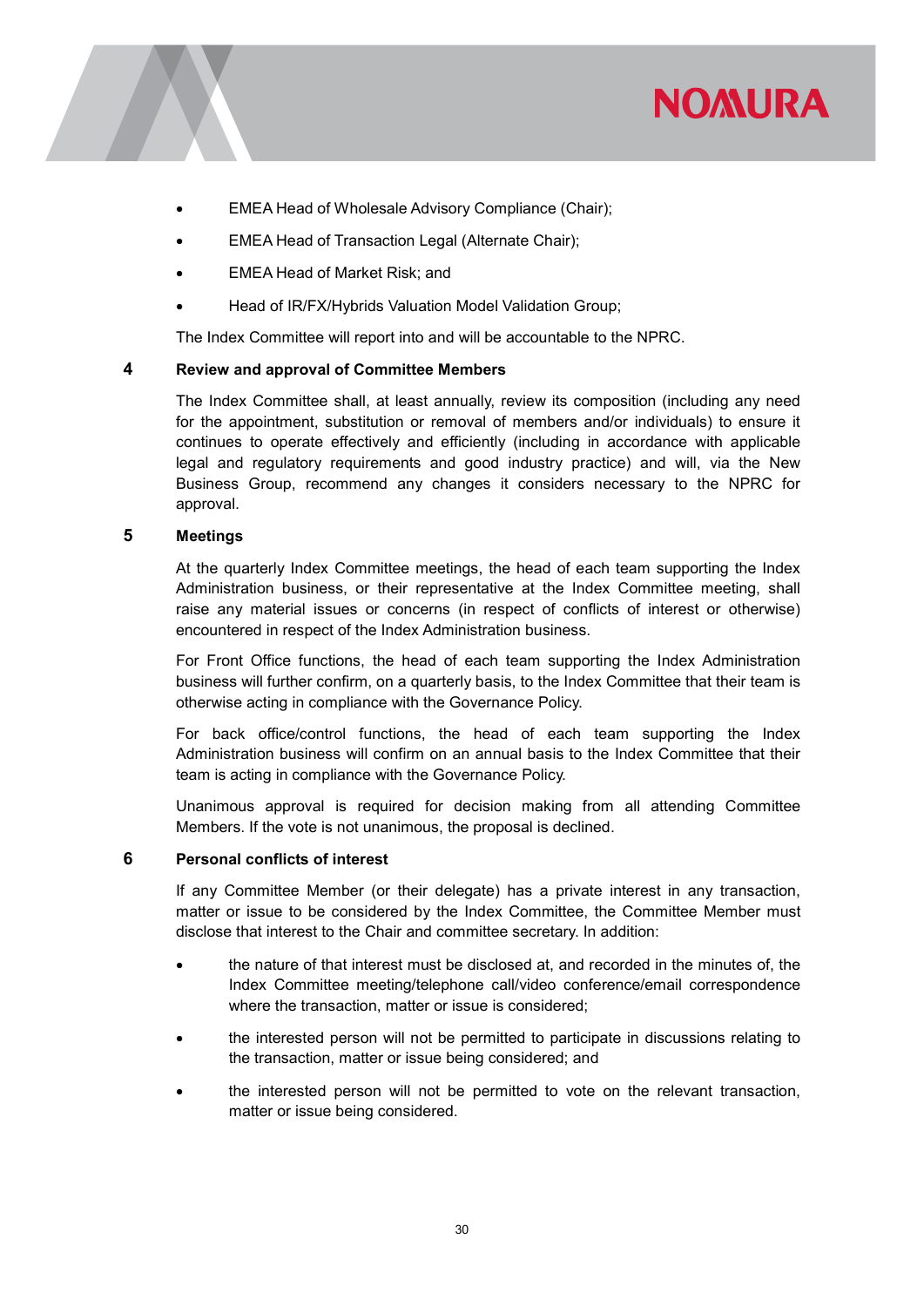- EMEA Head of Wholesale Advisory Compliance (Chair);
- EMEA Head of Transaction Legal (Alternate Chair);
- EMEA Head of Market Risk; and
- Head of IR/FX/Hybrids Valuation Model Validation Group;

The Index Committee will report into and will be accountable to the NPRC.

## 4 Review and approval of Committee Members

The Index Committee shall, at least annually, review its composition (including any need for the appointment, substitution or removal of members and/or individuals) to ensure it continues to operate effectively and efficiently (including in accordance with applicable legal and regulatory requirements and good industry practice) and will, via the New Business Group, recommend any changes it considers necessary to the NPRC for approval.

## 5 Meetings

At the quarterly Index Committee meetings, the head of each team supporting the Index Administration business, or their representative at the Index Committee meeting, shall raise any material issues or concerns (in respect of conflicts of interest or otherwise) encountered in respect of the Index Administration business.

For Front Office functions, the head of each team supporting the Index Administration business will further confirm, on a quarterly basis, to the Index Committee that their team is otherwise acting in compliance with the Governance Policy.

For back office/control functions, the head of each team supporting the Index Administration business will confirm on an annual basis to the Index Committee that their team is acting in compliance with the Governance Policy.

Unanimous approval is required for decision making from all attending Committee Members. If the vote is not unanimous, the proposal is declined.

## 6 Personal conflicts of interest

If any Committee Member (or their delegate) has a private interest in any transaction, matter or issue to be considered by the Index Committee, the Committee Member must disclose that interest to the Chair and committee secretary. In addition:

- the nature of that interest must be disclosed at, and recorded in the minutes of, the Index Committee meeting/telephone call/video conference/email correspondence where the transaction, matter or issue is considered;
- the interested person will not be permitted to participate in discussions relating to the transaction, matter or issue being considered; and
- the interested person will not be permitted to vote on the relevant transaction, matter or issue being considered.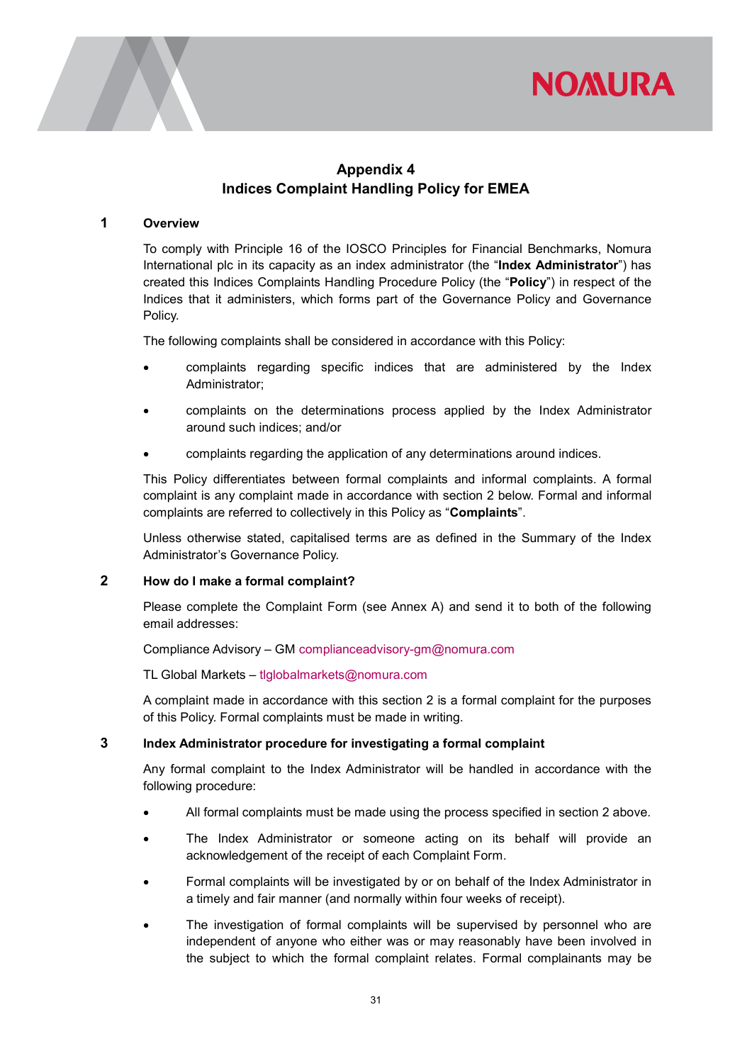## Appendix 4
## Indices Complaint Handling Policy for EMEA

### 1 Overview

To comply with Principle 16 of the IOSCO Principles for Financial Benchmarks, Nomura International plc in its capacity as an index administrator (the "**Index Administrator**") has created this Indices Complaints Handling Procedure Policy (the "**Policy**") in respect of the Indices that it administers, which forms part of the Governance Policy and Governance Policy.

The following complaints shall be considered in accordance with this Policy:

- complaints regarding specific indices that are administered by the Index Administrator;
- complaints on the determinations process applied by the Index Administrator around such indices; and/or
- complaints regarding the application of any determinations around indices.

This Policy differentiates between formal complaints and informal complaints. A formal complaint is any complaint made in accordance with section 2 below. Formal and informal complaints are referred to collectively in this Policy as "**Complaints**".

Unless otherwise stated, capitalised terms are as defined in the Summary of the Index Administrator's Governance Policy.

### 2 How do I make a formal complaint?

Please complete the Complaint Form (see Annex A) and send it to both of the following email addresses:

Compliance Advisory – GM complianceadvisory-gm@nomura.com

TL Global Markets – tlglobalmarkets@nomura.com

A complaint made in accordance with this section 2 is a formal complaint for the purposes of this Policy. Formal complaints must be made in writing.

### 3 Index Administrator procedure for investigating a formal complaint

Any formal complaint to the Index Administrator will be handled in accordance with the following procedure:

- All formal complaints must be made using the process specified in section 2 above.
- The Index Administrator or someone acting on its behalf will provide an acknowledgement of the receipt of each Complaint Form.
- Formal complaints will be investigated by or on behalf of the Index Administrator in a timely and fair manner (and normally within four weeks of receipt).
- The investigation of formal complaints will be supervised by personnel who are independent of anyone who either was or may reasonably have been involved in the subject to which the formal complaint relates. Formal complainants may be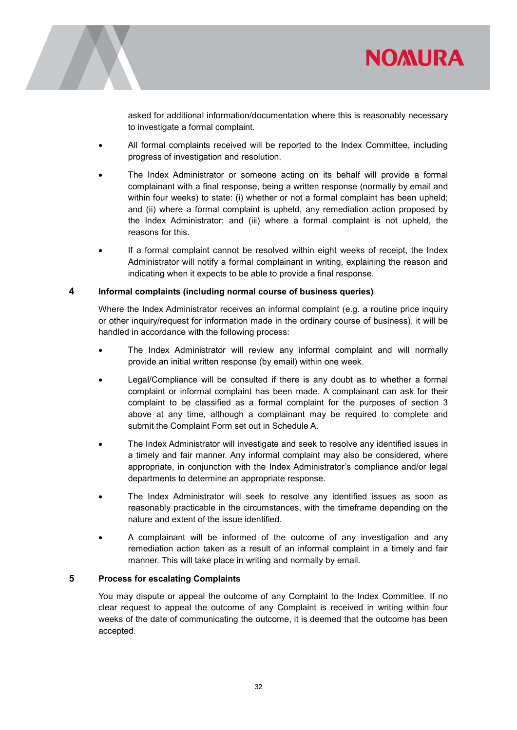asked for additional information/documentation where this is reasonably necessary to investigate a formal complaint.

- All formal complaints received will be reported to the Index Committee, including progress of investigation and resolution.
- The Index Administrator or someone acting on its behalf will provide a formal complainant with a final response, being a written response (normally by email and within four weeks) to state: (i) whether or not a formal complaint has been upheld; and (ii) where a formal complaint is upheld, any remediation action proposed by the Index Administrator; and (iii) where a formal complaint is not upheld, the reasons for this.
- If a formal complaint cannot be resolved within eight weeks of receipt, the Index Administrator will notify a formal complainant in writing, explaining the reason and indicating when it expects to be able to provide a final response.

## 4 Informal complaints (including normal course of business queries)

Where the Index Administrator receives an informal complaint (e.g. a routine price inquiry or other inquiry/request for information made in the ordinary course of business), it will be handled in accordance with the following process:

- The Index Administrator will review any informal complaint and will normally provide an initial written response (by email) within one week.
- Legal/Compliance will be consulted if there is any doubt as to whether a formal complaint or informal complaint has been made. A complainant can ask for their complaint to be classified as a formal complaint for the purposes of section 3 above at any time, although a complainant may be required to complete and submit the Complaint Form set out in Schedule A.
- The Index Administrator will investigate and seek to resolve any identified issues in a timely and fair manner. Any informal complaint may also be considered, where appropriate, in conjunction with the Index Administrator's compliance and/or legal departments to determine an appropriate response.
- The Index Administrator will seek to resolve any identified issues as soon as reasonably practicable in the circumstances, with the timeframe depending on the nature and extent of the issue identified.
- A complainant will be informed of the outcome of any investigation and any remediation action taken as a result of an informal complaint in a timely and fair manner. This will take place in writing and normally by email.

## 5 Process for escalating Complaints

You may dispute or appeal the outcome of any Complaint to the Index Committee. If no clear request to appeal the outcome of any Complaint is received in writing within four weeks of the date of communicating the outcome, it is deemed that the outcome has been accepted.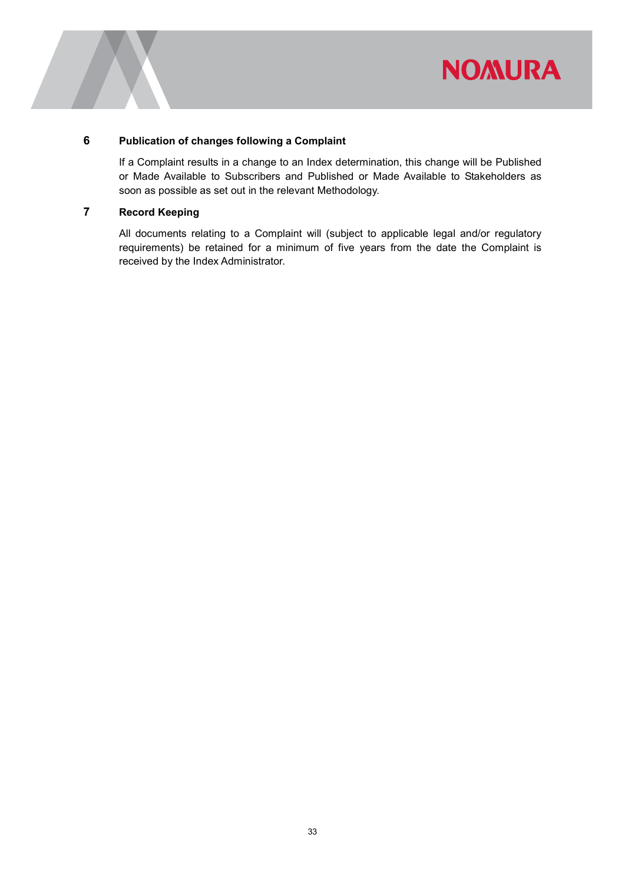## 6 Publication of changes following a Complaint

If a Complaint results in a change to an Index determination, this change will be Published or Made Available to Subscribers and Published or Made Available to Stakeholders as soon as possible as set out in the relevant Methodology.

## 7 Record Keeping

All documents relating to a Complaint will (subject to applicable legal and/or regulatory requirements) be retained for a minimum of five years from the date the Complaint is received by the Index Administrator.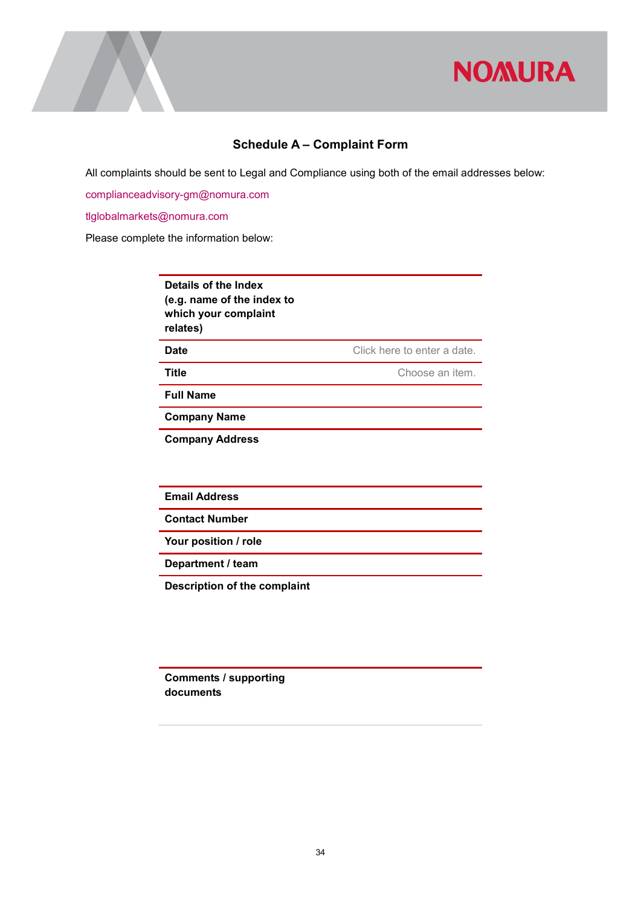## Schedule A – Complaint Form

All complaints should be sent to Legal and Compliance using both of the email addresses below:

complianceadvisory-gm@nomura.com

tlglobalmarkets@nomura.com

Please complete the information below:

| | |
|---|---|
| **Details of the Index (e.g. name of the index to which your complaint relates)** | |
| **Date** | Click here to enter a date. |
| **Title** | Choose an item. |
| **Full Name** | |
| **Company Name** | |
| **Company Address** | |
| **Email Address** | |
| **Contact Number** | |
| **Your position / role** | |
| **Department / team** | |
| **Description of the complaint** | |
| **Comments / supporting documents** | |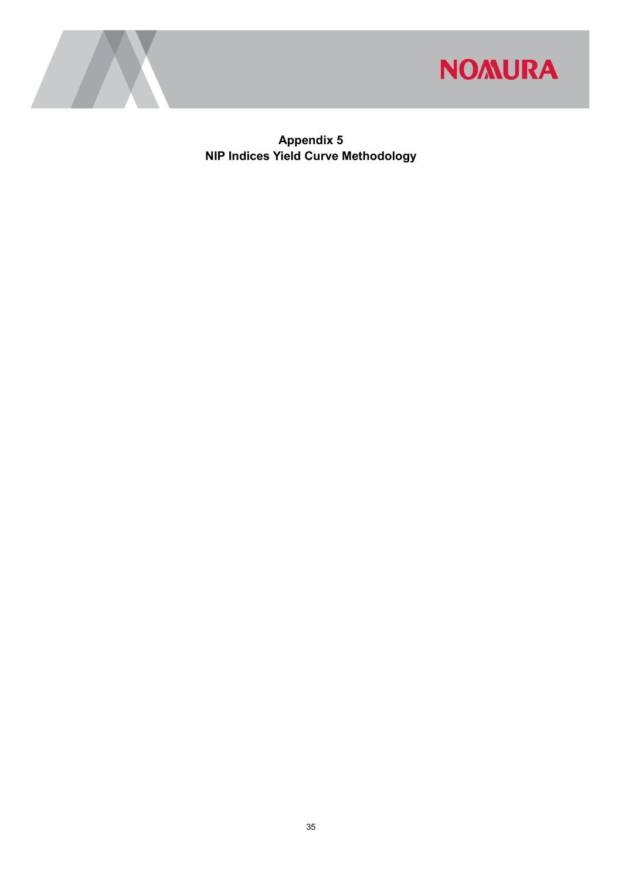# Appendix 5
# NIP Indices Yield Curve Methodology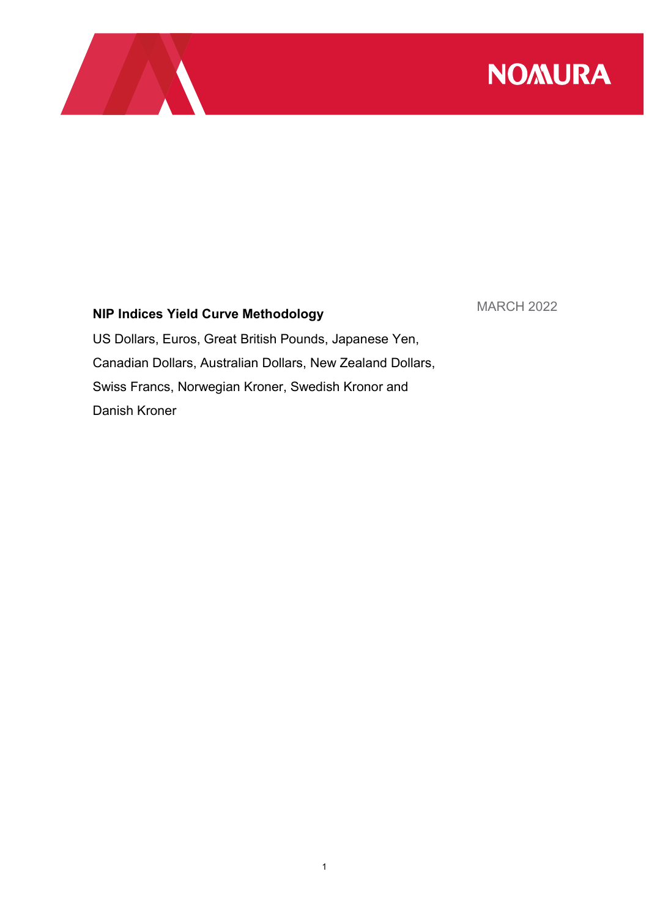MARCH 2022

**NIP Indices Yield Curve Methodology**

US Dollars, Euros, Great British Pounds, Japanese Yen, Canadian Dollars, Australian Dollars, New Zealand Dollars, Swiss Francs, Norwegian Kroner, Swedish Kronor and Danish Kroner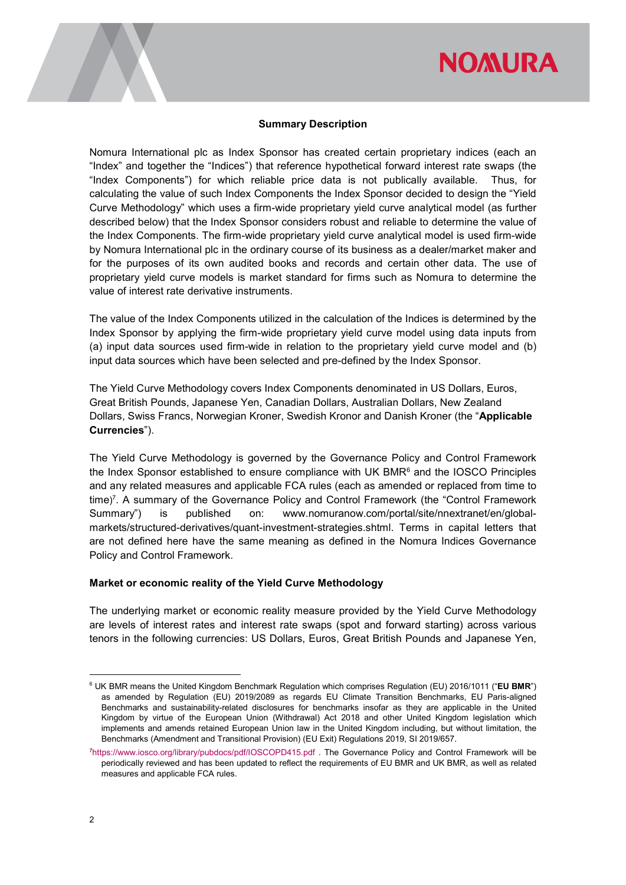**Summary Description**

Nomura International plc as Index Sponsor has created certain proprietary indices (each an "Index" and together the "Indices") that reference hypothetical forward interest rate swaps (the "Index Components") for which reliable price data is not publically available. Thus, for calculating the value of such Index Components the Index Sponsor decided to design the "Yield Curve Methodology" which uses a firm-wide proprietary yield curve analytical model (as further described below) that the Index Sponsor considers robust and reliable to determine the value of the Index Components. The firm-wide proprietary yield curve analytical model is used firm-wide by Nomura International plc in the ordinary course of its business as a dealer/market maker and for the purposes of its own audited books and records and certain other data. The use of proprietary yield curve models is market standard for firms such as Nomura to determine the value of interest rate derivative instruments.

The value of the Index Components utilized in the calculation of the Indices is determined by the Index Sponsor by applying the firm-wide proprietary yield curve model using data inputs from (a) input data sources used firm-wide in relation to the proprietary yield curve model and (b) input data sources which have been selected and pre-defined by the Index Sponsor.

The Yield Curve Methodology covers Index Components denominated in US Dollars, Euros, Great British Pounds, Japanese Yen, Canadian Dollars, Australian Dollars, New Zealand Dollars, Swiss Francs, Norwegian Kroner, Swedish Kronor and Danish Kroner (the "**Applicable Currencies**").

The Yield Curve Methodology is governed by the Governance Policy and Control Framework the Index Sponsor established to ensure compliance with UK BMR[6] and the IOSCO Principles and any related measures and applicable FCA rules (each as amended or replaced from time to time)[7]. A summary of the Governance Policy and Control Framework (the "Control Framework Summary") is published on: www.nomuranow.com/portal/site/nnextranet/en/global-markets/structured-derivatives/quant-investment-strategies.shtml. Terms in capital letters that are not defined here have the same meaning as defined in the Nomura Indices Governance Policy and Control Framework.

**Market or economic reality of the Yield Curve Methodology**

The underlying market or economic reality measure provided by the Yield Curve Methodology are levels of interest rates and interest rate swaps (spot and forward starting) across various tenors in the following currencies: US Dollars, Euros, Great British Pounds and Japanese Yen,

---

[6] UK BMR means the United Kingdom Benchmark Regulation which comprises Regulation (EU) 2016/1011 ("**EU BMR**") as amended by Regulation (EU) 2019/2089 as regards EU Climate Transition Benchmarks, EU Paris-aligned Benchmarks and sustainability-related disclosures for benchmarks insofar as they are applicable in the United Kingdom by virtue of the European Union (Withdrawal) Act 2018 and other United Kingdom legislation which implements and amends retained European Union law in the United Kingdom including, but without limitation, the Benchmarks (Amendment and Transitional Provision) (EU Exit) Regulations 2019, SI 2019/657.

[7] https://www.iosco.org/library/pubdocs/pdf/IOSCOPD415.pdf . The Governance Policy and Control Framework will be periodically reviewed and has been updated to reflect the requirements of EU BMR and UK BMR, as well as related measures and applicable FCA rules.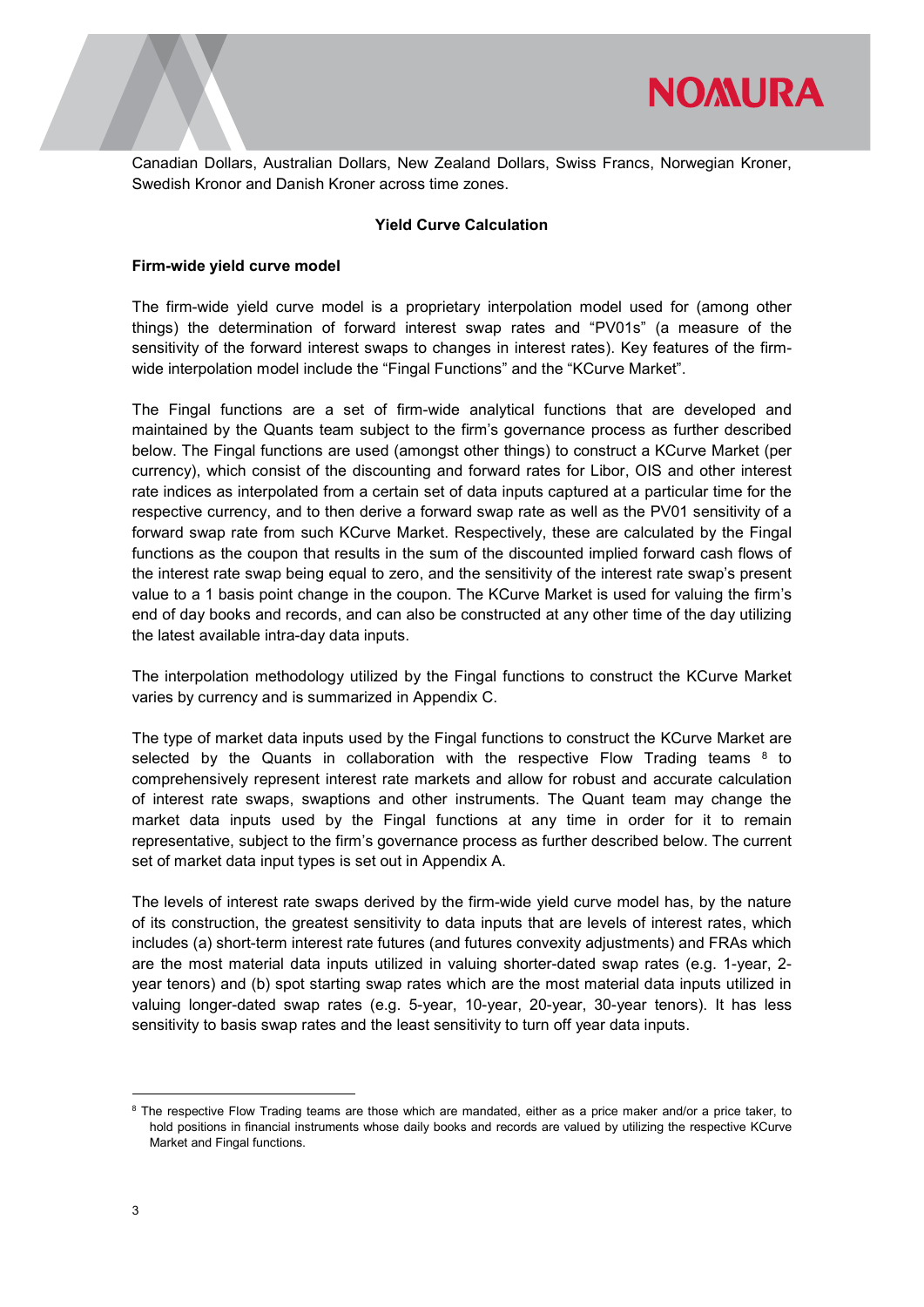Canadian Dollars, Australian Dollars, New Zealand Dollars, Swiss Francs, Norwegian Kroner, Swedish Kronor and Danish Kroner across time zones.

## Yield Curve Calculation

### Firm-wide yield curve model

The firm-wide yield curve model is a proprietary interpolation model used for (among other things) the determination of forward interest swap rates and "PV01s" (a measure of the sensitivity of the forward interest swaps to changes in interest rates). Key features of the firm-wide interpolation model include the "Fingal Functions" and the "KCurve Market".

The Fingal functions are a set of firm-wide analytical functions that are developed and maintained by the Quants team subject to the firm's governance process as further described below. The Fingal functions are used (amongst other things) to construct a KCurve Market (per currency), which consist of the discounting and forward rates for Libor, OIS and other interest rate indices as interpolated from a certain set of data inputs captured at a particular time for the respective currency, and to then derive a forward swap rate as well as the PV01 sensitivity of a forward swap rate from such KCurve Market. Respectively, these are calculated by the Fingal functions as the coupon that results in the sum of the discounted implied forward cash flows of the interest rate swap being equal to zero, and the sensitivity of the interest rate swap's present value to a 1 basis point change in the coupon. The KCurve Market is used for valuing the firm's end of day books and records, and can also be constructed at any other time of the day utilizing the latest available intra-day data inputs.

The interpolation methodology utilized by the Fingal functions to construct the KCurve Market varies by currency and is summarized in Appendix C.

The type of market data inputs used by the Fingal functions to construct the KCurve Market are selected by the Quants in collaboration with the respective Flow Trading teams [8] to comprehensively represent interest rate markets and allow for robust and accurate calculation of interest rate swaps, swaptions and other instruments. The Quant team may change the market data inputs used by the Fingal functions at any time in order for it to remain representative, subject to the firm's governance process as further described below. The current set of market data input types is set out in Appendix A.

The levels of interest rate swaps derived by the firm-wide yield curve model has, by the nature of its construction, the greatest sensitivity to data inputs that are levels of interest rates, which includes (a) short-term interest rate futures (and futures convexity adjustments) and FRAs which are the most material data inputs utilized in valuing shorter-dated swap rates (e.g. 1-year, 2-year tenors) and (b) spot starting swap rates which are the most material data inputs utilized in valuing longer-dated swap rates (e.g. 5-year, 10-year, 20-year, 30-year tenors). It has less sensitivity to basis swap rates and the least sensitivity to turn off year data inputs.

---

[8] The respective Flow Trading teams are those which are mandated, either as a price maker and/or a price taker, to hold positions in financial instruments whose daily books and records are valued by utilizing the respective KCurve Market and Fingal functions.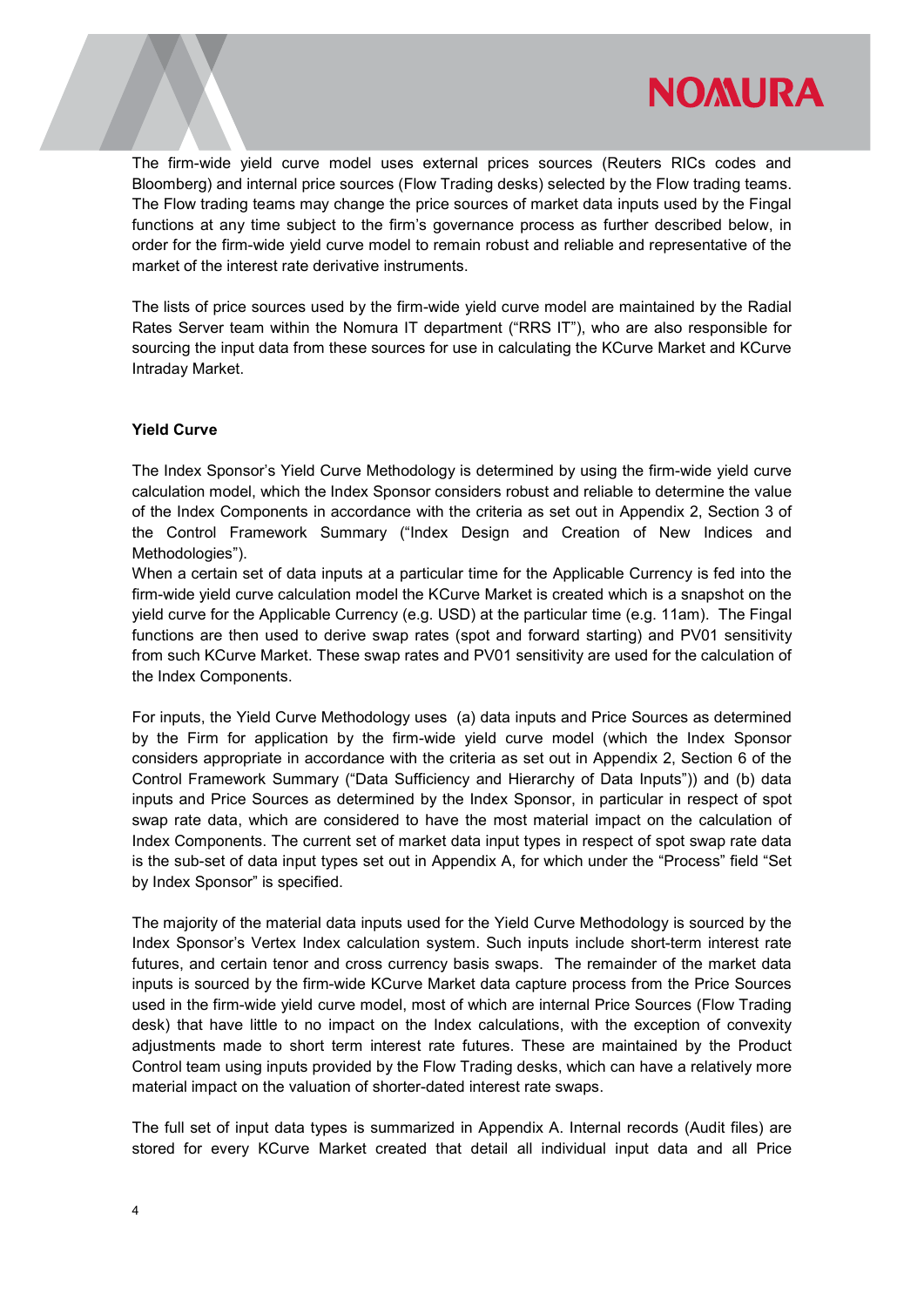The firm-wide yield curve model uses external prices sources (Reuters RICs codes and Bloomberg) and internal price sources (Flow Trading desks) selected by the Flow trading teams. The Flow trading teams may change the price sources of market data inputs used by the Fingal functions at any time subject to the firm's governance process as further described below, in order for the firm-wide yield curve model to remain robust and reliable and representative of the market of the interest rate derivative instruments.

The lists of price sources used by the firm-wide yield curve model are maintained by the Radial Rates Server team within the Nomura IT department ("RRS IT"), who are also responsible for sourcing the input data from these sources for use in calculating the KCurve Market and KCurve Intraday Market.

**Yield Curve**

The Index Sponsor's Yield Curve Methodology is determined by using the firm-wide yield curve calculation model, which the Index Sponsor considers robust and reliable to determine the value of the Index Components in accordance with the criteria as set out in Appendix 2, Section 3 of the Control Framework Summary ("Index Design and Creation of New Indices and Methodologies").

When a certain set of data inputs at a particular time for the Applicable Currency is fed into the firm-wide yield curve calculation model the KCurve Market is created which is a snapshot on the yield curve for the Applicable Currency (e.g. USD) at the particular time (e.g. 11am). The Fingal functions are then used to derive swap rates (spot and forward starting) and PV01 sensitivity from such KCurve Market. These swap rates and PV01 sensitivity are used for the calculation of the Index Components.

For inputs, the Yield Curve Methodology uses (a) data inputs and Price Sources as determined by the Firm for application by the firm-wide yield curve model (which the Index Sponsor considers appropriate in accordance with the criteria as set out in Appendix 2, Section 6 of the Control Framework Summary ("Data Sufficiency and Hierarchy of Data Inputs")) and (b) data inputs and Price Sources as determined by the Index Sponsor, in particular in respect of spot swap rate data, which are considered to have the most material impact on the calculation of Index Components. The current set of market data input types in respect of spot swap rate data is the sub-set of data input types set out in Appendix A, for which under the "Process" field "Set by Index Sponsor" is specified.

The majority of the material data inputs used for the Yield Curve Methodology is sourced by the Index Sponsor's Vertex Index calculation system. Such inputs include short-term interest rate futures, and certain tenor and cross currency basis swaps. The remainder of the market data inputs is sourced by the firm-wide KCurve Market data capture process from the Price Sources used in the firm-wide yield curve model, most of which are internal Price Sources (Flow Trading desk) that have little to no impact on the Index calculations, with the exception of convexity adjustments made to short term interest rate futures. These are maintained by the Product Control team using inputs provided by the Flow Trading desks, which can have a relatively more material impact on the valuation of shorter-dated interest rate swaps.

The full set of input data types is summarized in Appendix A. Internal records (Audit files) are stored for every KCurve Market created that detail all individual input data and all Price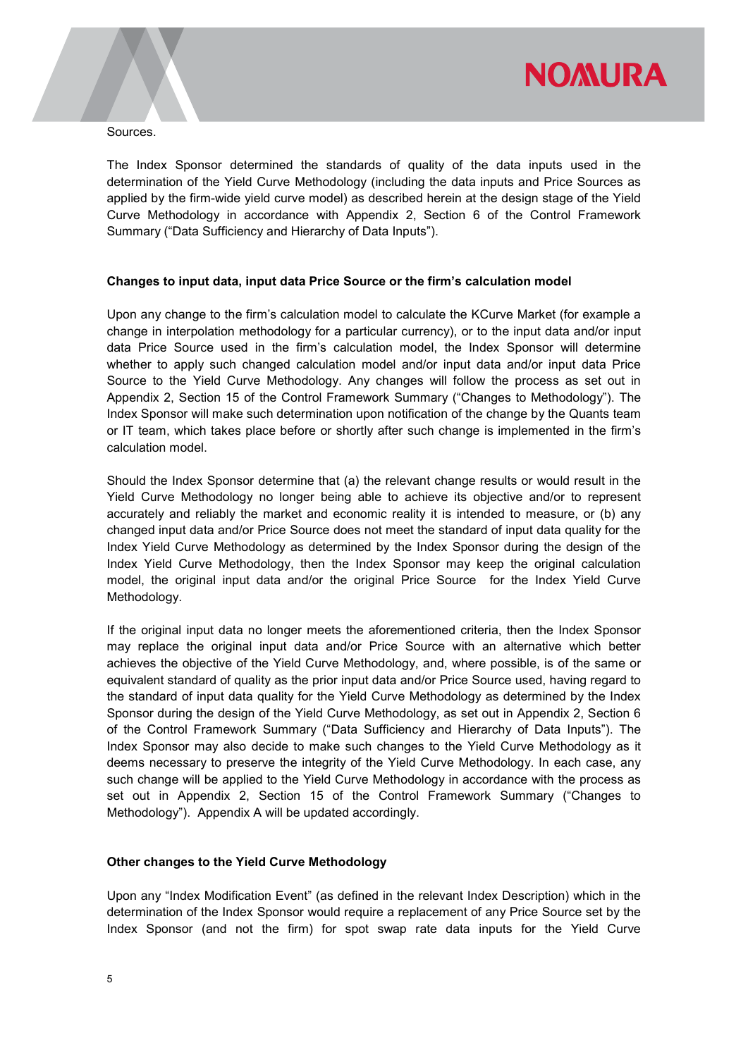Sources.

The Index Sponsor determined the standards of quality of the data inputs used in the determination of the Yield Curve Methodology (including the data inputs and Price Sources as applied by the firm-wide yield curve model) as described herein at the design stage of the Yield Curve Methodology in accordance with Appendix 2, Section 6 of the Control Framework Summary ("Data Sufficiency and Hierarchy of Data Inputs").

**Changes to input data, input data Price Source or the firm's calculation model**

Upon any change to the firm's calculation model to calculate the KCurve Market (for example a change in interpolation methodology for a particular currency), or to the input data and/or input data Price Source used in the firm's calculation model, the Index Sponsor will determine whether to apply such changed calculation model and/or input data and/or input data Price Source to the Yield Curve Methodology. Any changes will follow the process as set out in Appendix 2, Section 15 of the Control Framework Summary ("Changes to Methodology"). The Index Sponsor will make such determination upon notification of the change by the Quants team or IT team, which takes place before or shortly after such change is implemented in the firm's calculation model.

Should the Index Sponsor determine that (a) the relevant change results or would result in the Yield Curve Methodology no longer being able to achieve its objective and/or to represent accurately and reliably the market and economic reality it is intended to measure, or (b) any changed input data and/or Price Source does not meet the standard of input data quality for the Index Yield Curve Methodology as determined by the Index Sponsor during the design of the Index Yield Curve Methodology, then the Index Sponsor may keep the original calculation model, the original input data and/or the original Price Source for the Index Yield Curve Methodology.

If the original input data no longer meets the aforementioned criteria, then the Index Sponsor may replace the original input data and/or Price Source with an alternative which better achieves the objective of the Yield Curve Methodology, and, where possible, is of the same or equivalent standard of quality as the prior input data and/or Price Source used, having regard to the standard of input data quality for the Yield Curve Methodology as determined by the Index Sponsor during the design of the Yield Curve Methodology, as set out in Appendix 2, Section 6 of the Control Framework Summary ("Data Sufficiency and Hierarchy of Data Inputs"). The Index Sponsor may also decide to make such changes to the Yield Curve Methodology as it deems necessary to preserve the integrity of the Yield Curve Methodology. In each case, any such change will be applied to the Yield Curve Methodology in accordance with the process as set out in Appendix 2, Section 15 of the Control Framework Summary ("Changes to Methodology"). Appendix A will be updated accordingly.

**Other changes to the Yield Curve Methodology**

Upon any "Index Modification Event" (as defined in the relevant Index Description) which in the determination of the Index Sponsor would require a replacement of any Price Source set by the Index Sponsor (and not the firm) for spot swap rate data inputs for the Yield Curve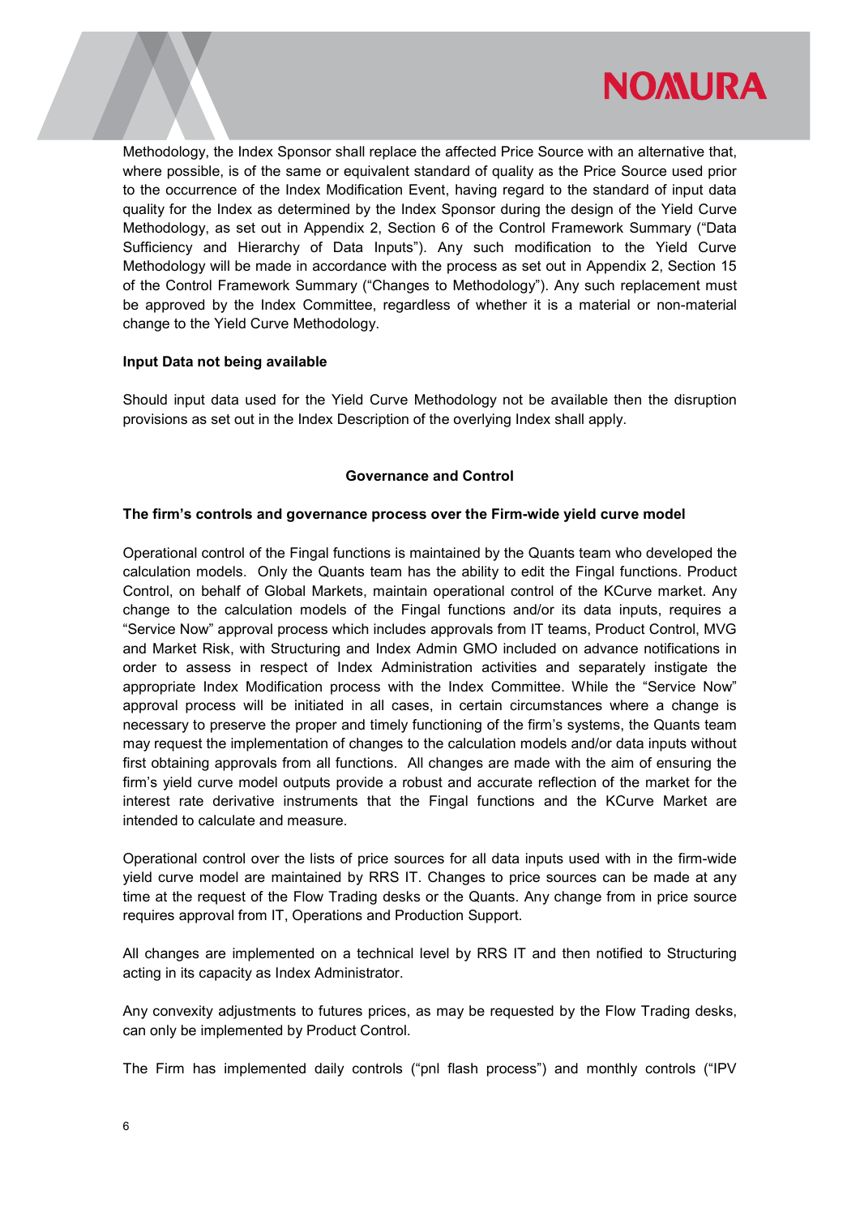Methodology, the Index Sponsor shall replace the affected Price Source with an alternative that, where possible, is of the same or equivalent standard of quality as the Price Source used prior to the occurrence of the Index Modification Event, having regard to the standard of input data quality for the Index as determined by the Index Sponsor during the design of the Yield Curve Methodology, as set out in Appendix 2, Section 6 of the Control Framework Summary ("Data Sufficiency and Hierarchy of Data Inputs"). Any such modification to the Yield Curve Methodology will be made in accordance with the process as set out in Appendix 2, Section 15 of the Control Framework Summary ("Changes to Methodology"). Any such replacement must be approved by the Index Committee, regardless of whether it is a material or non-material change to the Yield Curve Methodology.

**Input Data not being available**

Should input data used for the Yield Curve Methodology not be available then the disruption provisions as set out in the Index Description of the overlying Index shall apply.

## Governance and Control

**The firm's controls and governance process over the Firm-wide yield curve model**

Operational control of the Fingal functions is maintained by the Quants team who developed the calculation models. Only the Quants team has the ability to edit the Fingal functions. Product Control, on behalf of Global Markets, maintain operational control of the KCurve market. Any change to the calculation models of the Fingal functions and/or its data inputs, requires a "Service Now" approval process which includes approvals from IT teams, Product Control, MVG and Market Risk, with Structuring and Index Admin GMO included on advance notifications in order to assess in respect of Index Administration activities and separately instigate the appropriate Index Modification process with the Index Committee. While the "Service Now" approval process will be initiated in all cases, in certain circumstances where a change is necessary to preserve the proper and timely functioning of the firm's systems, the Quants team may request the implementation of changes to the calculation models and/or data inputs without first obtaining approvals from all functions. All changes are made with the aim of ensuring the firm's yield curve model outputs provide a robust and accurate reflection of the market for the interest rate derivative instruments that the Fingal functions and the KCurve Market are intended to calculate and measure.

Operational control over the lists of price sources for all data inputs used with in the firm-wide yield curve model are maintained by RRS IT. Changes to price sources can be made at any time at the request of the Flow Trading desks or the Quants. Any change from in price source requires approval from IT, Operations and Production Support.

All changes are implemented on a technical level by RRS IT and then notified to Structuring acting in its capacity as Index Administrator.

Any convexity adjustments to futures prices, as may be requested by the Flow Trading desks, can only be implemented by Product Control.

The Firm has implemented daily controls ("pnl flash process") and monthly controls ("IPV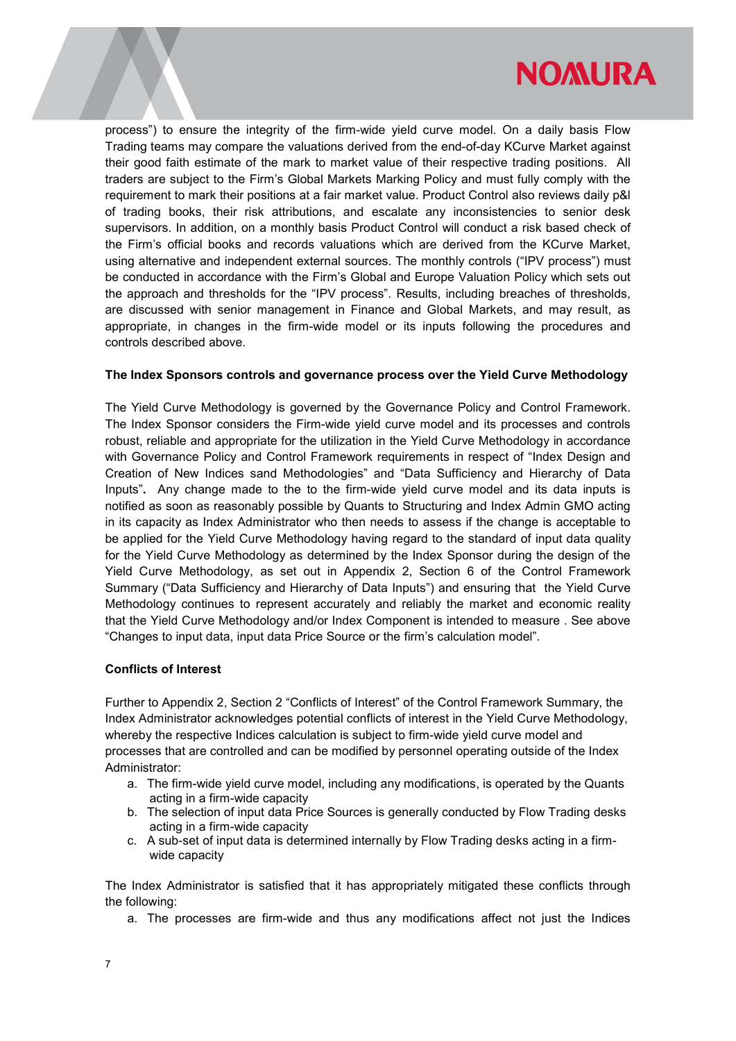process") to ensure the integrity of the firm-wide yield curve model. On a daily basis Flow Trading teams may compare the valuations derived from the end-of-day KCurve Market against their good faith estimate of the mark to market value of their respective trading positions. All traders are subject to the Firm's Global Markets Marking Policy and must fully comply with the requirement to mark their positions at a fair market value. Product Control also reviews daily p&l of trading books, their risk attributions, and escalate any inconsistencies to senior desk supervisors. In addition, on a monthly basis Product Control will conduct a risk based check of the Firm's official books and records valuations which are derived from the KCurve Market, using alternative and independent external sources. The monthly controls ("IPV process") must be conducted in accordance with the Firm's Global and Europe Valuation Policy which sets out the approach and thresholds for the "IPV process". Results, including breaches of thresholds, are discussed with senior management in Finance and Global Markets, and may result, as appropriate, in changes in the firm-wide model or its inputs following the procedures and controls described above.

**The Index Sponsors controls and governance process over the Yield Curve Methodology**

The Yield Curve Methodology is governed by the Governance Policy and Control Framework. The Index Sponsor considers the Firm-wide yield curve model and its processes and controls robust, reliable and appropriate for the utilization in the Yield Curve Methodology in accordance with Governance Policy and Control Framework requirements in respect of "Index Design and Creation of New Indices sand Methodologies" and "Data Sufficiency and Hierarchy of Data Inputs"**.** Any change made to the to the firm-wide yield curve model and its data inputs is notified as soon as reasonably possible by Quants to Structuring and Index Admin GMO acting in its capacity as Index Administrator who then needs to assess if the change is acceptable to be applied for the Yield Curve Methodology having regard to the standard of input data quality for the Yield Curve Methodology as determined by the Index Sponsor during the design of the Yield Curve Methodology, as set out in Appendix 2, Section 6 of the Control Framework Summary ("Data Sufficiency and Hierarchy of Data Inputs") and ensuring that the Yield Curve Methodology continues to represent accurately and reliably the market and economic reality that the Yield Curve Methodology and/or Index Component is intended to measure . See above "Changes to input data, input data Price Source or the firm's calculation model".

**Conflicts of Interest**

Further to Appendix 2, Section 2 "Conflicts of Interest" of the Control Framework Summary, the Index Administrator acknowledges potential conflicts of interest in the Yield Curve Methodology, whereby the respective Indices calculation is subject to firm-wide yield curve model and processes that are controlled and can be modified by personnel operating outside of the Index Administrator:

a. The firm-wide yield curve model, including any modifications, is operated by the Quants acting in a firm-wide capacity
b. The selection of input data Price Sources is generally conducted by Flow Trading desks acting in a firm-wide capacity
c. A sub-set of input data is determined internally by Flow Trading desks acting in a firm-wide capacity

The Index Administrator is satisfied that it has appropriately mitigated these conflicts through the following:

a. The processes are firm-wide and thus any modifications affect not just the Indices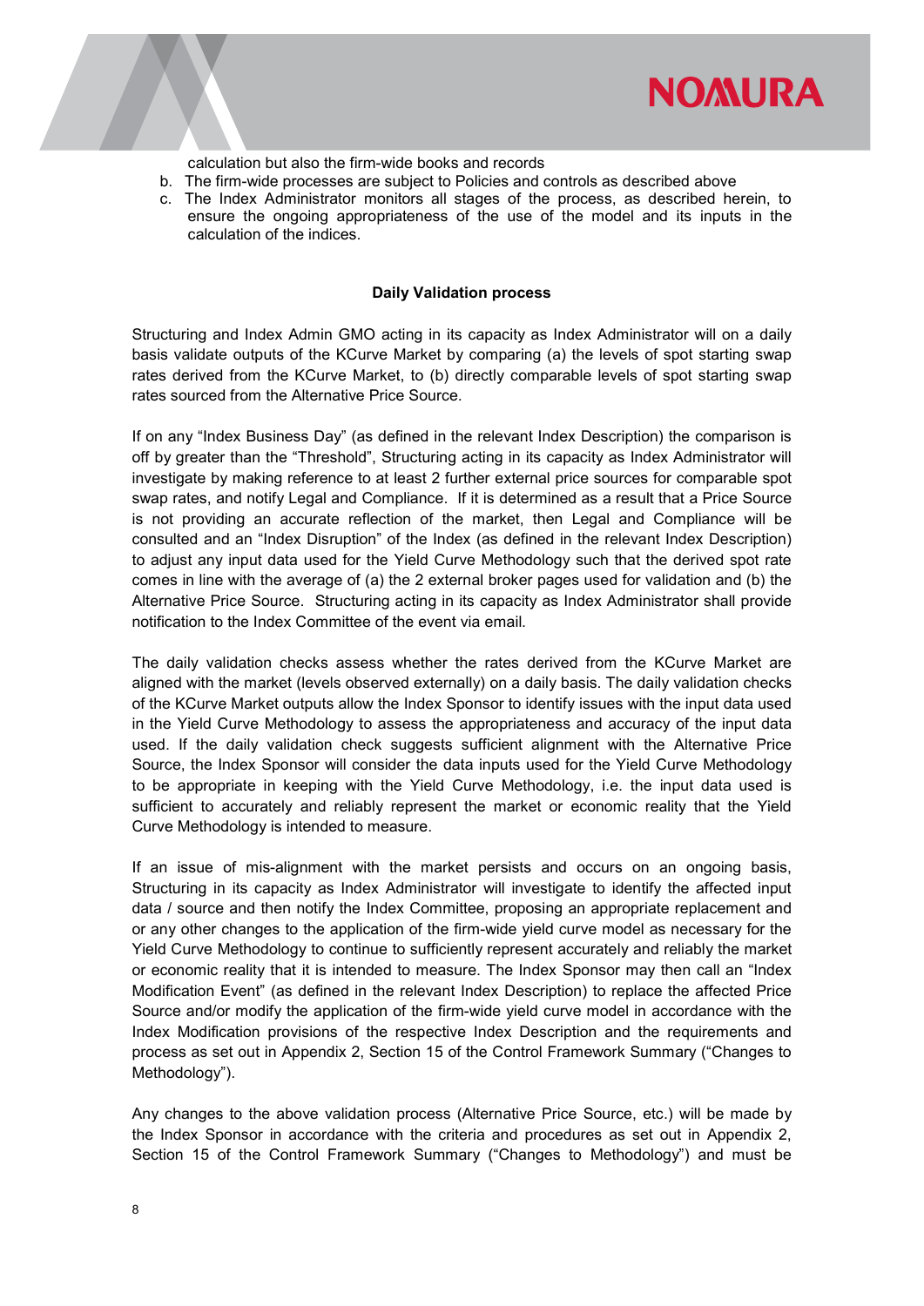calculation but also the firm-wide books and records

b. The firm-wide processes are subject to Policies and controls as described above
c. The Index Administrator monitors all stages of the process, as described herein, to ensure the ongoing appropriateness of the use of the model and its inputs in the calculation of the indices.

**Daily Validation process**

Structuring and Index Admin GMO acting in its capacity as Index Administrator will on a daily basis validate outputs of the KCurve Market by comparing (a) the levels of spot starting swap rates derived from the KCurve Market, to (b) directly comparable levels of spot starting swap rates sourced from the Alternative Price Source.

If on any "Index Business Day" (as defined in the relevant Index Description) the comparison is off by greater than the "Threshold", Structuring acting in its capacity as Index Administrator will investigate by making reference to at least 2 further external price sources for comparable spot swap rates, and notify Legal and Compliance. If it is determined as a result that a Price Source is not providing an accurate reflection of the market, then Legal and Compliance will be consulted and an "Index Disruption" of the Index (as defined in the relevant Index Description) to adjust any input data used for the Yield Curve Methodology such that the derived spot rate comes in line with the average of (a) the 2 external broker pages used for validation and (b) the Alternative Price Source. Structuring acting in its capacity as Index Administrator shall provide notification to the Index Committee of the event via email.

The daily validation checks assess whether the rates derived from the KCurve Market are aligned with the market (levels observed externally) on a daily basis. The daily validation checks of the KCurve Market outputs allow the Index Sponsor to identify issues with the input data used in the Yield Curve Methodology to assess the appropriateness and accuracy of the input data used. If the daily validation check suggests sufficient alignment with the Alternative Price Source, the Index Sponsor will consider the data inputs used for the Yield Curve Methodology to be appropriate in keeping with the Yield Curve Methodology, i.e. the input data used is sufficient to accurately and reliably represent the market or economic reality that the Yield Curve Methodology is intended to measure.

If an issue of mis-alignment with the market persists and occurs on an ongoing basis, Structuring in its capacity as Index Administrator will investigate to identify the affected input data / source and then notify the Index Committee, proposing an appropriate replacement and or any other changes to the application of the firm-wide yield curve model as necessary for the Yield Curve Methodology to continue to sufficiently represent accurately and reliably the market or economic reality that it is intended to measure. The Index Sponsor may then call an "Index Modification Event" (as defined in the relevant Index Description) to replace the affected Price Source and/or modify the application of the firm-wide yield curve model in accordance with the Index Modification provisions of the respective Index Description and the requirements and process as set out in Appendix 2, Section 15 of the Control Framework Summary ("Changes to Methodology").

Any changes to the above validation process (Alternative Price Source, etc.) will be made by the Index Sponsor in accordance with the criteria and procedures as set out in Appendix 2, Section 15 of the Control Framework Summary ("Changes to Methodology") and must be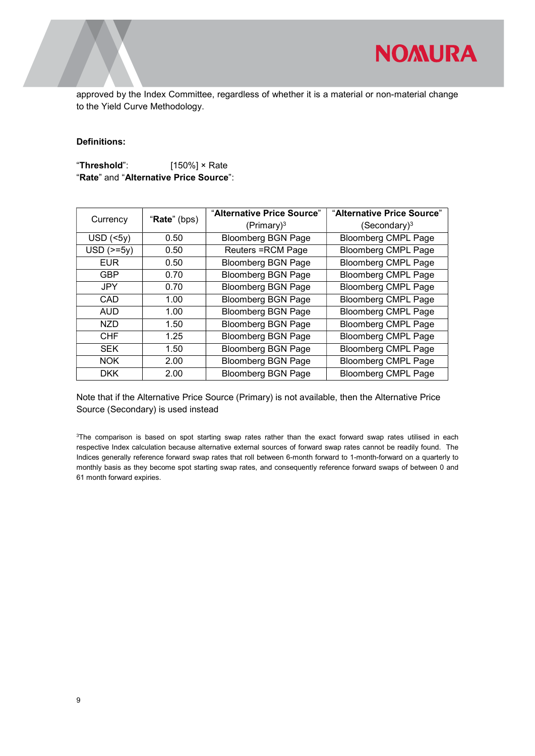approved by the Index Committee, regardless of whether it is a material or non-material change to the Yield Curve Methodology.

**Definitions:**

"**Threshold**": [150%] × Rate

"**Rate**" and "**Alternative Price Source**":

| Currency | "**Rate**" (bps) | "**Alternative Price Source**" (Primary)[3] | "**Alternative Price Source**" (Secondary)[3] |
|---|---|---|---|
| USD (<5y) | 0.50 | Bloomberg BGN Page | Bloomberg CMPL Page |
| USD (>=5y) | 0.50 | Reuters =RCM Page | Bloomberg CMPL Page |
| EUR | 0.50 | Bloomberg BGN Page | Bloomberg CMPL Page |
| GBP | 0.70 | Bloomberg BGN Page | Bloomberg CMPL Page |
| JPY | 0.70 | Bloomberg BGN Page | Bloomberg CMPL Page |
| CAD | 1.00 | Bloomberg BGN Page | Bloomberg CMPL Page |
| AUD | 1.00 | Bloomberg BGN Page | Bloomberg CMPL Page |
| NZD | 1.50 | Bloomberg BGN Page | Bloomberg CMPL Page |
| CHF | 1.25 | Bloomberg BGN Page | Bloomberg CMPL Page |
| SEK | 1.50 | Bloomberg BGN Page | Bloomberg CMPL Page |
| NOK | 2.00 | Bloomberg BGN Page | Bloomberg CMPL Page |
| DKK | 2.00 | Bloomberg BGN Page | Bloomberg CMPL Page |

Note that if the Alternative Price Source (Primary) is not available, then the Alternative Price Source (Secondary) is used instead

[3]The comparison is based on spot starting swap rates rather than the exact forward swap rates utilised in each respective Index calculation because alternative external sources of forward swap rates cannot be readily found. The Indices generally reference forward swap rates that roll between 6-month forward to 1-month-forward on a quarterly to monthly basis as they become spot starting swap rates, and consequently reference forward swaps of between 0 and 61 month forward expiries.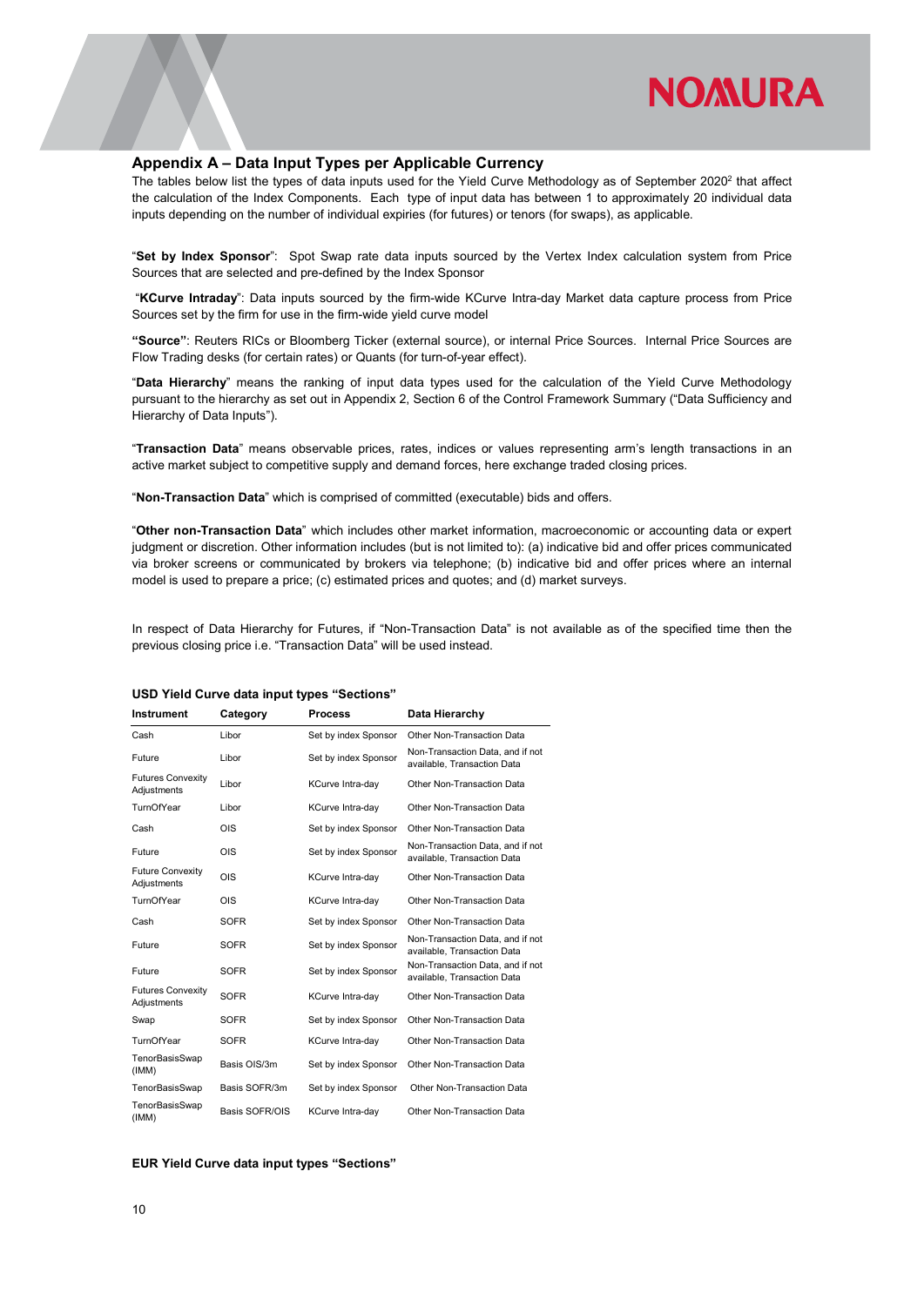## Appendix A – Data Input Types per Applicable Currency

The tables below list the types of data inputs used for the Yield Curve Methodology as of September 2020[2] that affect the calculation of the Index Components. Each type of input data has between 1 to approximately 20 individual data inputs depending on the number of individual expiries (for futures) or tenors (for swaps), as applicable.

"**Set by Index Sponsor**": Spot Swap rate data inputs sourced by the Vertex Index calculation system from Price Sources that are selected and pre-defined by the Index Sponsor

"**KCurve Intraday**": Data inputs sourced by the firm-wide KCurve Intra-day Market data capture process from Price Sources set by the firm for use in the firm-wide yield curve model

**"Source"**: Reuters RICs or Bloomberg Ticker (external source), or internal Price Sources. Internal Price Sources are Flow Trading desks (for certain rates) or Quants (for turn-of-year effect).

"**Data Hierarchy**" means the ranking of input data types used for the calculation of the Yield Curve Methodology pursuant to the hierarchy as set out in Appendix 2, Section 6 of the Control Framework Summary ("Data Sufficiency and Hierarchy of Data Inputs").

"**Transaction Data**" means observable prices, rates, indices or values representing arm's length transactions in an active market subject to competitive supply and demand forces, here exchange traded closing prices.

"**Non-Transaction Data**" which is comprised of committed (executable) bids and offers.

"**Other non-Transaction Data**" which includes other market information, macroeconomic or accounting data or expert judgment or discretion. Other information includes (but is not limited to): (a) indicative bid and offer prices communicated via broker screens or communicated by brokers via telephone; (b) indicative bid and offer prices where an internal model is used to prepare a price; (c) estimated prices and quotes; and (d) market surveys.

In respect of Data Hierarchy for Futures, if "Non-Transaction Data" is not available as of the specified time then the previous closing price i.e. "Transaction Data" will be used instead.

**USD Yield Curve data input types "Sections"**

| Instrument | Category | Process | Data Hierarchy |
|---|---|---|---|
| Cash | Libor | Set by index Sponsor | Other Non-Transaction Data |
| Future | Libor | Set by index Sponsor | Non-Transaction Data, and if not available, Transaction Data |
| Futures Convexity Adjustments | Libor | KCurve Intra-day | Other Non-Transaction Data |
| TurnOfYear | Libor | KCurve Intra-day | Other Non-Transaction Data |
| Cash | OIS | Set by index Sponsor | Other Non-Transaction Data |
| Future | OIS | Set by index Sponsor | Non-Transaction Data, and if not available, Transaction Data |
| Future Convexity Adjustments | OIS | KCurve Intra-day | Other Non-Transaction Data |
| TurnOfYear | OIS | KCurve Intra-day | Other Non-Transaction Data |
| Cash | SOFR | Set by index Sponsor | Other Non-Transaction Data |
| Future | SOFR | Set by index Sponsor | Non-Transaction Data, and if not available, Transaction Data |
| Future | SOFR | Set by index Sponsor | Non-Transaction Data, and if not available, Transaction Data |
| Futures Convexity Adjustments | SOFR | KCurve Intra-day | Other Non-Transaction Data |
| Swap | SOFR | Set by index Sponsor | Other Non-Transaction Data |
| TurnOfYear | SOFR | KCurve Intra-day | Other Non-Transaction Data |
| TenorBasisSwap (IMM) | Basis OIS/3m | Set by index Sponsor | Other Non-Transaction Data |
| TenorBasisSwap | Basis SOFR/3m | Set by index Sponsor | Other Non-Transaction Data |
| TenorBasisSwap (IMM) | Basis SOFR/OIS | KCurve Intra-day | Other Non-Transaction Data |

**EUR Yield Curve data input types "Sections"**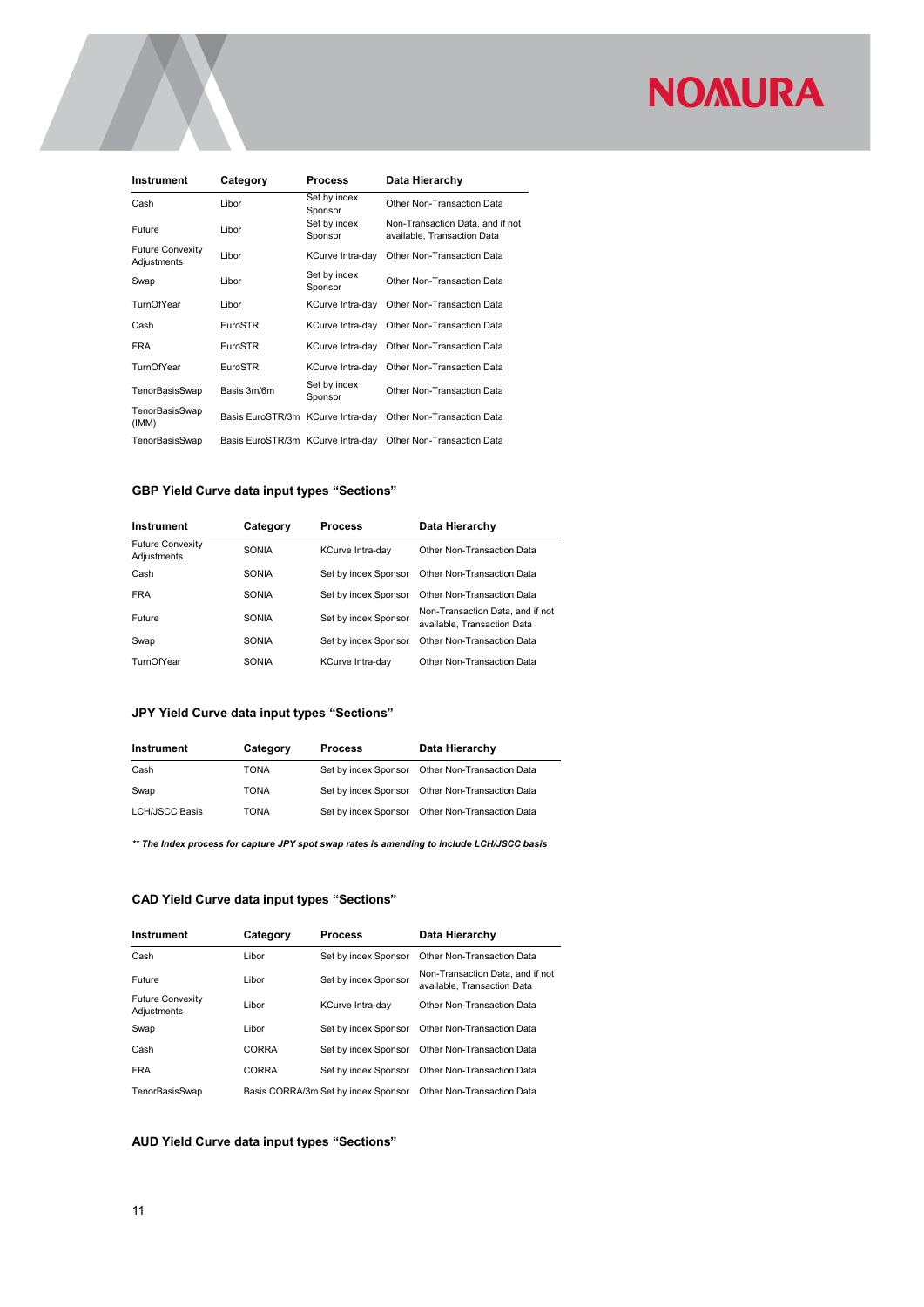| Instrument | Category | Process | Data Hierarchy |
|---|---|---|---|
| Cash | Libor | Set by index Sponsor | Other Non-Transaction Data |
| Future | Libor | Set by index Sponsor | Non-Transaction Data, and if not available, Transaction Data |
| Future Convexity Adjustments | Libor | KCurve Intra-day | Other Non-Transaction Data |
| Swap | Libor | Set by index Sponsor | Other Non-Transaction Data |
| TurnOfYear | Libor | KCurve Intra-day | Other Non-Transaction Data |
| Cash | EuroSTR | KCurve Intra-day | Other Non-Transaction Data |
| FRA | EuroSTR | KCurve Intra-day | Other Non-Transaction Data |
| TurnOfYear | EuroSTR | KCurve Intra-day | Other Non-Transaction Data |
| TenorBasisSwap | Basis 3m/6m | Set by index Sponsor | Other Non-Transaction Data |
| TenorBasisSwap (IMM) | Basis EuroSTR/3m | KCurve Intra-day | Other Non-Transaction Data |
| TenorBasisSwap | Basis EuroSTR/3m | KCurve Intra-day | Other Non-Transaction Data |

### GBP Yield Curve data input types "Sections"

| Instrument | Category | Process | Data Hierarchy |
|---|---|---|---|
| Future Convexity Adjustments | SONIA | KCurve Intra-day | Other Non-Transaction Data |
| Cash | SONIA | Set by index Sponsor | Other Non-Transaction Data |
| FRA | SONIA | Set by index Sponsor | Other Non-Transaction Data |
| Future | SONIA | Set by index Sponsor | Non-Transaction Data, and if not available, Transaction Data |
| Swap | SONIA | Set by index Sponsor | Other Non-Transaction Data |
| TurnOfYear | SONIA | KCurve Intra-day | Other Non-Transaction Data |

### JPY Yield Curve data input types "Sections"

| Instrument | Category | Process | Data Hierarchy |
|---|---|---|---|
| Cash | TONA | Set by index Sponsor | Other Non-Transaction Data |
| Swap | TONA | Set by index Sponsor | Other Non-Transaction Data |
| LCH/JSCC Basis | TONA | Set by index Sponsor | Other Non-Transaction Data |

***** The Index process for capture JPY spot swap rates is amending to include LCH/JSCC basis***

### CAD Yield Curve data input types "Sections"

| Instrument | Category | Process | Data Hierarchy |
|---|---|---|---|
| Cash | Libor | Set by index Sponsor | Other Non-Transaction Data |
| Future | Libor | Set by index Sponsor | Non-Transaction Data, and if not available, Transaction Data |
| Future Convexity Adjustments | Libor | KCurve Intra-day | Other Non-Transaction Data |
| Swap | Libor | Set by index Sponsor | Other Non-Transaction Data |
| Cash | CORRA | Set by index Sponsor | Other Non-Transaction Data |
| FRA | CORRA | Set by index Sponsor | Other Non-Transaction Data |
| TenorBasisSwap | Basis CORRA/3m | Set by index Sponsor | Other Non-Transaction Data |

### AUD Yield Curve data input types "Sections"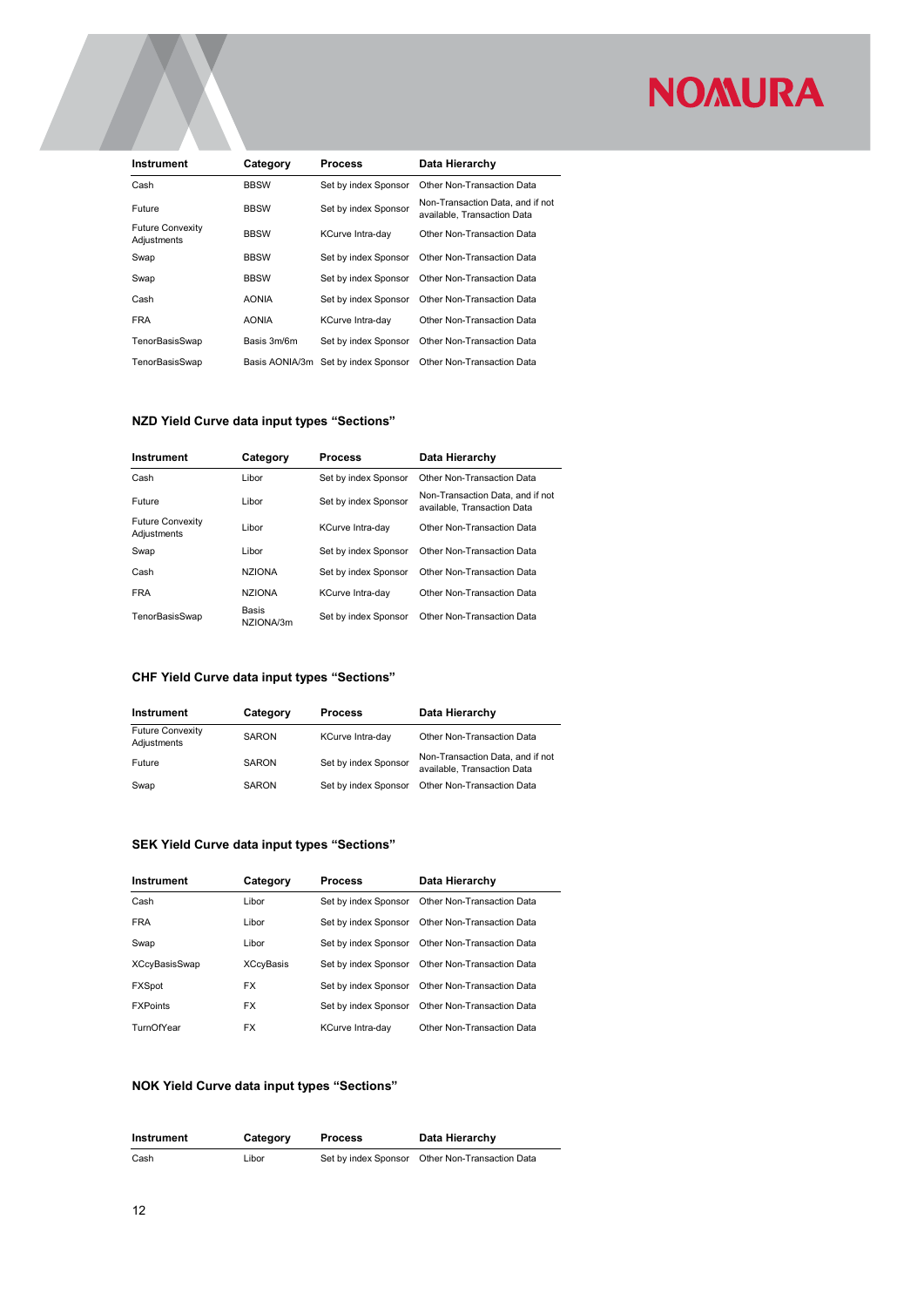| Instrument | Category | Process | Data Hierarchy |
|---|---|---|---|
| Cash | BBSW | Set by index Sponsor | Other Non-Transaction Data |
| Future | BBSW | Set by index Sponsor | Non-Transaction Data, and if not available, Transaction Data |
| Future Convexity Adjustments | BBSW | KCurve Intra-day | Other Non-Transaction Data |
| Swap | BBSW | Set by index Sponsor | Other Non-Transaction Data |
| Swap | BBSW | Set by index Sponsor | Other Non-Transaction Data |
| Cash | AONIA | Set by index Sponsor | Other Non-Transaction Data |
| FRA | AONIA | KCurve Intra-day | Other Non-Transaction Data |
| TenorBasisSwap | Basis 3m/6m | Set by index Sponsor | Other Non-Transaction Data |
| TenorBasisSwap | Basis AONIA/3m | Set by index Sponsor | Other Non-Transaction Data |

### NZD Yield Curve data input types "Sections"

| Instrument | Category | Process | Data Hierarchy |
|---|---|---|---|
| Cash | Libor | Set by index Sponsor | Other Non-Transaction Data |
| Future | Libor | Set by index Sponsor | Non-Transaction Data, and if not available, Transaction Data |
| Future Convexity Adjustments | Libor | KCurve Intra-day | Other Non-Transaction Data |
| Swap | Libor | Set by index Sponsor | Other Non-Transaction Data |
| Cash | NZIONA | Set by index Sponsor | Other Non-Transaction Data |
| FRA | NZIONA | KCurve Intra-day | Other Non-Transaction Data |
| TenorBasisSwap | Basis NZIONA/3m | Set by index Sponsor | Other Non-Transaction Data |

### CHF Yield Curve data input types "Sections"

| Instrument | Category | Process | Data Hierarchy |
|---|---|---|---|
| Future Convexity Adjustments | SARON | KCurve Intra-day | Other Non-Transaction Data |
| Future | SARON | Set by index Sponsor | Non-Transaction Data, and if not available, Transaction Data |
| Swap | SARON | Set by index Sponsor | Other Non-Transaction Data |

### SEK Yield Curve data input types "Sections"

| Instrument | Category | Process | Data Hierarchy |
|---|---|---|---|
| Cash | Libor | Set by index Sponsor | Other Non-Transaction Data |
| FRA | Libor | Set by index Sponsor | Other Non-Transaction Data |
| Swap | Libor | Set by index Sponsor | Other Non-Transaction Data |
| XCcyBasisSwap | XCcyBasis | Set by index Sponsor | Other Non-Transaction Data |
| FXSpot | FX | Set by index Sponsor | Other Non-Transaction Data |
| FXPoints | FX | Set by index Sponsor | Other Non-Transaction Data |
| TurnOfYear | FX | KCurve Intra-day | Other Non-Transaction Data |

### NOK Yield Curve data input types "Sections"

| Instrument | Category | Process | Data Hierarchy |
|---|---|---|---|
| Cash | Libor | Set by index Sponsor | Other Non-Transaction Data |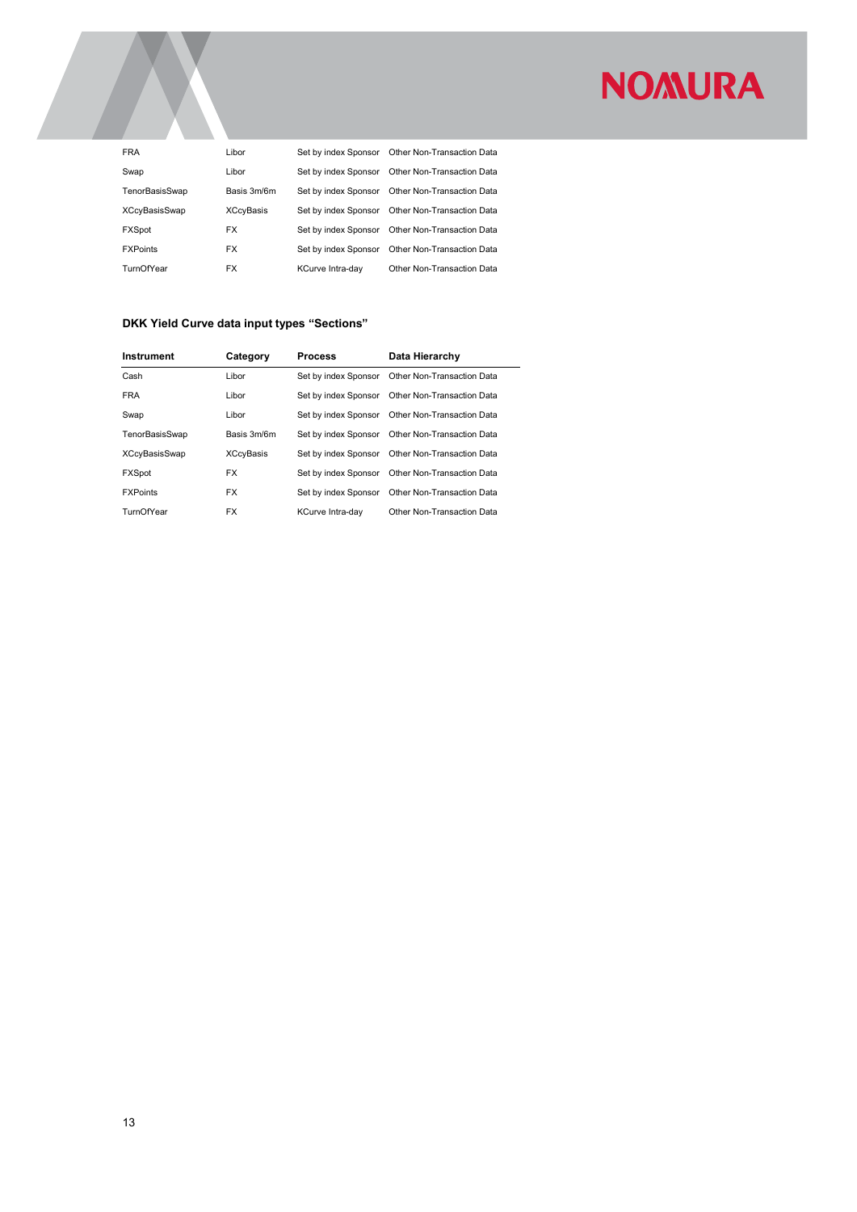| | | | |
|---|---|---|---|
| FRA | Libor | Set by index Sponsor | Other Non-Transaction Data |
| Swap | Libor | Set by index Sponsor | Other Non-Transaction Data |
| TenorBasisSwap | Basis 3m/6m | Set by index Sponsor | Other Non-Transaction Data |
| XCcyBasisSwap | XCcyBasis | Set by index Sponsor | Other Non-Transaction Data |
| FXSpot | FX | Set by index Sponsor | Other Non-Transaction Data |
| FXPoints | FX | Set by index Sponsor | Other Non-Transaction Data |
| TurnOfYear | FX | KCurve Intra-day | Other Non-Transaction Data |

### DKK Yield Curve data input types "Sections"

| Instrument | Category | Process | Data Hierarchy |
|---|---|---|---|
| Cash | Libor | Set by index Sponsor | Other Non-Transaction Data |
| FRA | Libor | Set by index Sponsor | Other Non-Transaction Data |
| Swap | Libor | Set by index Sponsor | Other Non-Transaction Data |
| TenorBasisSwap | Basis 3m/6m | Set by index Sponsor | Other Non-Transaction Data |
| XCcyBasisSwap | XCcyBasis | Set by index Sponsor | Other Non-Transaction Data |
| FXSpot | FX | Set by index Sponsor | Other Non-Transaction Data |
| FXPoints | FX | Set by index Sponsor | Other Non-Transaction Data |
| TurnOfYear | FX | KCurve Intra-day | Other Non-Transaction Data |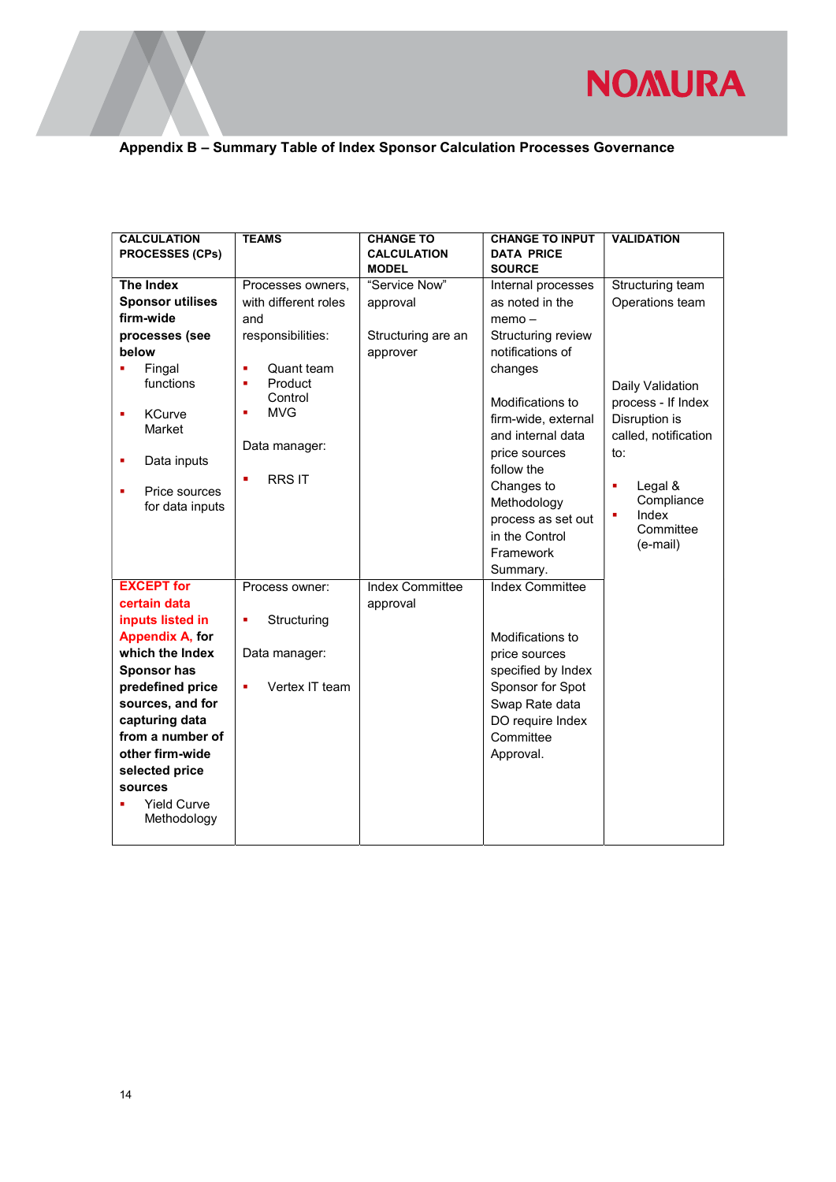## Appendix B – Summary Table of Index Sponsor Calculation Processes Governance

| CALCULATION PROCESSES (CPs) | TEAMS | CHANGE TO CALCULATION MODEL | CHANGE TO INPUT DATA PRICE SOURCE | VALIDATION |
|---|---|---|---|---|
| **The Index Sponsor utilises firm-wide processes (see below**<br>▪ Fingal functions<br>▪ KCurve Market<br>▪ Data inputs<br>▪ Price sources for data inputs | Processes owners, with different roles and responsibilities:<br>▪ Quant team<br>▪ Product Control<br>▪ MVG<br>Data manager:<br>▪ RRS IT | "Service Now" approval<br><br>Structuring are an approver | Internal processes as noted in the memo – Structuring review notifications of changes<br><br>Modifications to firm-wide, external and internal data price sources follow the Changes to Methodology process as set out in the Control Framework Summary. | Structuring team<br>Operations team<br><br>Daily Validation process - If Index Disruption is called, notification to:<br>▪ Legal & Compliance<br>▪ Index Committee (e-mail) |
| **EXCEPT for certain data inputs listed in Appendix A, for which the Index Sponsor has predefined price sources, and for capturing data from a number of other firm-wide selected price sources**<br>▪ Yield Curve Methodology | Process owner:<br>▪ Structuring<br>Data manager:<br>▪ Vertex IT team | Index Committee approval | Index Committee<br><br>Modifications to price sources specified by Index Sponsor for Spot Swap Rate data DO require Index Committee Approval. | |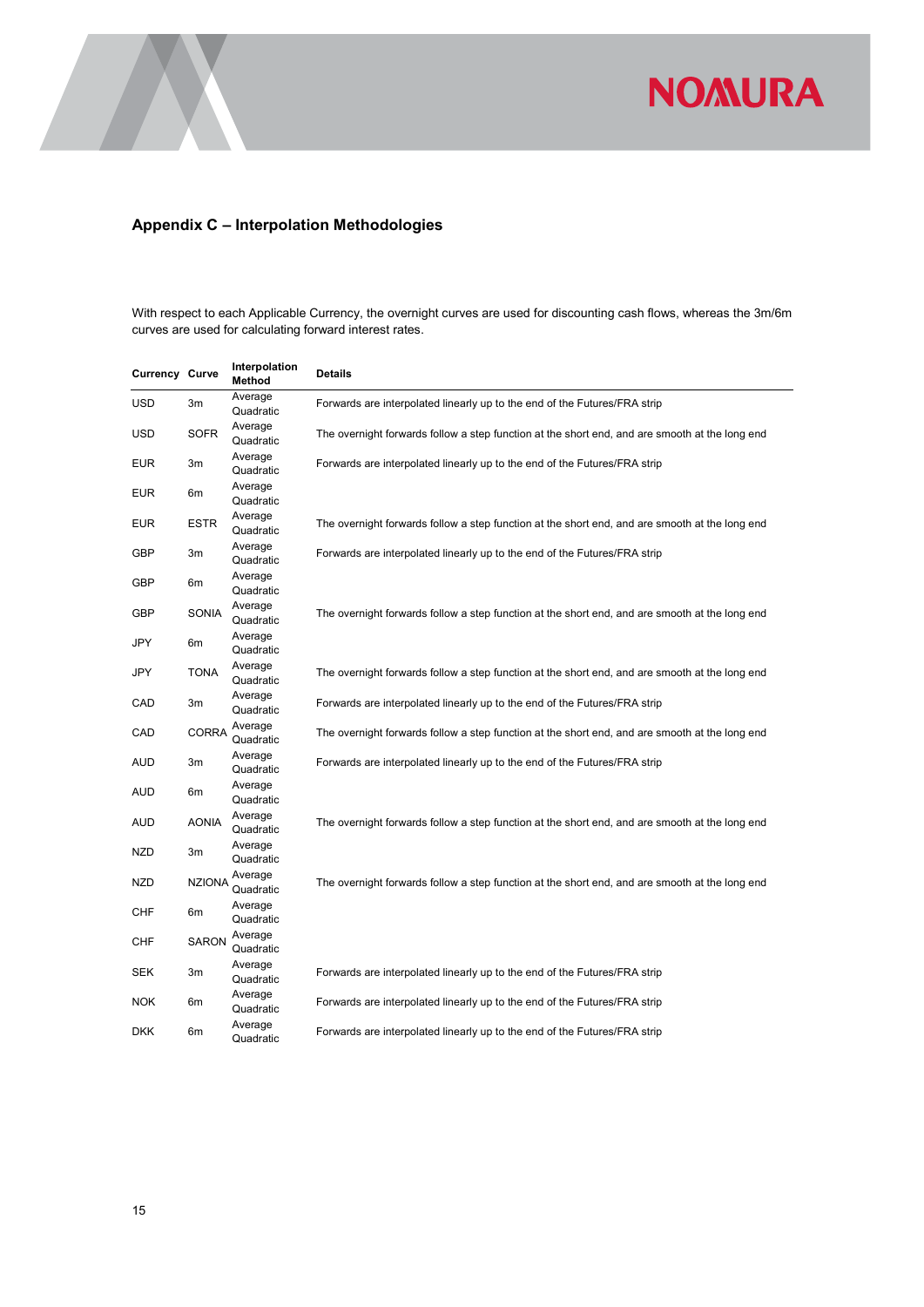## Appendix C – Interpolation Methodologies

With respect to each Applicable Currency, the overnight curves are used for discounting cash flows, whereas the 3m/6m curves are used for calculating forward interest rates.

| Currency | Curve | Interpolation Method | Details |
|---|---|---|---|
| USD | 3m | Average Quadratic | Forwards are interpolated linearly up to the end of the Futures/FRA strip |
| USD | SOFR | Average Quadratic | The overnight forwards follow a step function at the short end, and are smooth at the long end |
| EUR | 3m | Average Quadratic | Forwards are interpolated linearly up to the end of the Futures/FRA strip |
| EUR | 6m | Average Quadratic | |
| EUR | ESTR | Average Quadratic | The overnight forwards follow a step function at the short end, and are smooth at the long end |
| GBP | 3m | Average Quadratic | Forwards are interpolated linearly up to the end of the Futures/FRA strip |
| GBP | 6m | Average Quadratic | |
| GBP | SONIA | Average Quadratic | The overnight forwards follow a step function at the short end, and are smooth at the long end |
| JPY | 6m | Average Quadratic | |
| JPY | TONA | Average Quadratic | The overnight forwards follow a step function at the short end, and are smooth at the long end |
| CAD | 3m | Average Quadratic | Forwards are interpolated linearly up to the end of the Futures/FRA strip |
| CAD | CORRA | Average Quadratic | The overnight forwards follow a step function at the short end, and are smooth at the long end |
| AUD | 3m | Average Quadratic | Forwards are interpolated linearly up to the end of the Futures/FRA strip |
| AUD | 6m | Average Quadratic | |
| AUD | AONIA | Average Quadratic | The overnight forwards follow a step function at the short end, and are smooth at the long end |
| NZD | 3m | Average Quadratic | |
| NZD | NZIONA | Average Quadratic | The overnight forwards follow a step function at the short end, and are smooth at the long end |
| CHF | 6m | Average Quadratic | |
| CHF | SARON | Average Quadratic | |
| SEK | 3m | Average Quadratic | Forwards are interpolated linearly up to the end of the Futures/FRA strip |
| NOK | 6m | Average Quadratic | Forwards are interpolated linearly up to the end of the Futures/FRA strip |
| DKK | 6m | Average Quadratic | Forwards are interpolated linearly up to the end of the Futures/FRA strip |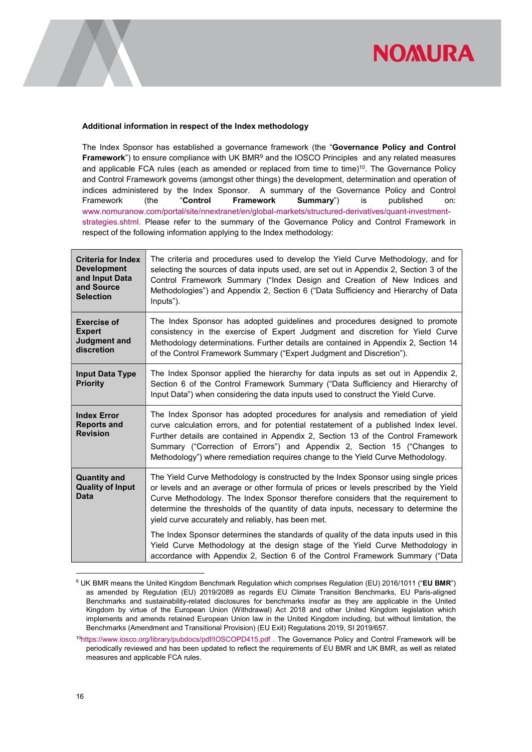**Additional information in respect of the Index methodology**

The Index Sponsor has established a governance framework (the "**Governance Policy and Control Framework**") to ensure compliance with UK BMR[9] and the IOSCO Principles and any related measures and applicable FCA rules (each as amended or replaced from time to time)[10]. The Governance Policy and Control Framework governs (amongst other things) the development, determination and operation of indices administered by the Index Sponsor. A summary of the Governance Policy and Control Framework (the "**Control Framework Summary**") is published on: www.nomuranow.com/portal/site/nnextranet/en/global-markets/structured-derivatives/quant-investment-strategies.shtml. Please refer to the summary of the Governance Policy and Control Framework in respect of the following information applying to the Index methodology:

| | |
|---|---|
| **Criteria for Index Development and Input Data and Source Selection** | The criteria and procedures used to develop the Yield Curve Methodology, and for selecting the sources of data inputs used, are set out in Appendix 2, Section 3 of the Control Framework Summary ("Index Design and Creation of New Indices and Methodologies") and Appendix 2, Section 6 ("Data Sufficiency and Hierarchy of Data Inputs"). |
| **Exercise of Expert Judgment and discretion** | The Index Sponsor has adopted guidelines and procedures designed to promote consistency in the exercise of Expert Judgment and discretion for Yield Curve Methodology determinations. Further details are contained in Appendix 2, Section 14 of the Control Framework Summary ("Expert Judgment and Discretion"). |
| **Input Data Type Priority** | The Index Sponsor applied the hierarchy for data inputs as set out in Appendix 2, Section 6 of the Control Framework Summary ("Data Sufficiency and Hierarchy of Input Data") when considering the data inputs used to construct the Yield Curve. |
| **Index Error Reports and Revision** | The Index Sponsor has adopted procedures for analysis and remediation of yield curve calculation errors, and for potential restatement of a published Index level. Further details are contained in Appendix 2, Section 13 of the Control Framework Summary ("Correction of Errors") and Appendix 2, Section 15 ("Changes to Methodology") where remediation requires change to the Yield Curve Methodology. |
| **Quantity and Quality of Input Data** | The Yield Curve Methodology is constructed by the Index Sponsor using single prices or levels and an average or other formula of prices or levels prescribed by the Yield Curve Methodology. The Index Sponsor therefore considers that the requirement to determine the thresholds of the quantity of data inputs, necessary to determine the yield curve accurately and reliably, has been met.<br><br>The Index Sponsor determines the standards of quality of the data inputs used in this Yield Curve Methodology at the design stage of the Yield Curve Methodology in accordance with Appendix 2, Section 6 of the Control Framework Summary ("Data |

[9] UK BMR means the United Kingdom Benchmark Regulation which comprises Regulation (EU) 2016/1011 ("**EU BMR**") as amended by Regulation (EU) 2019/2089 as regards EU Climate Transition Benchmarks, EU Paris-aligned Benchmarks and sustainability-related disclosures for benchmarks insofar as they are applicable in the United Kingdom by virtue of the European Union (Withdrawal) Act 2018 and other United Kingdom legislation which implements and amends retained European Union law in the United Kingdom including, but without limitation, the Benchmarks (Amendment and Transitional Provision) (EU Exit) Regulations 2019, SI 2019/657.

[10] https://www.iosco.org/library/pubdocs/pdf/IOSCOPD415.pdf . The Governance Policy and Control Framework will be periodically reviewed and has been updated to reflect the requirements of EU BMR and UK BMR, as well as related measures and applicable FCA rules.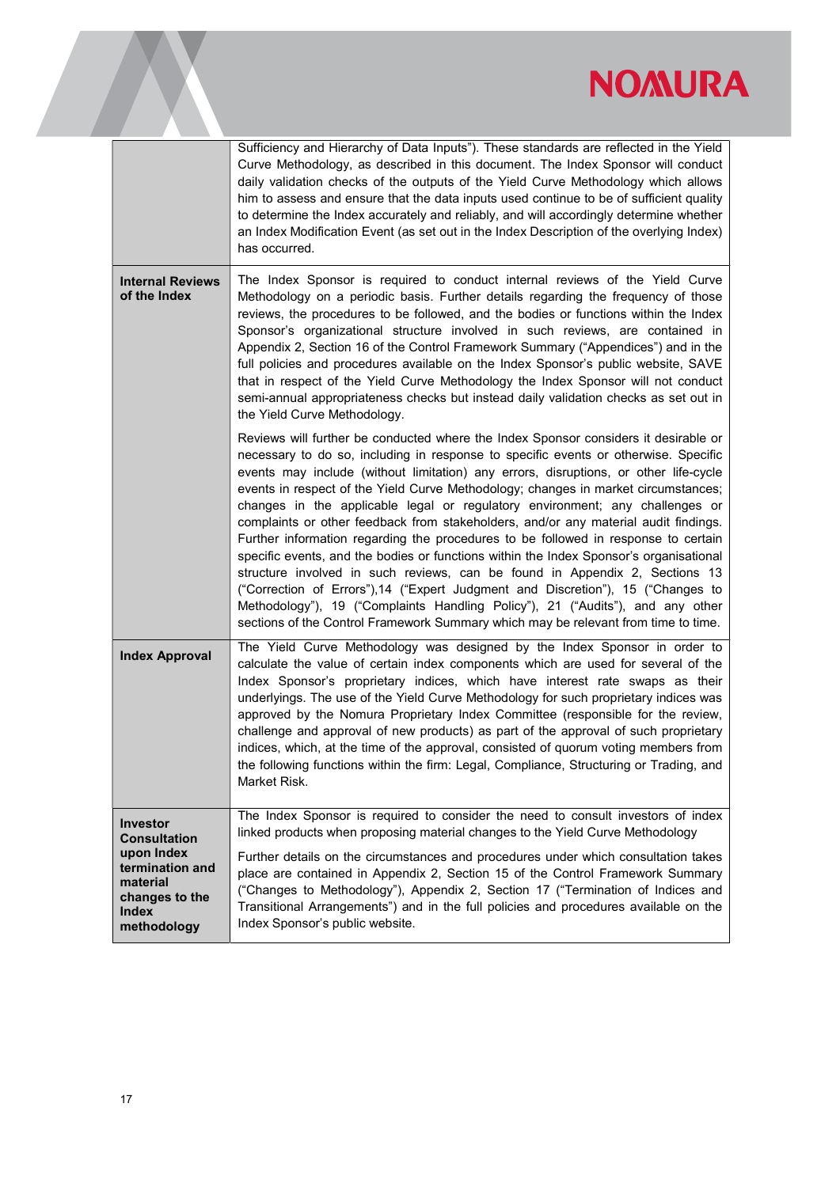| | |
|---|---|
| | Sufficiency and Hierarchy of Data Inputs"). These standards are reflected in the Yield Curve Methodology, as described in this document. The Index Sponsor will conduct daily validation checks of the outputs of the Yield Curve Methodology which allows him to assess and ensure that the data inputs used continue to be of sufficient quality to determine the Index accurately and reliably, and will accordingly determine whether an Index Modification Event (as set out in the Index Description of the overlying Index) has occurred. |
| **Internal Reviews of the Index** | The Index Sponsor is required to conduct internal reviews of the Yield Curve Methodology on a periodic basis. Further details regarding the frequency of those reviews, the procedures to be followed, and the bodies or functions within the Index Sponsor's organizational structure involved in such reviews, are contained in Appendix 2, Section 16 of the Control Framework Summary ("Appendices") and in the full policies and procedures available on the Index Sponsor's public website, SAVE that in respect of the Yield Curve Methodology the Index Sponsor will not conduct semi-annual appropriateness checks but instead daily validation checks as set out in the Yield Curve Methodology.<br><br>Reviews will further be conducted where the Index Sponsor considers it desirable or necessary to do so, including in response to specific events or otherwise. Specific events may include (without limitation) any errors, disruptions, or other life-cycle events in respect of the Yield Curve Methodology; changes in market circumstances; changes in the applicable legal or regulatory environment; any challenges or complaints or other feedback from stakeholders, and/or any material audit findings. Further information regarding the procedures to be followed in response to certain specific events, and the bodies or functions within the Index Sponsor's organisational structure involved in such reviews, can be found in Appendix 2, Sections 13 ("Correction of Errors"),14 ("Expert Judgment and Discretion"), 15 ("Changes to Methodology"), 19 ("Complaints Handling Policy"), 21 ("Audits"), and any other sections of the Control Framework Summary which may be relevant from time to time. |
| **Index Approval** | The Yield Curve Methodology was designed by the Index Sponsor in order to calculate the value of certain index components which are used for several of the Index Sponsor's proprietary indices, which have interest rate swaps as their underlyings. The use of the Yield Curve Methodology for such proprietary indices was approved by the Nomura Proprietary Index Committee (responsible for the review, challenge and approval of new products) as part of the approval of such proprietary indices, which, at the time of the approval, consisted of quorum voting members from the following functions within the firm: Legal, Compliance, Structuring or Trading, and Market Risk. |
| **Investor Consultation upon Index termination and material changes to the Index methodology** | The Index Sponsor is required to consider the need to consult investors of index linked products when proposing material changes to the Yield Curve Methodology<br><br>Further details on the circumstances and procedures under which consultation takes place are contained in Appendix 2, Section 15 of the Control Framework Summary ("Changes to Methodology"), Appendix 2, Section 17 ("Termination of Indices and Transitional Arrangements") and in the full policies and procedures available on the Index Sponsor's public website. |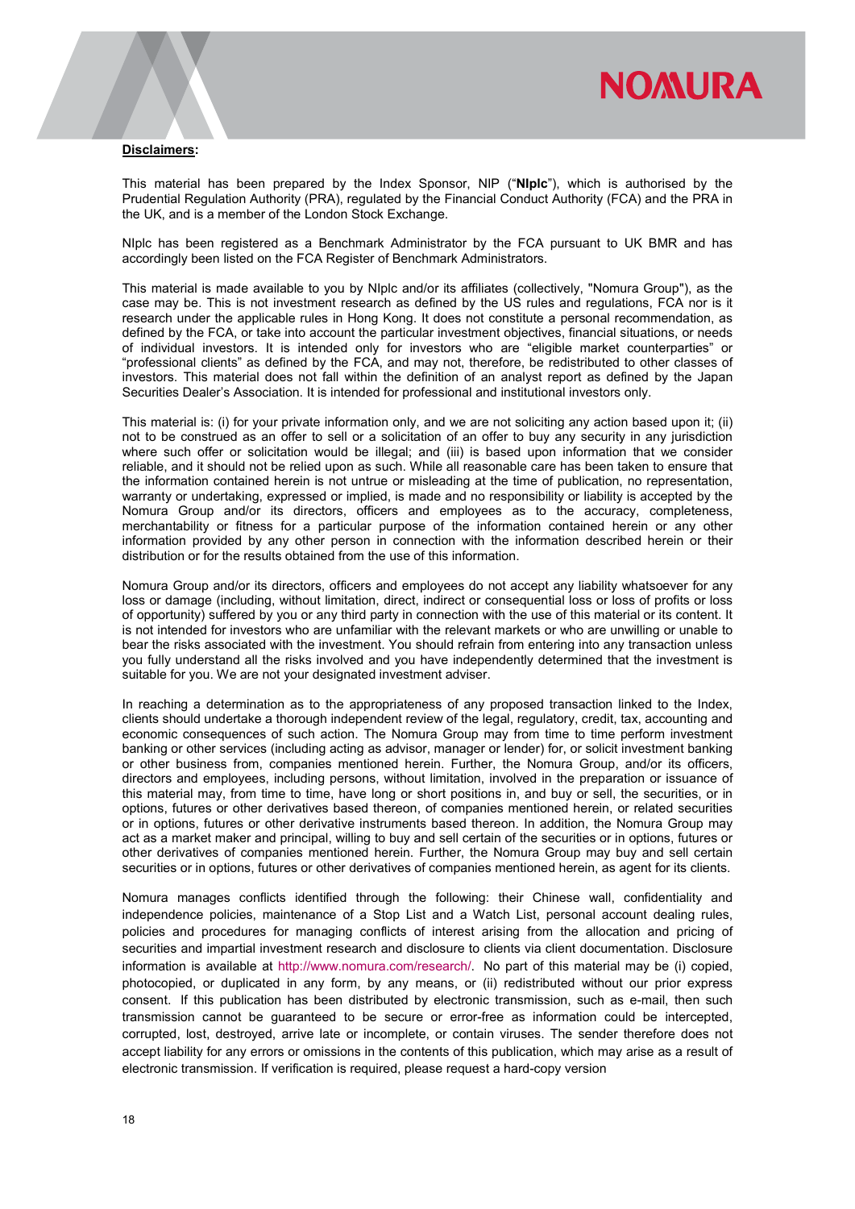**Disclaimers:**

This material has been prepared by the Index Sponsor, NIP ("**NIplc**"), which is authorised by the Prudential Regulation Authority (PRA), regulated by the Financial Conduct Authority (FCA) and the PRA in the UK, and is a member of the London Stock Exchange.

NIplc has been registered as a Benchmark Administrator by the FCA pursuant to UK BMR and has accordingly been listed on the FCA Register of Benchmark Administrators.

This material is made available to you by NIplc and/or its affiliates (collectively, "Nomura Group"), as the case may be. This is not investment research as defined by the US rules and regulations, FCA nor is it research under the applicable rules in Hong Kong. It does not constitute a personal recommendation, as defined by the FCA, or take into account the particular investment objectives, financial situations, or needs of individual investors. It is intended only for investors who are "eligible market counterparties" or "professional clients" as defined by the FCA, and may not, therefore, be redistributed to other classes of investors. This material does not fall within the definition of an analyst report as defined by the Japan Securities Dealer's Association. It is intended for professional and institutional investors only.

This material is: (i) for your private information only, and we are not soliciting any action based upon it; (ii) not to be construed as an offer to sell or a solicitation of an offer to buy any security in any jurisdiction where such offer or solicitation would be illegal; and (iii) is based upon information that we consider reliable, and it should not be relied upon as such. While all reasonable care has been taken to ensure that the information contained herein is not untrue or misleading at the time of publication, no representation, warranty or undertaking, expressed or implied, is made and no responsibility or liability is accepted by the Nomura Group and/or its directors, officers and employees as to the accuracy, completeness, merchantability or fitness for a particular purpose of the information contained herein or any other information provided by any other person in connection with the information described herein or their distribution or for the results obtained from the use of this information.

Nomura Group and/or its directors, officers and employees do not accept any liability whatsoever for any loss or damage (including, without limitation, direct, indirect or consequential loss or loss of profits or loss of opportunity) suffered by you or any third party in connection with the use of this material or its content. It is not intended for investors who are unfamiliar with the relevant markets or who are unwilling or unable to bear the risks associated with the investment. You should refrain from entering into any transaction unless you fully understand all the risks involved and you have independently determined that the investment is suitable for you. We are not your designated investment adviser.

In reaching a determination as to the appropriateness of any proposed transaction linked to the Index, clients should undertake a thorough independent review of the legal, regulatory, credit, tax, accounting and economic consequences of such action. The Nomura Group may from time to time perform investment banking or other services (including acting as advisor, manager or lender) for, or solicit investment banking or other business from, companies mentioned herein. Further, the Nomura Group, and/or its officers, directors and employees, including persons, without limitation, involved in the preparation or issuance of this material may, from time to time, have long or short positions in, and buy or sell, the securities, or in options, futures or other derivatives based thereon, of companies mentioned herein, or related securities or in options, futures or other derivative instruments based thereon. In addition, the Nomura Group may act as a market maker and principal, willing to buy and sell certain of the securities or in options, futures or other derivatives of companies mentioned herein. Further, the Nomura Group may buy and sell certain securities or in options, futures or other derivatives of companies mentioned herein, as agent for its clients.

Nomura manages conflicts identified through the following: their Chinese wall, confidentiality and independence policies, maintenance of a Stop List and a Watch List, personal account dealing rules, policies and procedures for managing conflicts of interest arising from the allocation and pricing of securities and impartial investment research and disclosure to clients via client documentation. Disclosure information is available at http://www.nomura.com/research/. No part of this material may be (i) copied, photocopied, or duplicated in any form, by any means, or (ii) redistributed without our prior express consent. If this publication has been distributed by electronic transmission, such as e-mail, then such transmission cannot be guaranteed to be secure or error-free as information could be intercepted, corrupted, lost, destroyed, arrive late or incomplete, or contain viruses. The sender therefore does not accept liability for any errors or omissions in the contents of this publication, which may arise as a result of electronic transmission. If verification is required, please request a hard-copy version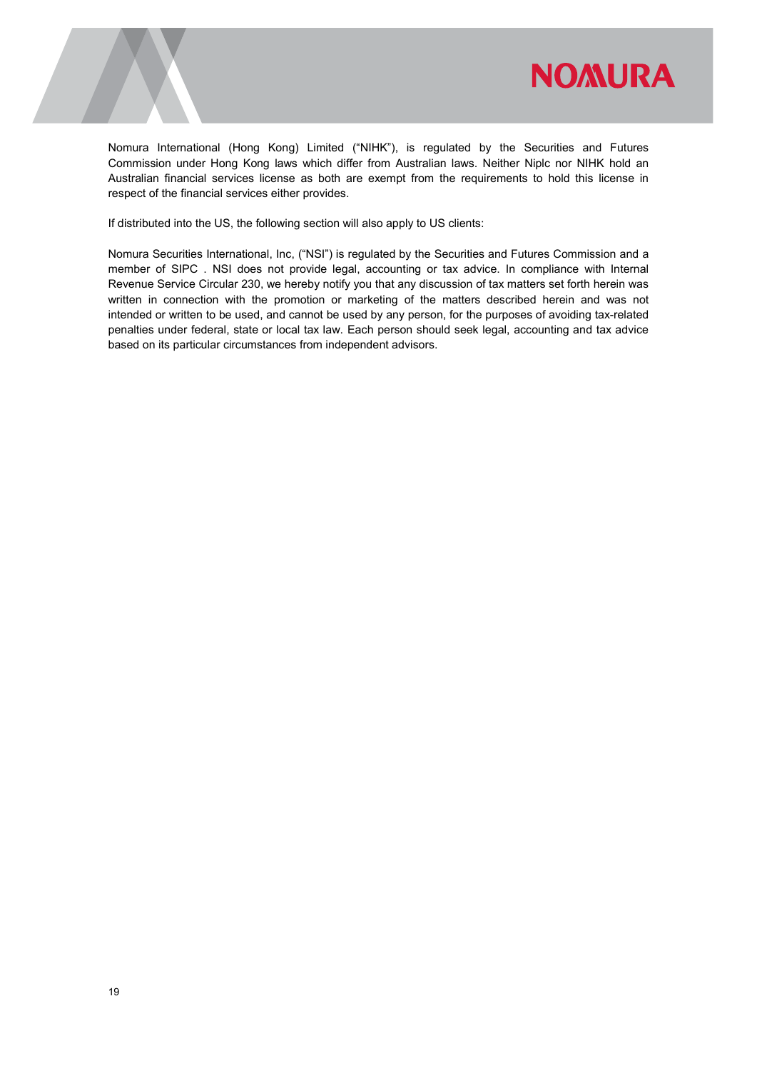Nomura International (Hong Kong) Limited ("NIHK"), is regulated by the Securities and Futures Commission under Hong Kong laws which differ from Australian laws. Neither Niplc nor NIHK hold an Australian financial services license as both are exempt from the requirements to hold this license in respect of the financial services either provides.

If distributed into the US, the following section will also apply to US clients:

Nomura Securities International, Inc, ("NSI") is regulated by the Securities and Futures Commission and a member of SIPC . NSI does not provide legal, accounting or tax advice. In compliance with Internal Revenue Service Circular 230, we hereby notify you that any discussion of tax matters set forth herein was written in connection with the promotion or marketing of the matters described herein and was not intended or written to be used, and cannot be used by any person, for the purposes of avoiding tax-related penalties under federal, state or local tax law. Each person should seek legal, accounting and tax advice based on its particular circumstances from independent advisors.